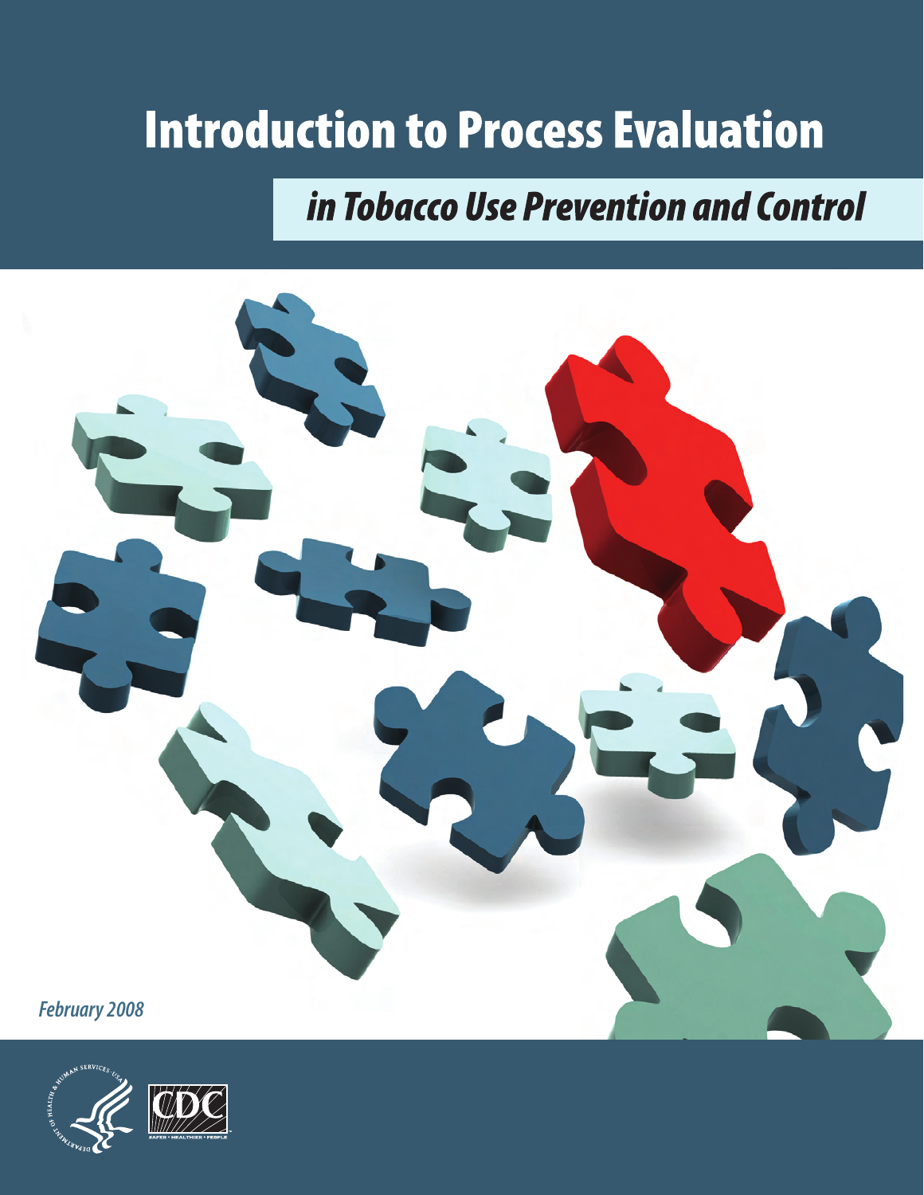# Introduction to Process Evaluation

## *in Tobacco Use Prevention and Control*

*February 2008*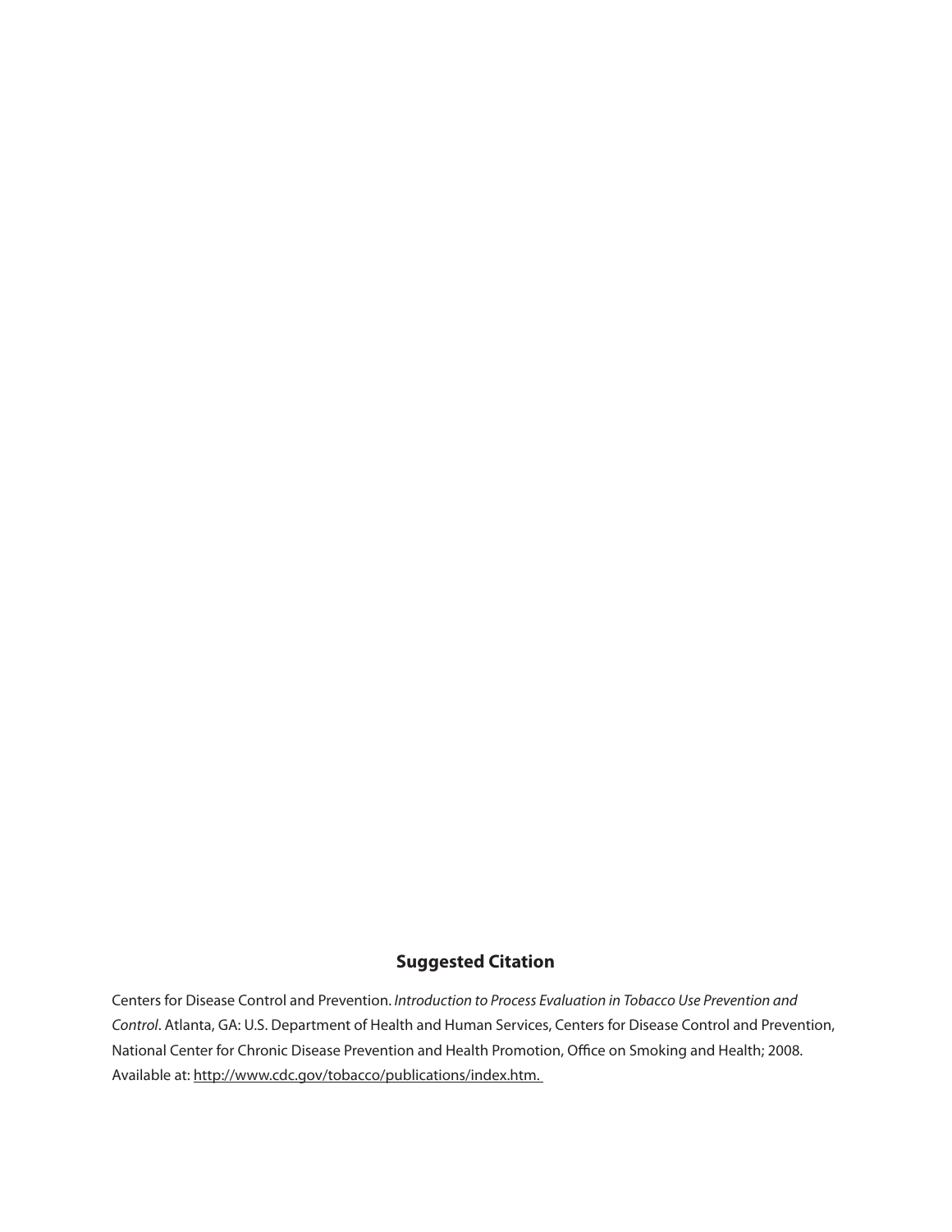## Suggested Citation

Centers for Disease Control and Prevention. *Introduction to Process Evaluation in Tobacco Use Prevention and Control*. Atlanta, GA: U.S. Department of Health and Human Services, Centers for Disease Control and Prevention, National Center for Chronic Disease Prevention and Health Promotion, Office on Smoking and Health; 2008. Available at: http://www.cdc.gov/tobacco/publications/index.htm.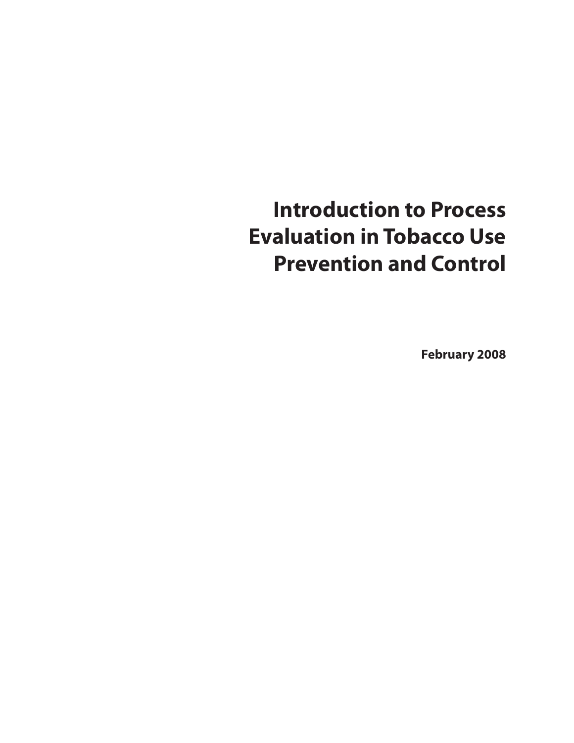# Introduction to Process Evaluation in Tobacco Use Prevention and Control

**February 2008**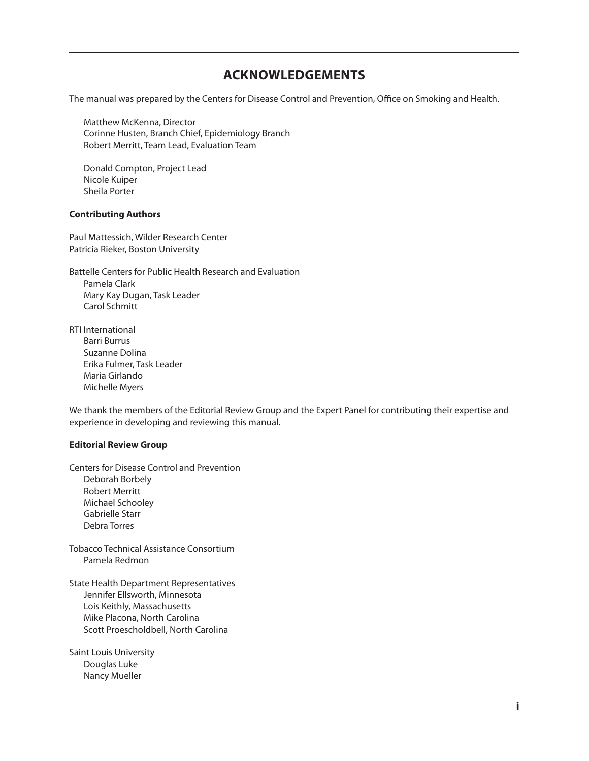# ACKNOWLEDGEMENTS

The manual was prepared by the Centers for Disease Control and Prevention, Office on Smoking and Health.

Matthew McKenna, Director
Corinne Husten, Branch Chief, Epidemiology Branch
Robert Merritt, Team Lead, Evaluation Team

Donald Compton, Project Lead
Nicole Kuiper
Sheila Porter

**Contributing Authors**

Paul Mattessich, Wilder Research Center
Patricia Rieker, Boston University

Battelle Centers for Public Health Research and Evaluation
Pamela Clark
Mary Kay Dugan, Task Leader
Carol Schmitt

RTI International
Barri Burrus
Suzanne Dolina
Erika Fulmer, Task Leader
Maria Girlando
Michelle Myers

We thank the members of the Editorial Review Group and the Expert Panel for contributing their expertise and experience in developing and reviewing this manual.

**Editorial Review Group**

Centers for Disease Control and Prevention
Deborah Borbely
Robert Merritt
Michael Schooley
Gabrielle Starr
Debra Torres

Tobacco Technical Assistance Consortium
Pamela Redmon

State Health Department Representatives
Jennifer Ellsworth, Minnesota
Lois Keithly, Massachusetts
Mike Placona, North Carolina
Scott Proescholdbell, North Carolina

Saint Louis University
Douglas Luke
Nancy Mueller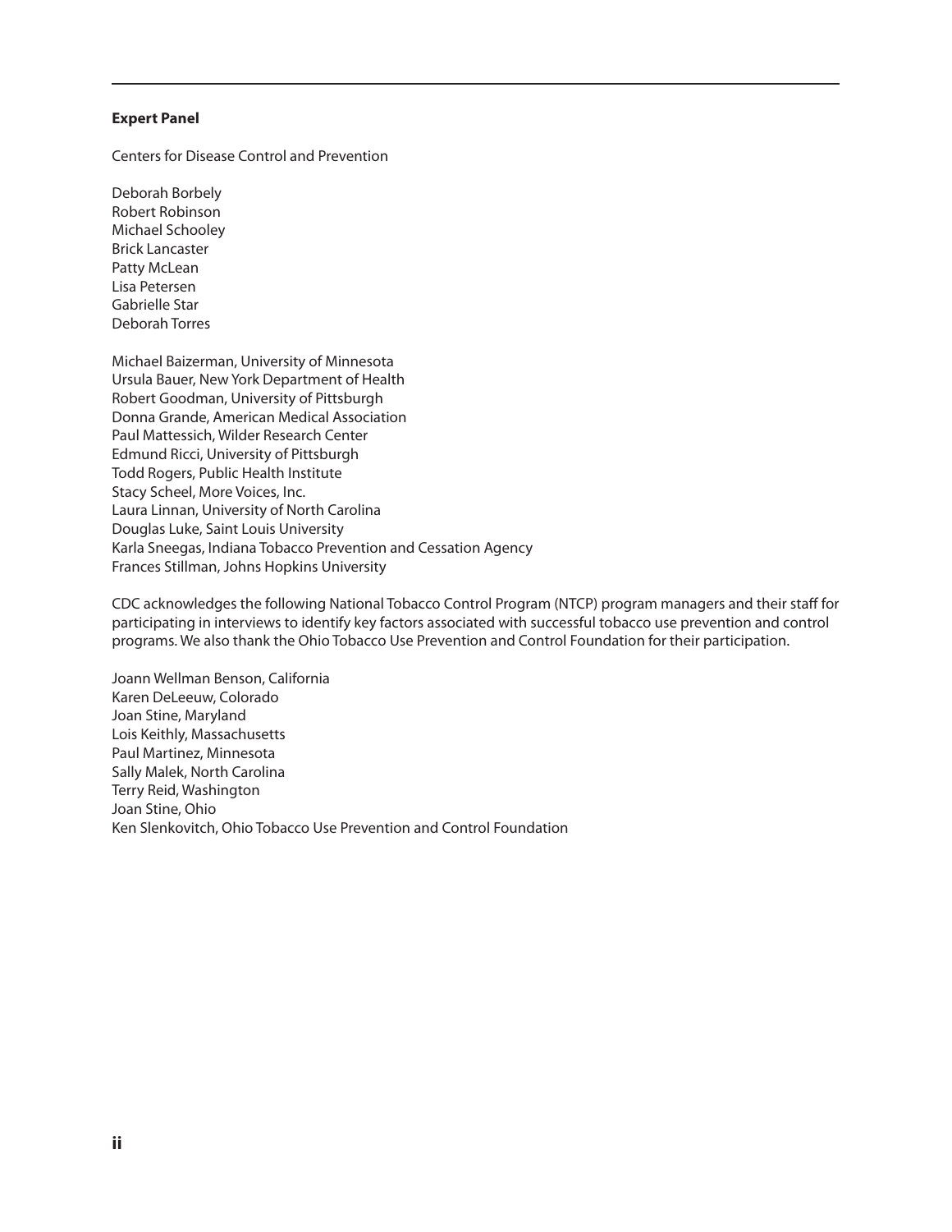**Expert Panel**

Centers for Disease Control and Prevention

Deborah Borbely
Robert Robinson
Michael Schooley
Brick Lancaster
Patty McLean
Lisa Petersen
Gabrielle Star
Deborah Torres

Michael Baizerman, University of Minnesota
Ursula Bauer, New York Department of Health
Robert Goodman, University of Pittsburgh
Donna Grande, American Medical Association
Paul Mattessich, Wilder Research Center
Edmund Ricci, University of Pittsburgh
Todd Rogers, Public Health Institute
Stacy Scheel, More Voices, Inc.
Laura Linnan, University of North Carolina
Douglas Luke, Saint Louis University
Karla Sneegas, Indiana Tobacco Prevention and Cessation Agency
Frances Stillman, Johns Hopkins University

CDC acknowledges the following National Tobacco Control Program (NTCP) program managers and their staff for participating in interviews to identify key factors associated with successful tobacco use prevention and control programs. We also thank the Ohio Tobacco Use Prevention and Control Foundation for their participation.

Joann Wellman Benson, California
Karen DeLeeuw, Colorado
Joan Stine, Maryland
Lois Keithly, Massachusetts
Paul Martinez, Minnesota
Sally Malek, North Carolina
Terry Reid, Washington
Joan Stine, Ohio
Ken Slenkovitch, Ohio Tobacco Use Prevention and Control Foundation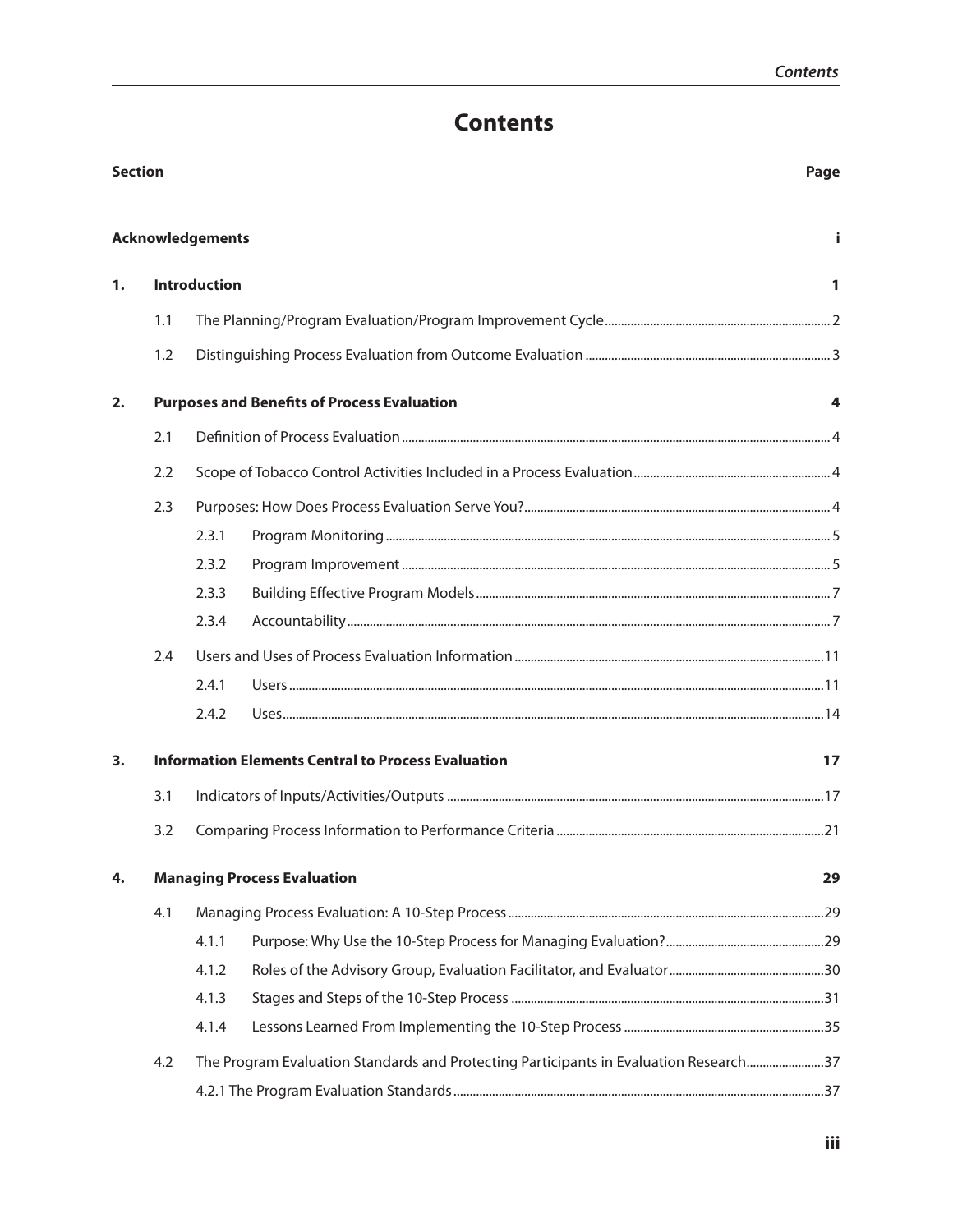# Contents

| Section | | | | Page |
|---|---|---|---|---|
| **Acknowledgements** | | | | **i** |
| **1.** | **Introduction** | | | **1** |
| | 1.1 | The Planning/Program Evaluation/Program Improvement Cycle | | 2 |
| | 1.2 | Distinguishing Process Evaluation from Outcome Evaluation | | 3 |
| **2.** | **Purposes and Benefits of Process Evaluation** | | | **4** |
| | 2.1 | Definition of Process Evaluation | | 4 |
| | 2.2 | Scope of Tobacco Control Activities Included in a Process Evaluation | | 4 |
| | 2.3 | Purposes: How Does Process Evaluation Serve You? | | 4 |
| | | 2.3.1 | Program Monitoring | 5 |
| | | 2.3.2 | Program Improvement | 5 |
| | | 2.3.3 | Building Effective Program Models | 7 |
| | | 2.3.4 | Accountability | 7 |
| | 2.4 | Users and Uses of Process Evaluation Information | | 11 |
| | | 2.4.1 | Users | 11 |
| | | 2.4.2 | Uses | 14 |
| **3.** | **Information Elements Central to Process Evaluation** | | | **17** |
| | 3.1 | Indicators of Inputs/Activities/Outputs | | 17 |
| | 3.2 | Comparing Process Information to Performance Criteria | | 21 |
| **4.** | **Managing Process Evaluation** | | | **29** |
| | 4.1 | Managing Process Evaluation: A 10-Step Process | | 29 |
| | | 4.1.1 | Purpose: Why Use the 10-Step Process for Managing Evaluation? | 29 |
| | | 4.1.2 | Roles of the Advisory Group, Evaluation Facilitator, and Evaluator | 30 |
| | | 4.1.3 | Stages and Steps of the 10-Step Process | 31 |
| | | 4.1.4 | Lessons Learned From Implementing the 10-Step Process | 35 |
| | 4.2 | The Program Evaluation Standards and Protecting Participants in Evaluation Research | | 37 |
| | | 4.2.1 The Program Evaluation Standards | | 37 |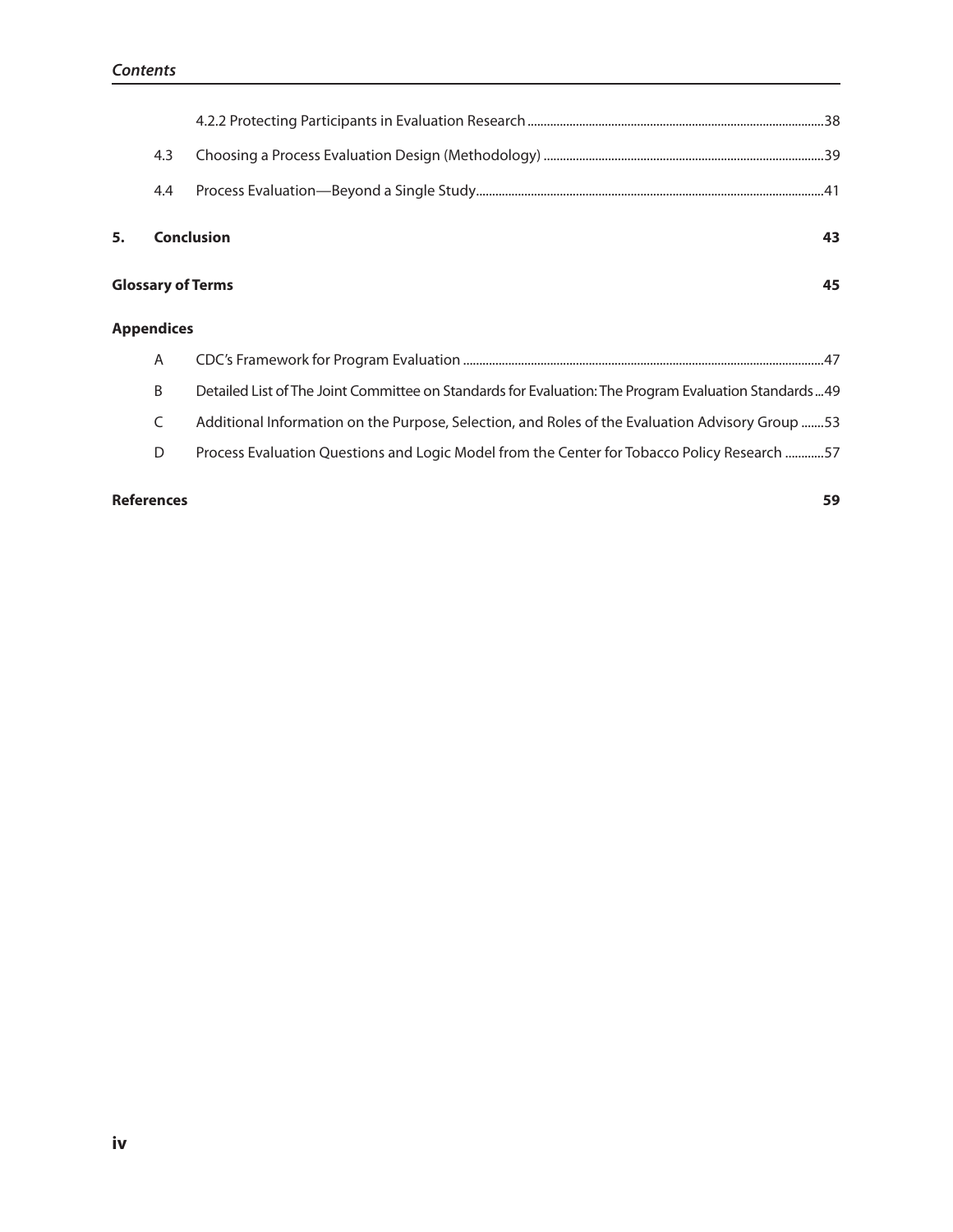4.2.2 Protecting Participants in Evaluation Research ....38

4.3 Choosing a Process Evaluation Design (Methodology) ....39

4.4 Process Evaluation—Beyond a Single Study....41

**5. Conclusion** **43**

**Glossary of Terms** **45**

**Appendices**

A CDC's Framework for Program Evaluation ....47

B Detailed List of The Joint Committee on Standards for Evaluation: The Program Evaluation Standards...49

C Additional Information on the Purpose, Selection, and Roles of the Evaluation Advisory Group ....53

D Process Evaluation Questions and Logic Model from the Center for Tobacco Policy Research ....57

**References** **59**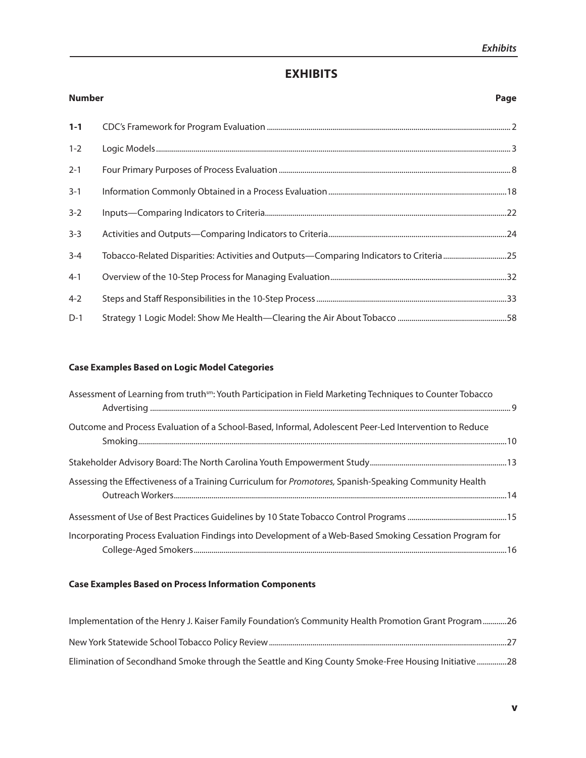# EXHIBITS

| Number | | Page |
|---|---|---|
| **1-1** | CDC's Framework for Program Evaluation | 2 |
| 1-2 | Logic Models | 3 |
| 2-1 | Four Primary Purposes of Process Evaluation | 8 |
| 3-1 | Information Commonly Obtained in a Process Evaluation | 18 |
| 3-2 | Inputs—Comparing Indicators to Criteria | 22 |
| 3-3 | Activities and Outputs—Comparing Indicators to Criteria | 24 |
| 3-4 | Tobacco-Related Disparities: Activities and Outputs—Comparing Indicators to Criteria | 25 |
| 4-1 | Overview of the 10-Step Process for Managing Evaluation | 32 |
| 4-2 | Steps and Staff Responsibilities in the 10-Step Process | 33 |
| D-1 | Strategy 1 Logic Model: Show Me Health—Clearing the Air About Tobacco | 58 |

### Case Examples Based on Logic Model Categories

| Title | Page |
|---|---|
| Assessment of Learning from truth[sm]: Youth Participation in Field Marketing Techniques to Counter Tobacco Advertising | 9 |
| Outcome and Process Evaluation of a School-Based, Informal, Adolescent Peer-Led Intervention to Reduce Smoking | 10 |
| Stakeholder Advisory Board: The North Carolina Youth Empowerment Study | 13 |
| Assessing the Effectiveness of a Training Curriculum for *Promotores,* Spanish-Speaking Community Health Outreach Workers | 14 |
| Assessment of Use of Best Practices Guidelines by 10 State Tobacco Control Programs | 15 |
| Incorporating Process Evaluation Findings into Development of a Web-Based Smoking Cessation Program for College-Aged Smokers | 16 |

### Case Examples Based on Process Information Components

| Title | Page |
|---|---|
| Implementation of the Henry J. Kaiser Family Foundation's Community Health Promotion Grant Program | 26 |
| New York Statewide School Tobacco Policy Review | 27 |
| Elimination of Secondhand Smoke through the Seattle and King County Smoke-Free Housing Initiative | 28 |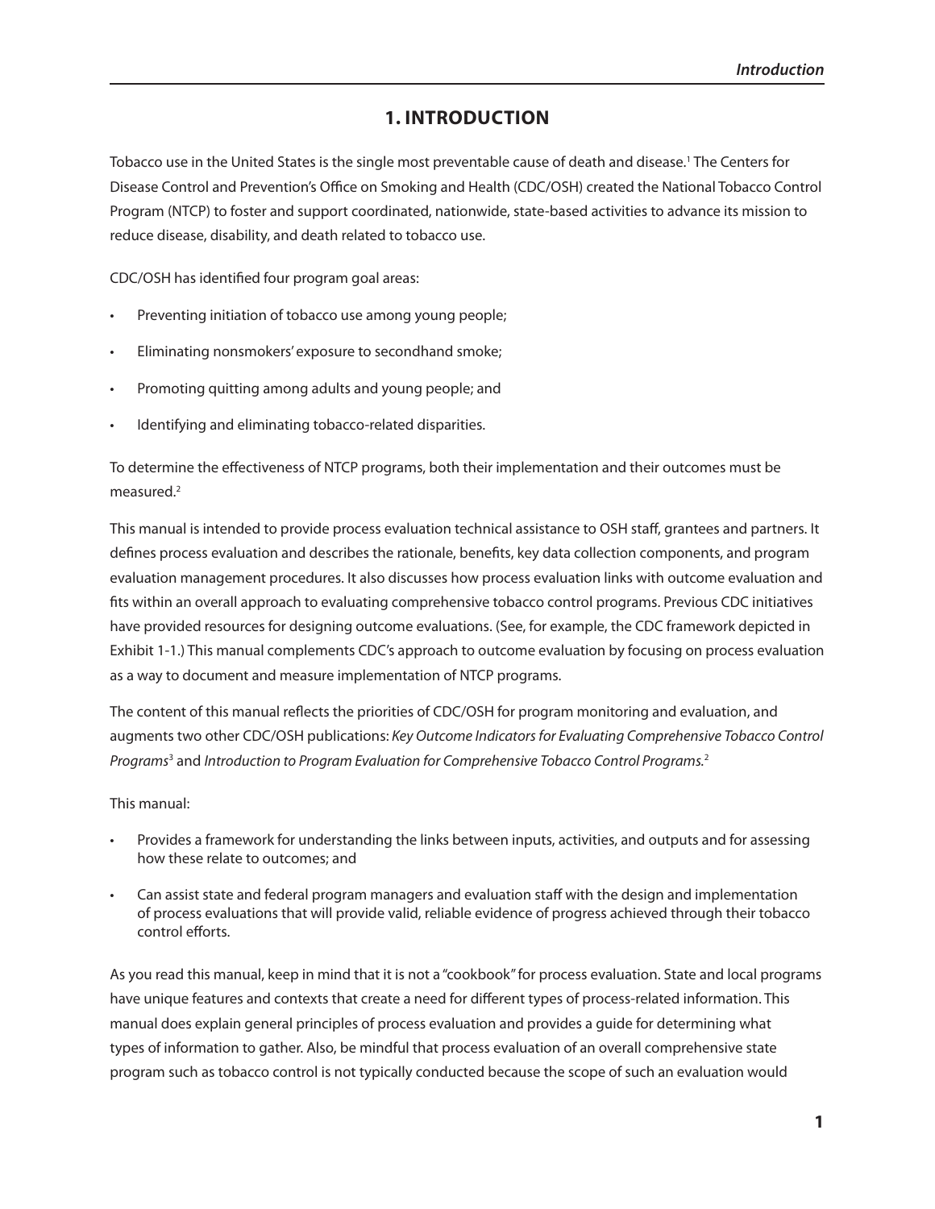# 1. INTRODUCTION

Tobacco use in the United States is the single most preventable cause of death and disease.[1] The Centers for Disease Control and Prevention's Office on Smoking and Health (CDC/OSH) created the National Tobacco Control Program (NTCP) to foster and support coordinated, nationwide, state-based activities to advance its mission to reduce disease, disability, and death related to tobacco use.

CDC/OSH has identified four program goal areas:

- Preventing initiation of tobacco use among young people;
- Eliminating nonsmokers' exposure to secondhand smoke;
- Promoting quitting among adults and young people; and
- Identifying and eliminating tobacco-related disparities.

To determine the effectiveness of NTCP programs, both their implementation and their outcomes must be measured.[2]

This manual is intended to provide process evaluation technical assistance to OSH staff, grantees and partners. It defines process evaluation and describes the rationale, benefits, key data collection components, and program evaluation management procedures. It also discusses how process evaluation links with outcome evaluation and fits within an overall approach to evaluating comprehensive tobacco control programs. Previous CDC initiatives have provided resources for designing outcome evaluations. (See, for example, the CDC framework depicted in Exhibit 1-1.) This manual complements CDC's approach to outcome evaluation by focusing on process evaluation as a way to document and measure implementation of NTCP programs.

The content of this manual reflects the priorities of CDC/OSH for program monitoring and evaluation, and augments two other CDC/OSH publications: *Key Outcome Indicators for Evaluating Comprehensive Tobacco Control Programs*[3] and *Introduction to Program Evaluation for Comprehensive Tobacco Control Programs.*[2]

This manual:

- Provides a framework for understanding the links between inputs, activities, and outputs and for assessing how these relate to outcomes; and
- Can assist state and federal program managers and evaluation staff with the design and implementation of process evaluations that will provide valid, reliable evidence of progress achieved through their tobacco control efforts.

As you read this manual, keep in mind that it is not a "cookbook" for process evaluation. State and local programs have unique features and contexts that create a need for different types of process-related information. This manual does explain general principles of process evaluation and provides a guide for determining what types of information to gather. Also, be mindful that process evaluation of an overall comprehensive state program such as tobacco control is not typically conducted because the scope of such an evaluation would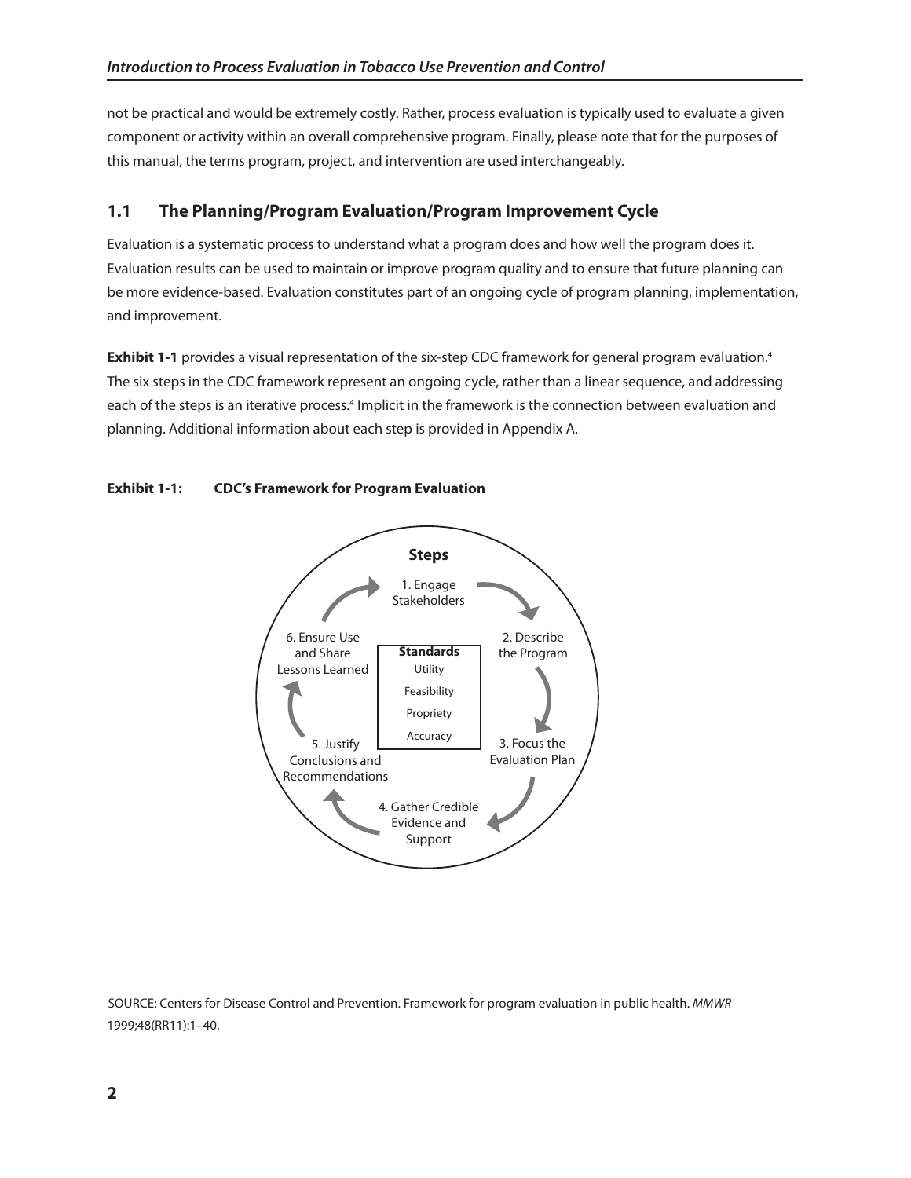not be practical and would be extremely costly. Rather, process evaluation is typically used to evaluate a given component or activity within an overall comprehensive program. Finally, please note that for the purposes of this manual, the terms program, project, and intervention are used interchangeably.

## 1.1 The Planning/Program Evaluation/Program Improvement Cycle

Evaluation is a systematic process to understand what a program does and how well the program does it. Evaluation results can be used to maintain or improve program quality and to ensure that future planning can be more evidence-based. Evaluation constitutes part of an ongoing cycle of program planning, implementation, and improvement.

**Exhibit 1-1** provides a visual representation of the six-step CDC framework for general program evaluation.[4] The six steps in the CDC framework represent an ongoing cycle, rather than a linear sequence, and addressing each of the steps is an iterative process.[4] Implicit in the framework is the connection between evaluation and planning. Additional information about each step is provided in Appendix A.

**Exhibit 1-1: CDC's Framework for Program Evaluation**

**Steps**

1. Engage Stakeholders
2. Describe the Program
3. Focus the Evaluation Plan
4. Gather Credible Evidence and Support
5. Justify Conclusions and Recommendations
6. Ensure Use and Share Lessons Learned

**Standards**

Utility

Feasibility

Propriety

Accuracy

SOURCE: Centers for Disease Control and Prevention. Framework for program evaluation in public health. *MMWR* 1999;48(RR11):1–40.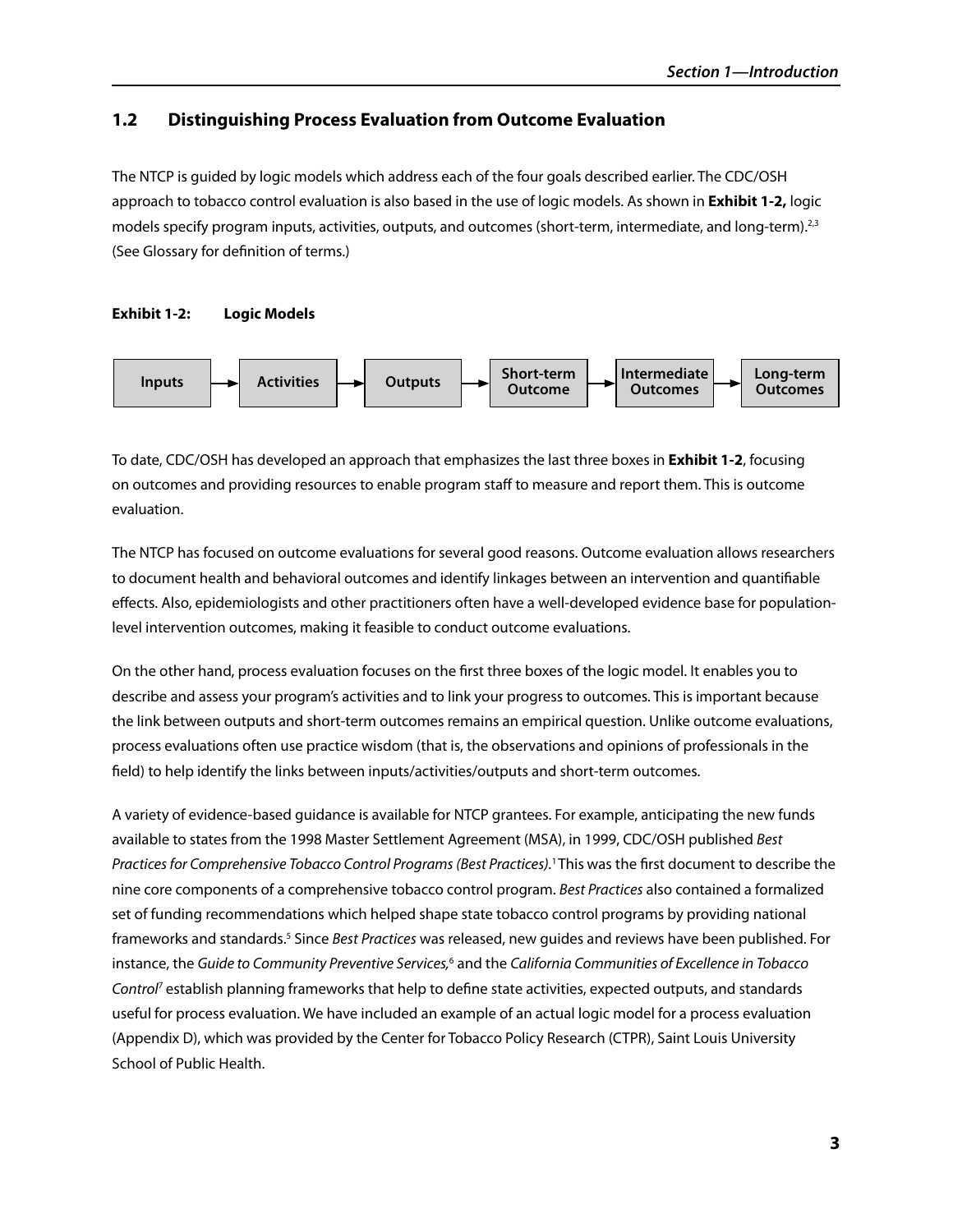## 1.2 Distinguishing Process Evaluation from Outcome Evaluation

The NTCP is guided by logic models which address each of the four goals described earlier. The CDC/OSH approach to tobacco control evaluation is also based in the use of logic models. As shown in **Exhibit 1-2,** logic models specify program inputs, activities, outputs, and outcomes (short-term, intermediate, and long-term).[2,3] (See Glossary for definition of terms.)

**Exhibit 1-2: Logic Models**

Inputs → Activities → Outputs → Short-term Outcome → Intermediate Outcomes → Long-term Outcomes

To date, CDC/OSH has developed an approach that emphasizes the last three boxes in **Exhibit 1-2**, focusing on outcomes and providing resources to enable program staff to measure and report them. This is outcome evaluation.

The NTCP has focused on outcome evaluations for several good reasons. Outcome evaluation allows researchers to document health and behavioral outcomes and identify linkages between an intervention and quantifiable effects. Also, epidemiologists and other practitioners often have a well-developed evidence base for population-level intervention outcomes, making it feasible to conduct outcome evaluations.

On the other hand, process evaluation focuses on the first three boxes of the logic model. It enables you to describe and assess your program's activities and to link your progress to outcomes. This is important because the link between outputs and short-term outcomes remains an empirical question. Unlike outcome evaluations, process evaluations often use practice wisdom (that is, the observations and opinions of professionals in the field) to help identify the links between inputs/activities/outputs and short-term outcomes.

A variety of evidence-based guidance is available for NTCP grantees. For example, anticipating the new funds available to states from the 1998 Master Settlement Agreement (MSA), in 1999, CDC/OSH published *Best Practices for Comprehensive Tobacco Control Programs (Best Practices)*.[1] This was the first document to describe the nine core components of a comprehensive tobacco control program. *Best Practices* also contained a formalized set of funding recommendations which helped shape state tobacco control programs by providing national frameworks and standards.[5] Since *Best Practices* was released, new guides and reviews have been published. For instance, the *Guide to Community Preventive Services,*[6] and the *California Communities of Excellence in Tobacco Control*[7] establish planning frameworks that help to define state activities, expected outputs, and standards useful for process evaluation. We have included an example of an actual logic model for a process evaluation (Appendix D), which was provided by the Center for Tobacco Policy Research (CTPR), Saint Louis University School of Public Health.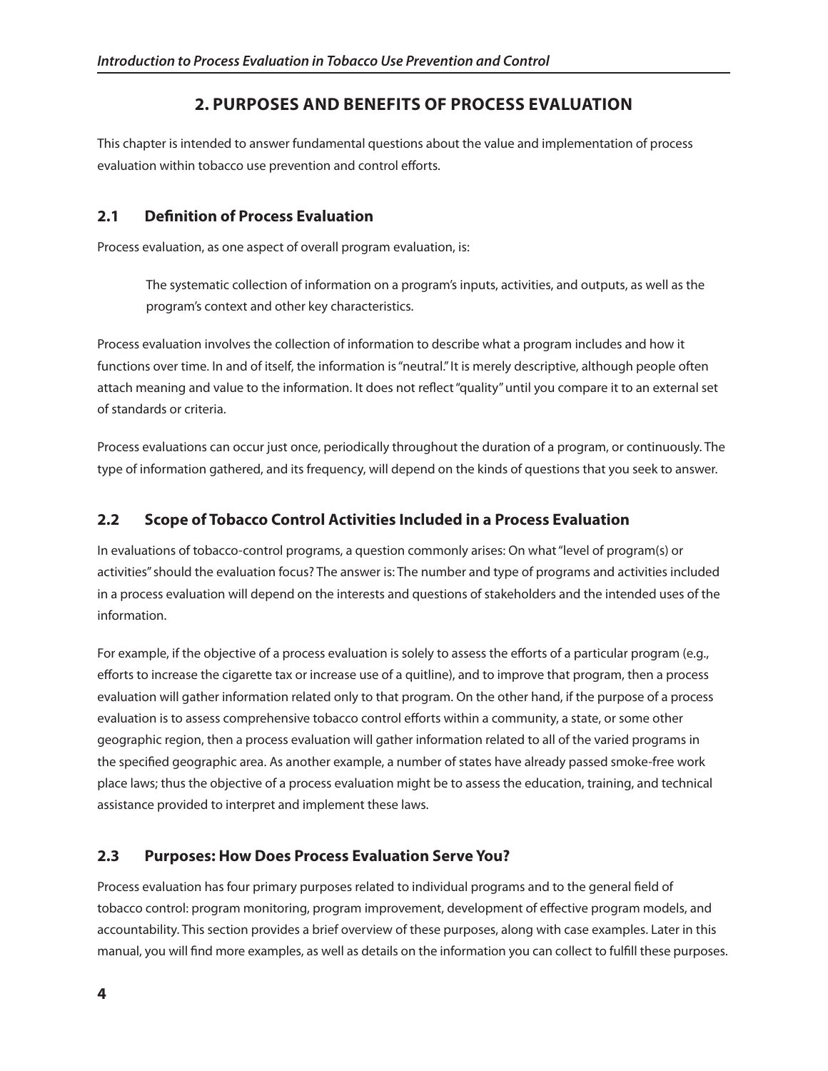## 2. PURPOSES AND BENEFITS OF PROCESS EVALUATION

This chapter is intended to answer fundamental questions about the value and implementation of process evaluation within tobacco use prevention and control efforts.

### 2.1 Definition of Process Evaluation

Process evaluation, as one aspect of overall program evaluation, is:

> The systematic collection of information on a program's inputs, activities, and outputs, as well as the program's context and other key characteristics.

Process evaluation involves the collection of information to describe what a program includes and how it functions over time. In and of itself, the information is "neutral." It is merely descriptive, although people often attach meaning and value to the information. It does not reflect "quality" until you compare it to an external set of standards or criteria.

Process evaluations can occur just once, periodically throughout the duration of a program, or continuously. The type of information gathered, and its frequency, will depend on the kinds of questions that you seek to answer.

### 2.2 Scope of Tobacco Control Activities Included in a Process Evaluation

In evaluations of tobacco-control programs, a question commonly arises: On what "level of program(s) or activities" should the evaluation focus? The answer is: The number and type of programs and activities included in a process evaluation will depend on the interests and questions of stakeholders and the intended uses of the information.

For example, if the objective of a process evaluation is solely to assess the efforts of a particular program (e.g., efforts to increase the cigarette tax or increase use of a quitline), and to improve that program, then a process evaluation will gather information related only to that program. On the other hand, if the purpose of a process evaluation is to assess comprehensive tobacco control efforts within a community, a state, or some other geographic region, then a process evaluation will gather information related to all of the varied programs in the specified geographic area. As another example, a number of states have already passed smoke-free work place laws; thus the objective of a process evaluation might be to assess the education, training, and technical assistance provided to interpret and implement these laws.

### 2.3 Purposes: How Does Process Evaluation Serve You?

Process evaluation has four primary purposes related to individual programs and to the general field of tobacco control: program monitoring, program improvement, development of effective program models, and accountability. This section provides a brief overview of these purposes, along with case examples. Later in this manual, you will find more examples, as well as details on the information you can collect to fulfill these purposes.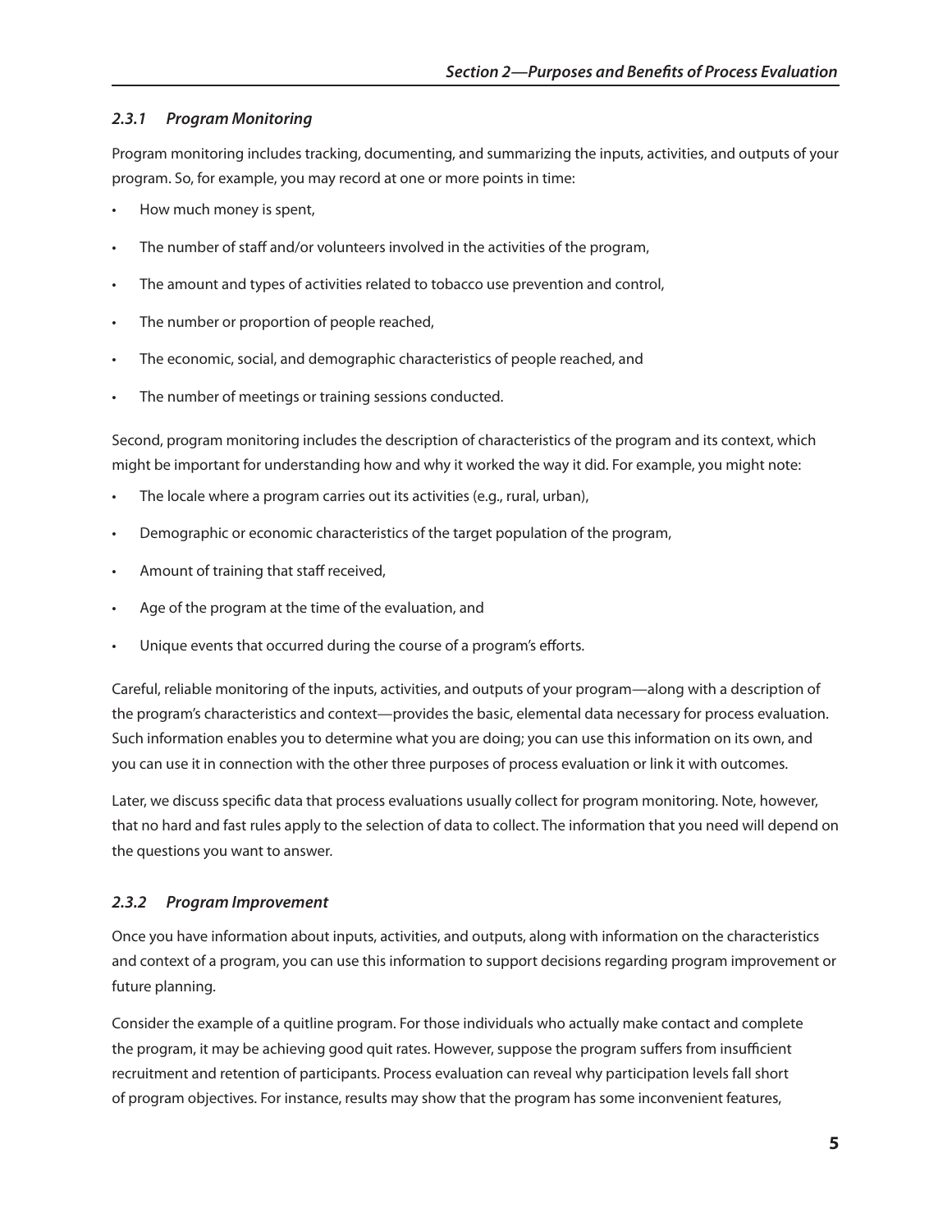### *2.3.1 Program Monitoring*

Program monitoring includes tracking, documenting, and summarizing the inputs, activities, and outputs of your program. So, for example, you may record at one or more points in time:

- How much money is spent,
- The number of staff and/or volunteers involved in the activities of the program,
- The amount and types of activities related to tobacco use prevention and control,
- The number or proportion of people reached,
- The economic, social, and demographic characteristics of people reached, and
- The number of meetings or training sessions conducted.

Second, program monitoring includes the description of characteristics of the program and its context, which might be important for understanding how and why it worked the way it did. For example, you might note:

- The locale where a program carries out its activities (e.g., rural, urban),
- Demographic or economic characteristics of the target population of the program,
- Amount of training that staff received,
- Age of the program at the time of the evaluation, and
- Unique events that occurred during the course of a program's efforts.

Careful, reliable monitoring of the inputs, activities, and outputs of your program—along with a description of the program's characteristics and context—provides the basic, elemental data necessary for process evaluation. Such information enables you to determine what you are doing; you can use this information on its own, and you can use it in connection with the other three purposes of process evaluation or link it with outcomes.

Later, we discuss specific data that process evaluations usually collect for program monitoring. Note, however, that no hard and fast rules apply to the selection of data to collect. The information that you need will depend on the questions you want to answer.

### *2.3.2 Program Improvement*

Once you have information about inputs, activities, and outputs, along with information on the characteristics and context of a program, you can use this information to support decisions regarding program improvement or future planning.

Consider the example of a quitline program. For those individuals who actually make contact and complete the program, it may be achieving good quit rates. However, suppose the program suffers from insufficient recruitment and retention of participants. Process evaluation can reveal why participation levels fall short of program objectives. For instance, results may show that the program has some inconvenient features,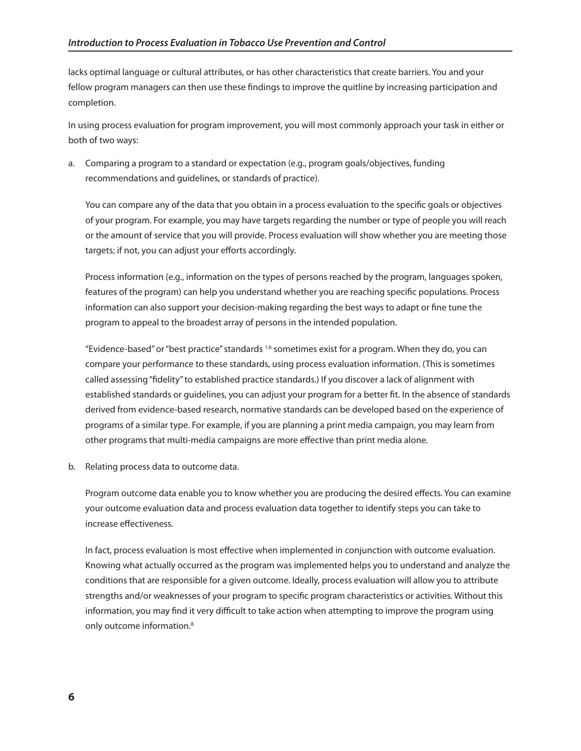lacks optimal language or cultural attributes, or has other characteristics that create barriers. You and your fellow program managers can then use these findings to improve the quitline by increasing participation and completion.

In using process evaluation for program improvement, you will most commonly approach your task in either or both of two ways:

a. Comparing a program to a standard or expectation (e.g., program goals/objectives, funding recommendations and guidelines, or standards of practice).

   You can compare any of the data that you obtain in a process evaluation to the specific goals or objectives of your program. For example, you may have targets regarding the number or type of people you will reach or the amount of service that you will provide. Process evaluation will show whether you are meeting those targets; if not, you can adjust your efforts accordingly.

   Process information (e.g., information on the types of persons reached by the program, languages spoken, features of the program) can help you understand whether you are reaching specific populations. Process information can also support your decision-making regarding the best ways to adapt or fine tune the program to appeal to the broadest array of persons in the intended population.

   "Evidence-based" or "best practice" standards [1,6] sometimes exist for a program. When they do, you can compare your performance to these standards, using process evaluation information. (This is sometimes called assessing "fidelity" to established practice standards.) If you discover a lack of alignment with established standards or guidelines, you can adjust your program for a better fit. In the absence of standards derived from evidence-based research, normative standards can be developed based on the experience of programs of a similar type. For example, if you are planning a print media campaign, you may learn from other programs that multi-media campaigns are more effective than print media alone.

b. Relating process data to outcome data.

   Program outcome data enable you to know whether you are producing the desired effects. You can examine your outcome evaluation data and process evaluation data together to identify steps you can take to increase effectiveness.

   In fact, process evaluation is most effective when implemented in conjunction with outcome evaluation. Knowing what actually occurred as the program was implemented helps you to understand and analyze the conditions that are responsible for a given outcome. Ideally, process evaluation will allow you to attribute strengths and/or weaknesses of your program to specific program characteristics or activities. Without this information, you may find it very difficult to take action when attempting to improve the program using only outcome information.[8]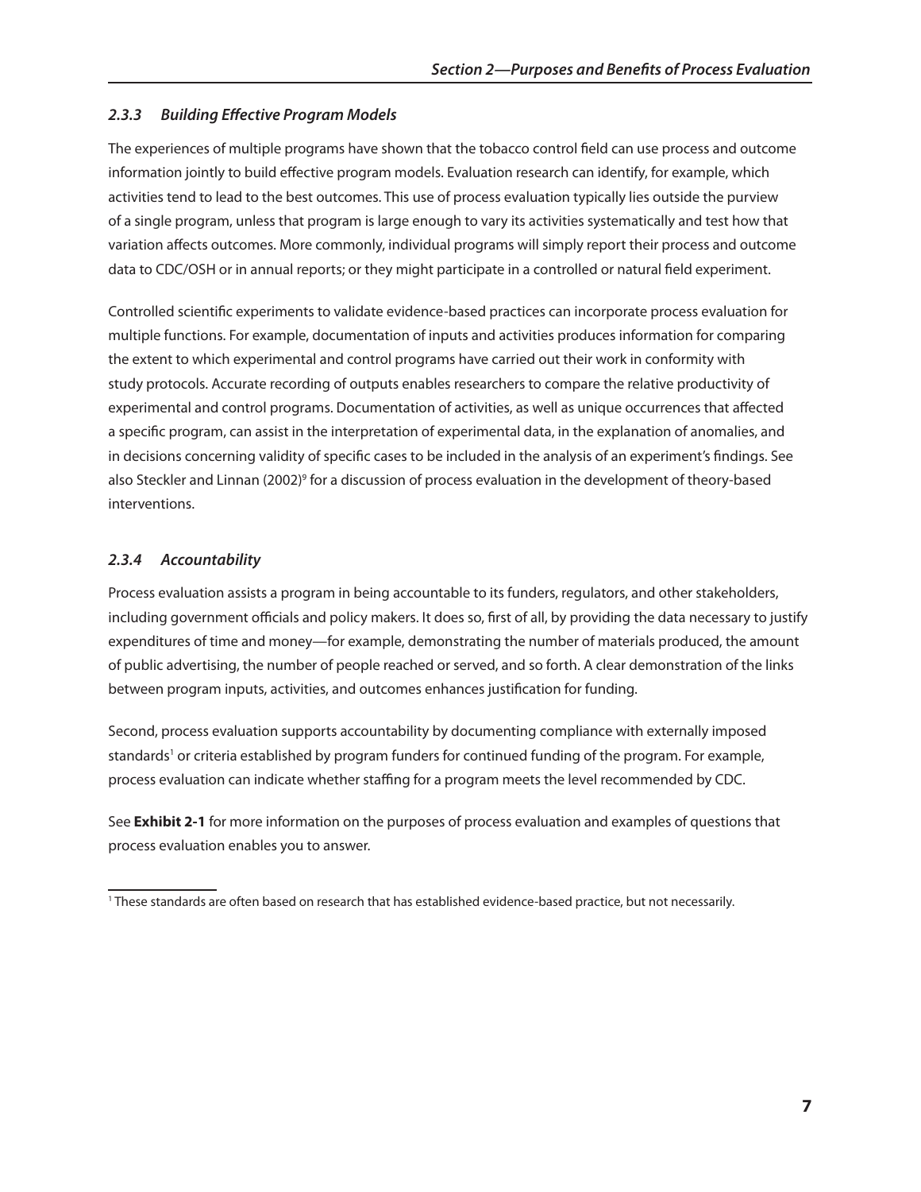### *2.3.3 Building Effective Program Models*

The experiences of multiple programs have shown that the tobacco control field can use process and outcome information jointly to build effective program models. Evaluation research can identify, for example, which activities tend to lead to the best outcomes. This use of process evaluation typically lies outside the purview of a single program, unless that program is large enough to vary its activities systematically and test how that variation affects outcomes. More commonly, individual programs will simply report their process and outcome data to CDC/OSH or in annual reports; or they might participate in a controlled or natural field experiment.

Controlled scientific experiments to validate evidence-based practices can incorporate process evaluation for multiple functions. For example, documentation of inputs and activities produces information for comparing the extent to which experimental and control programs have carried out their work in conformity with study protocols. Accurate recording of outputs enables researchers to compare the relative productivity of experimental and control programs. Documentation of activities, as well as unique occurrences that affected a specific program, can assist in the interpretation of experimental data, in the explanation of anomalies, and in decisions concerning validity of specific cases to be included in the analysis of an experiment's findings. See also Steckler and Linnan (2002)[9] for a discussion of process evaluation in the development of theory-based interventions.

### *2.3.4 Accountability*

Process evaluation assists a program in being accountable to its funders, regulators, and other stakeholders, including government officials and policy makers. It does so, first of all, by providing the data necessary to justify expenditures of time and money—for example, demonstrating the number of materials produced, the amount of public advertising, the number of people reached or served, and so forth. A clear demonstration of the links between program inputs, activities, and outcomes enhances justification for funding.

Second, process evaluation supports accountability by documenting compliance with externally imposed standards[1] or criteria established by program funders for continued funding of the program. For example, process evaluation can indicate whether staffing for a program meets the level recommended by CDC.

See **Exhibit 2-1** for more information on the purposes of process evaluation and examples of questions that process evaluation enables you to answer.

[1] These standards are often based on research that has established evidence-based practice, but not necessarily.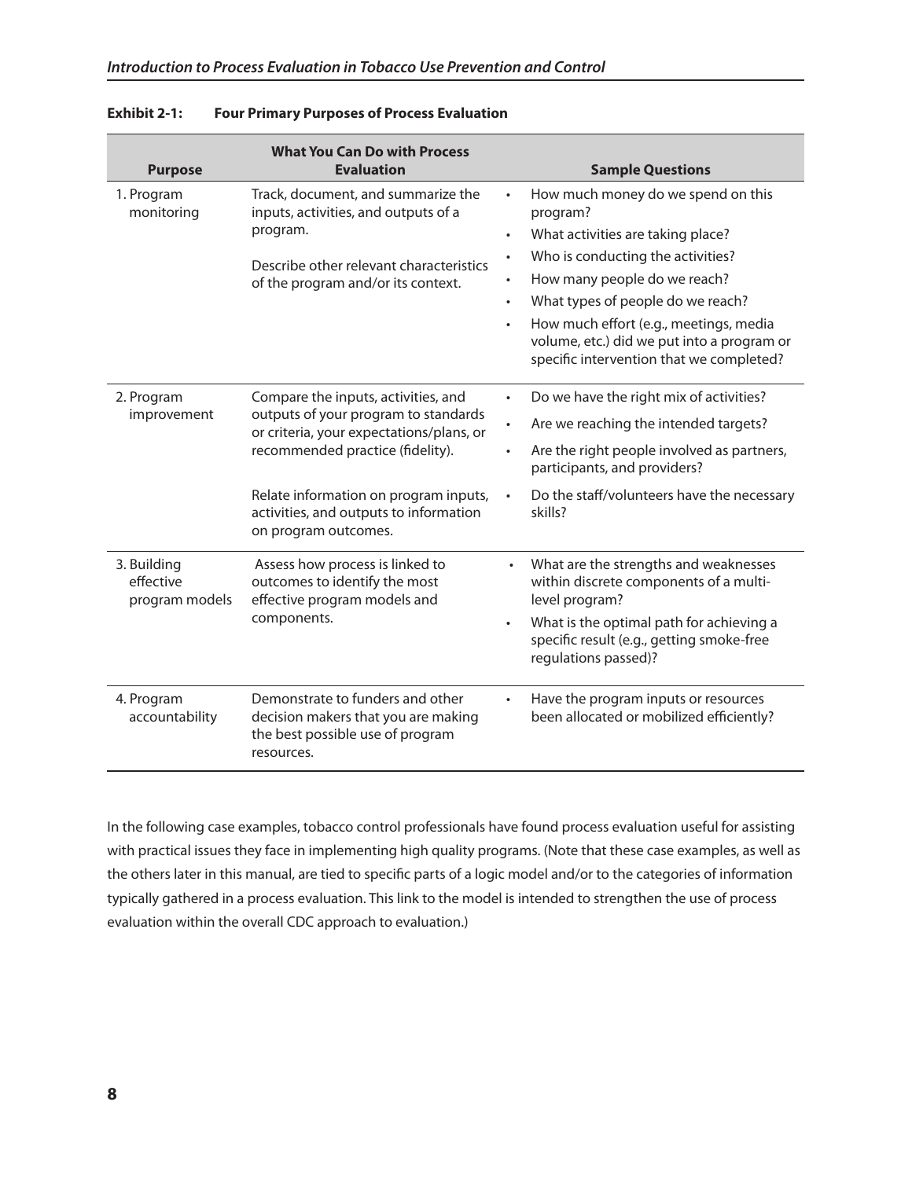**Exhibit 2-1: Four Primary Purposes of Process Evaluation**

| Purpose | What You Can Do with Process Evaluation | Sample Questions |
|---|---|---|
| 1. Program monitoring | Track, document, and summarize the inputs, activities, and outputs of a program.<br><br>Describe other relevant characteristics of the program and/or its context. | • How much money do we spend on this program?<br>• What activities are taking place?<br>• Who is conducting the activities?<br>• How many people do we reach?<br>• What types of people do we reach?<br>• How much effort (e.g., meetings, media volume, etc.) did we put into a program or specific intervention that we completed? |
| 2. Program improvement | Compare the inputs, activities, and outputs of your program to standards or criteria, your expectations/plans, or recommended practice (fidelity).<br><br>Relate information on program inputs, activities, and outputs to information on program outcomes. | • Do we have the right mix of activities?<br>• Are we reaching the intended targets?<br>• Are the right people involved as partners, participants, and providers?<br>• Do the staff/volunteers have the necessary skills? |
| 3. Building effective program models | Assess how process is linked to outcomes to identify the most effective program models and components. | • What are the strengths and weaknesses within discrete components of a multi-level program?<br>• What is the optimal path for achieving a specific result (e.g., getting smoke-free regulations passed)? |
| 4. Program accountability | Demonstrate to funders and other decision makers that you are making the best possible use of program resources. | • Have the program inputs or resources been allocated or mobilized efficiently? |

In the following case examples, tobacco control professionals have found process evaluation useful for assisting with practical issues they face in implementing high quality programs. (Note that these case examples, as well as the others later in this manual, are tied to specific parts of a logic model and/or to the categories of information typically gathered in a process evaluation. This link to the model is intended to strengthen the use of process evaluation within the overall CDC approach to evaluation.)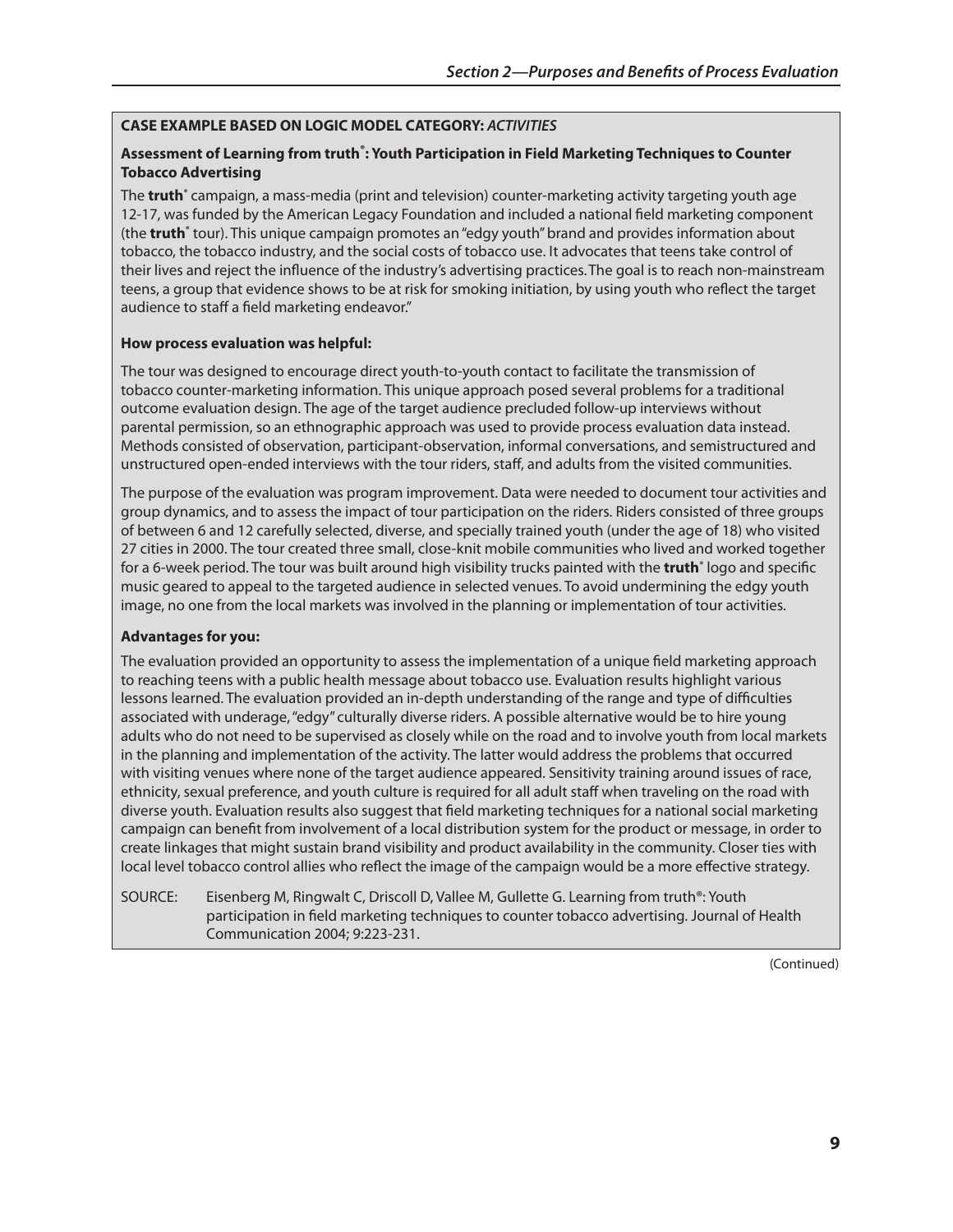**CASE EXAMPLE BASED ON LOGIC MODEL CATEGORY:** ***ACTIVITIES***

**Assessment of Learning from truth®: Youth Participation in Field Marketing Techniques to Counter Tobacco Advertising**

The **truth®** campaign, a mass-media (print and television) counter-marketing activity targeting youth age 12-17, was funded by the American Legacy Foundation and included a national field marketing component (the **truth®** tour). This unique campaign promotes an "edgy youth" brand and provides information about tobacco, the tobacco industry, and the social costs of tobacco use. It advocates that teens take control of their lives and reject the influence of the industry's advertising practices. The goal is to reach non-mainstream teens, a group that evidence shows to be at risk for smoking initiation, by using youth who reflect the target audience to staff a field marketing endeavor."

**How process evaluation was helpful:**

The tour was designed to encourage direct youth-to-youth contact to facilitate the transmission of tobacco counter-marketing information. This unique approach posed several problems for a traditional outcome evaluation design. The age of the target audience precluded follow-up interviews without parental permission, so an ethnographic approach was used to provide process evaluation data instead. Methods consisted of observation, participant-observation, informal conversations, and semistructured and unstructured open-ended interviews with the tour riders, staff, and adults from the visited communities.

The purpose of the evaluation was program improvement. Data were needed to document tour activities and group dynamics, and to assess the impact of tour participation on the riders. Riders consisted of three groups of between 6 and 12 carefully selected, diverse, and specially trained youth (under the age of 18) who visited 27 cities in 2000. The tour created three small, close-knit mobile communities who lived and worked together for a 6-week period. The tour was built around high visibility trucks painted with the **truth®** logo and specific music geared to appeal to the targeted audience in selected venues. To avoid undermining the edgy youth image, no one from the local markets was involved in the planning or implementation of tour activities.

**Advantages for you:**

The evaluation provided an opportunity to assess the implementation of a unique field marketing approach to reaching teens with a public health message about tobacco use. Evaluation results highlight various lessons learned. The evaluation provided an in-depth understanding of the range and type of difficulties associated with underage, "edgy" culturally diverse riders. A possible alternative would be to hire young adults who do not need to be supervised as closely while on the road and to involve youth from local markets in the planning and implementation of the activity. The latter would address the problems that occurred with visiting venues where none of the target audience appeared. Sensitivity training around issues of race, ethnicity, sexual preference, and youth culture is required for all adult staff when traveling on the road with diverse youth. Evaluation results also suggest that field marketing techniques for a national social marketing campaign can benefit from involvement of a local distribution system for the product or message, in order to create linkages that might sustain brand visibility and product availability in the community. Closer ties with local level tobacco control allies who reflect the image of the campaign would be a more effective strategy.

SOURCE: Eisenberg M, Ringwalt C, Driscoll D, Vallee M, Gullette G. Learning from truth®: Youth participation in field marketing techniques to counter tobacco advertising. Journal of Health Communication 2004; 9:223-231.

(Continued)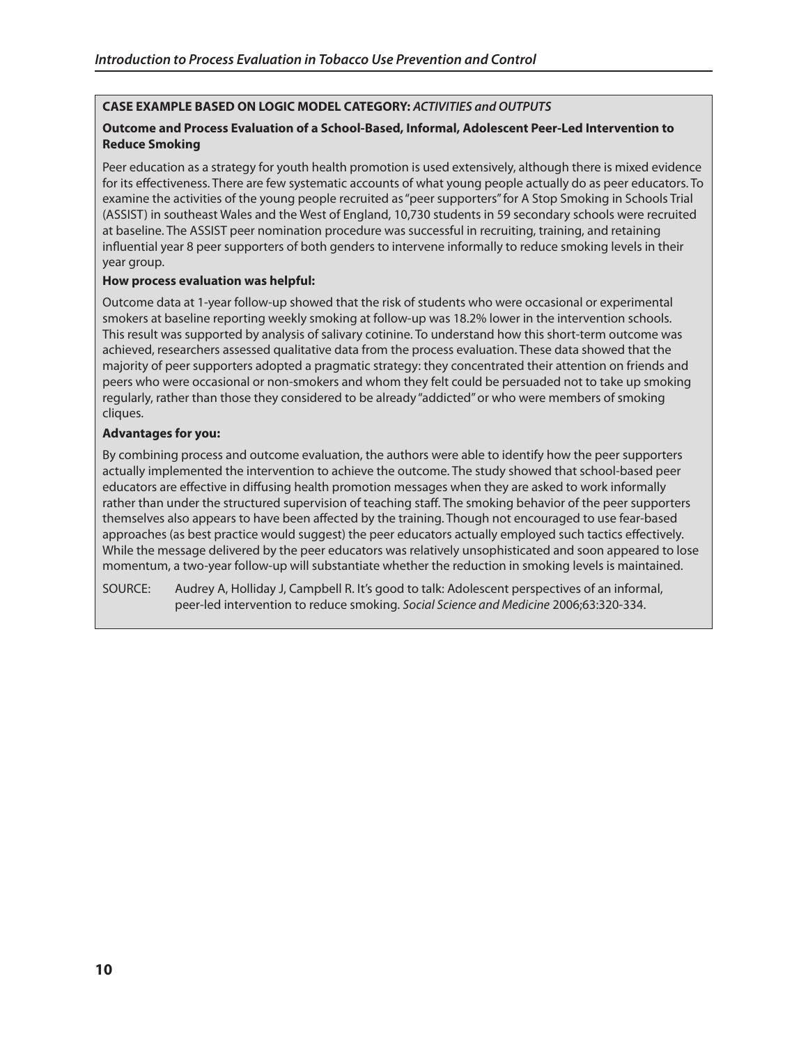**CASE EXAMPLE BASED ON LOGIC MODEL CATEGORY:** ***ACTIVITIES and OUTPUTS***

**Outcome and Process Evaluation of a School-Based, Informal, Adolescent Peer-Led Intervention to Reduce Smoking**

Peer education as a strategy for youth health promotion is used extensively, although there is mixed evidence for its effectiveness. There are few systematic accounts of what young people actually do as peer educators. To examine the activities of the young people recruited as "peer supporters" for A Stop Smoking in Schools Trial (ASSIST) in southeast Wales and the West of England, 10,730 students in 59 secondary schools were recruited at baseline. The ASSIST peer nomination procedure was successful in recruiting, training, and retaining influential year 8 peer supporters of both genders to intervene informally to reduce smoking levels in their year group.

**How process evaluation was helpful:**

Outcome data at 1-year follow-up showed that the risk of students who were occasional or experimental smokers at baseline reporting weekly smoking at follow-up was 18.2% lower in the intervention schools. This result was supported by analysis of salivary cotinine. To understand how this short-term outcome was achieved, researchers assessed qualitative data from the process evaluation. These data showed that the majority of peer supporters adopted a pragmatic strategy: they concentrated their attention on friends and peers who were occasional or non-smokers and whom they felt could be persuaded not to take up smoking regularly, rather than those they considered to be already "addicted" or who were members of smoking cliques.

**Advantages for you:**

By combining process and outcome evaluation, the authors were able to identify how the peer supporters actually implemented the intervention to achieve the outcome. The study showed that school-based peer educators are effective in diffusing health promotion messages when they are asked to work informally rather than under the structured supervision of teaching staff. The smoking behavior of the peer supporters themselves also appears to have been affected by the training. Though not encouraged to use fear-based approaches (as best practice would suggest) the peer educators actually employed such tactics effectively. While the message delivered by the peer educators was relatively unsophisticated and soon appeared to lose momentum, a two-year follow-up will substantiate whether the reduction in smoking levels is maintained.

SOURCE: Audrey A, Holliday J, Campbell R. It's good to talk: Adolescent perspectives of an informal, peer-led intervention to reduce smoking. *Social Science and Medicine* 2006;63:320-334.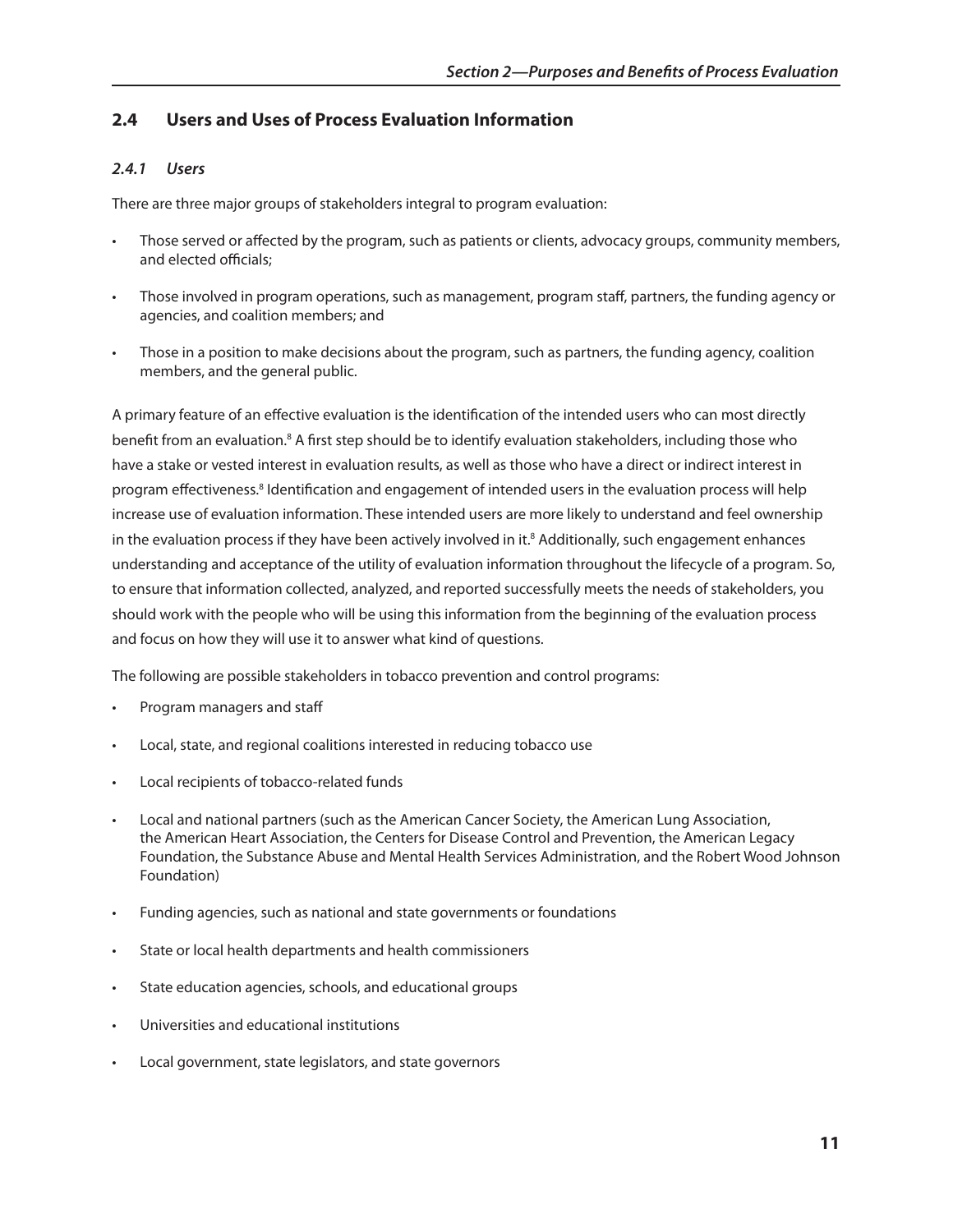## 2.4 Users and Uses of Process Evaluation Information

### *2.4.1 Users*

There are three major groups of stakeholders integral to program evaluation:

- Those served or affected by the program, such as patients or clients, advocacy groups, community members, and elected officials;
- Those involved in program operations, such as management, program staff, partners, the funding agency or agencies, and coalition members; and
- Those in a position to make decisions about the program, such as partners, the funding agency, coalition members, and the general public.

A primary feature of an effective evaluation is the identification of the intended users who can most directly benefit from an evaluation.[8] A first step should be to identify evaluation stakeholders, including those who have a stake or vested interest in evaluation results, as well as those who have a direct or indirect interest in program effectiveness.[8] Identification and engagement of intended users in the evaluation process will help increase use of evaluation information. These intended users are more likely to understand and feel ownership in the evaluation process if they have been actively involved in it.[8] Additionally, such engagement enhances understanding and acceptance of the utility of evaluation information throughout the lifecycle of a program. So, to ensure that information collected, analyzed, and reported successfully meets the needs of stakeholders, you should work with the people who will be using this information from the beginning of the evaluation process and focus on how they will use it to answer what kind of questions.

The following are possible stakeholders in tobacco prevention and control programs:

- Program managers and staff
- Local, state, and regional coalitions interested in reducing tobacco use
- Local recipients of tobacco-related funds
- Local and national partners (such as the American Cancer Society, the American Lung Association, the American Heart Association, the Centers for Disease Control and Prevention, the American Legacy Foundation, the Substance Abuse and Mental Health Services Administration, and the Robert Wood Johnson Foundation)
- Funding agencies, such as national and state governments or foundations
- State or local health departments and health commissioners
- State education agencies, schools, and educational groups
- Universities and educational institutions
- Local government, state legislators, and state governors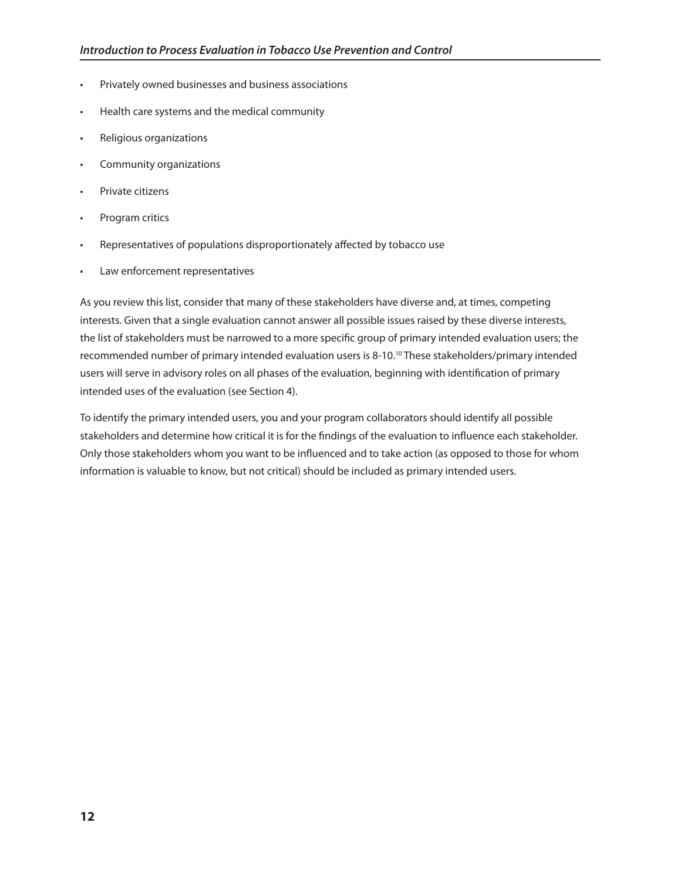- Privately owned businesses and business associations
- Health care systems and the medical community
- Religious organizations
- Community organizations
- Private citizens
- Program critics
- Representatives of populations disproportionately affected by tobacco use
- Law enforcement representatives

As you review this list, consider that many of these stakeholders have diverse and, at times, competing interests. Given that a single evaluation cannot answer all possible issues raised by these diverse interests, the list of stakeholders must be narrowed to a more specific group of primary intended evaluation users; the recommended number of primary intended evaluation users is 8-10.[10] These stakeholders/primary intended users will serve in advisory roles on all phases of the evaluation, beginning with identification of primary intended uses of the evaluation (see Section 4).

To identify the primary intended users, you and your program collaborators should identify all possible stakeholders and determine how critical it is for the findings of the evaluation to influence each stakeholder. Only those stakeholders whom you want to be influenced and to take action (as opposed to those for whom information is valuable to know, but not critical) should be included as primary intended users.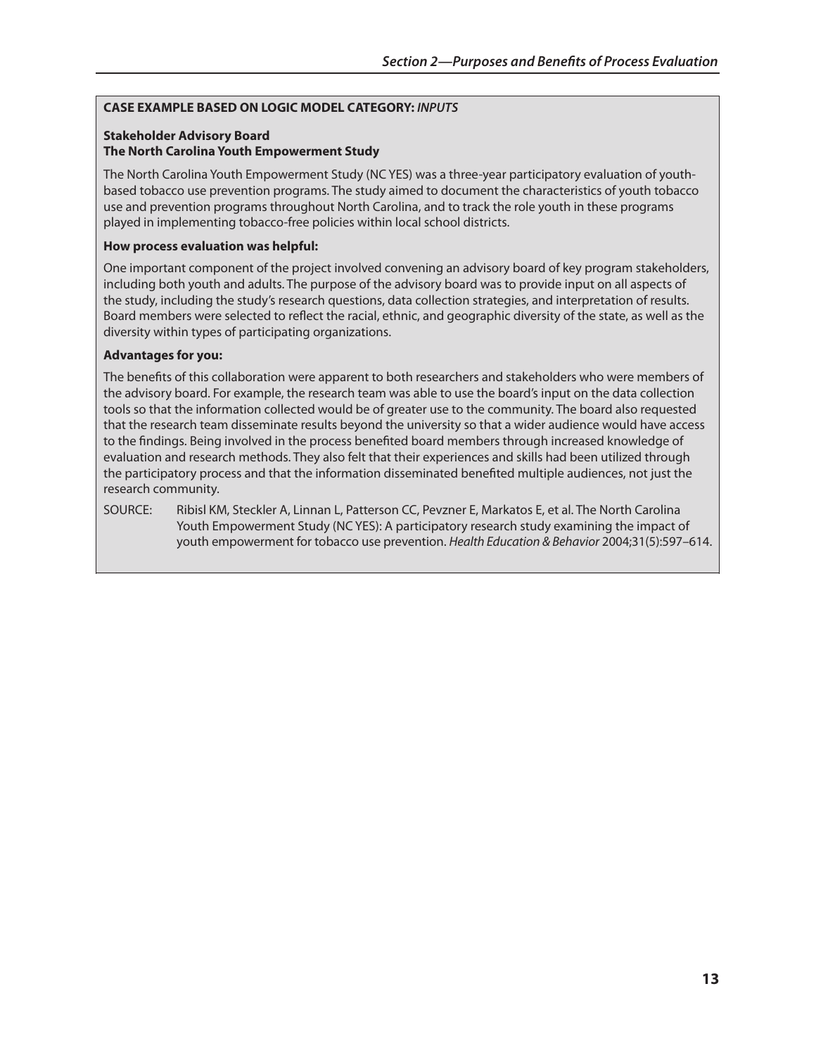**CASE EXAMPLE BASED ON LOGIC MODEL CATEGORY:** ***INPUTS***

**Stakeholder Advisory Board**
**The North Carolina Youth Empowerment Study**

The North Carolina Youth Empowerment Study (NC YES) was a three-year participatory evaluation of youth-based tobacco use prevention programs. The study aimed to document the characteristics of youth tobacco use and prevention programs throughout North Carolina, and to track the role youth in these programs played in implementing tobacco-free policies within local school districts.

**How process evaluation was helpful:**

One important component of the project involved convening an advisory board of key program stakeholders, including both youth and adults. The purpose of the advisory board was to provide input on all aspects of the study, including the study's research questions, data collection strategies, and interpretation of results. Board members were selected to reflect the racial, ethnic, and geographic diversity of the state, as well as the diversity within types of participating organizations.

**Advantages for you:**

The benefits of this collaboration were apparent to both researchers and stakeholders who were members of the advisory board. For example, the research team was able to use the board's input on the data collection tools so that the information collected would be of greater use to the community. The board also requested that the research team disseminate results beyond the university so that a wider audience would have access to the findings. Being involved in the process benefited board members through increased knowledge of evaluation and research methods. They also felt that their experiences and skills had been utilized through the participatory process and that the information disseminated benefited multiple audiences, not just the research community.

SOURCE: Ribisl KM, Steckler A, Linnan L, Patterson CC, Pevzner E, Markatos E, et al. The North Carolina Youth Empowerment Study (NC YES): A participatory research study examining the impact of youth empowerment for tobacco use prevention. *Health Education & Behavior* 2004;31(5):597–614.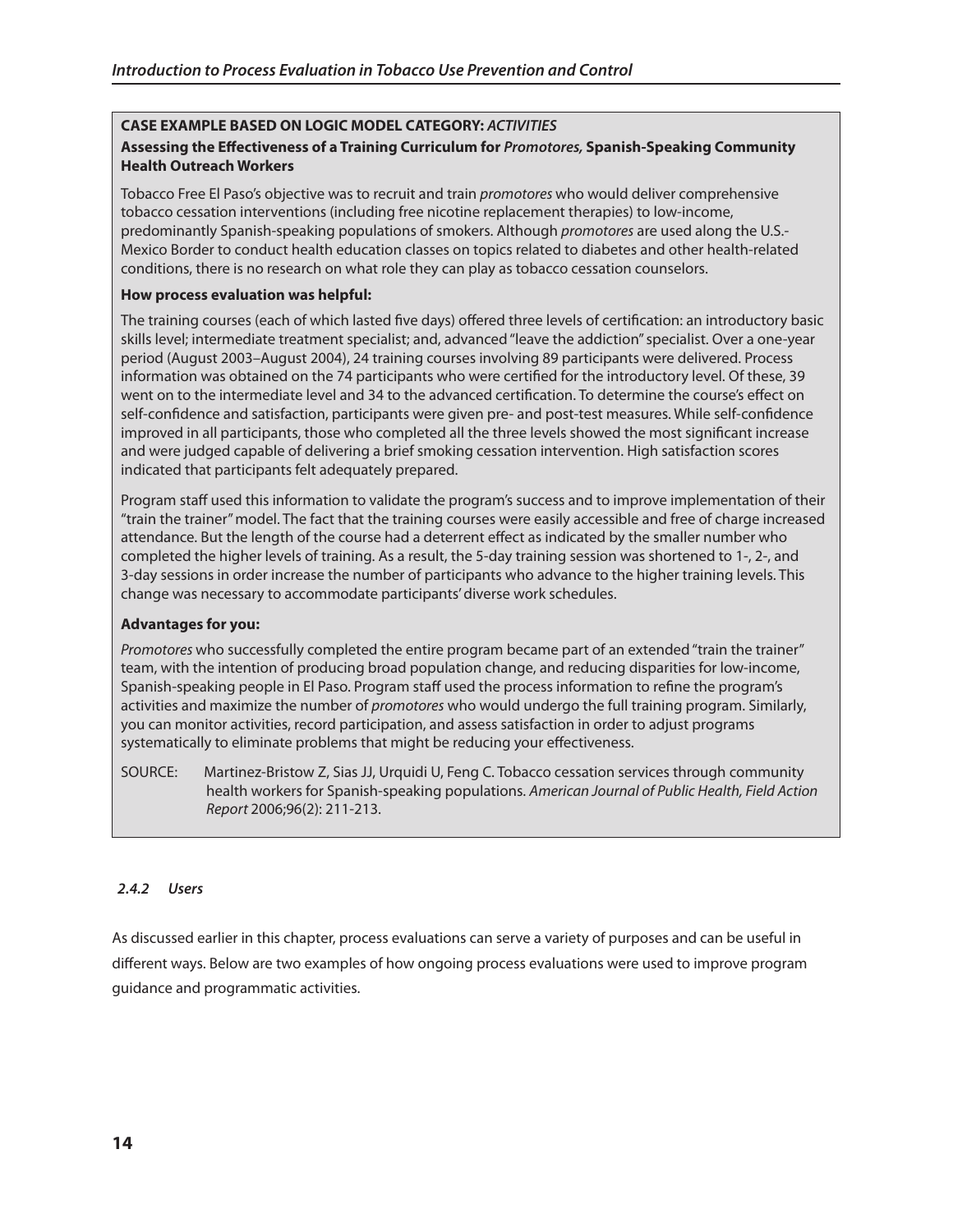**CASE EXAMPLE BASED ON LOGIC MODEL CATEGORY:** ***ACTIVITIES***

**Assessing the Effectiveness of a Training Curriculum for** ***Promotores,*** **Spanish-Speaking Community Health Outreach Workers**

Tobacco Free El Paso's objective was to recruit and train *promotores* who would deliver comprehensive tobacco cessation interventions (including free nicotine replacement therapies) to low-income, predominantly Spanish-speaking populations of smokers. Although *promotores* are used along the U.S.-Mexico Border to conduct health education classes on topics related to diabetes and other health-related conditions, there is no research on what role they can play as tobacco cessation counselors.

**How process evaluation was helpful:**

The training courses (each of which lasted five days) offered three levels of certification: an introductory basic skills level; intermediate treatment specialist; and, advanced "leave the addiction" specialist. Over a one-year period (August 2003–August 2004), 24 training courses involving 89 participants were delivered. Process information was obtained on the 74 participants who were certified for the introductory level. Of these, 39 went on to the intermediate level and 34 to the advanced certification. To determine the course's effect on self-confidence and satisfaction, participants were given pre- and post-test measures. While self-confidence improved in all participants, those who completed all the three levels showed the most significant increase and were judged capable of delivering a brief smoking cessation intervention. High satisfaction scores indicated that participants felt adequately prepared.

Program staff used this information to validate the program's success and to improve implementation of their "train the trainer" model. The fact that the training courses were easily accessible and free of charge increased attendance. But the length of the course had a deterrent effect as indicated by the smaller number who completed the higher levels of training. As a result, the 5-day training session was shortened to 1-, 2-, and 3-day sessions in order increase the number of participants who advance to the higher training levels. This change was necessary to accommodate participants' diverse work schedules.

**Advantages for you:**

*Promotores* who successfully completed the entire program became part of an extended "train the trainer" team, with the intention of producing broad population change, and reducing disparities for low-income, Spanish-speaking people in El Paso. Program staff used the process information to refine the program's activities and maximize the number of *promotores* who would undergo the full training program. Similarly, you can monitor activities, record participation, and assess satisfaction in order to adjust programs systematically to eliminate problems that might be reducing your effectiveness.

SOURCE: Martinez-Bristow Z, Sias JJ, Urquidi U, Feng C. Tobacco cessation services through community health workers for Spanish-speaking populations. *American Journal of Public Health, Field Action Report* 2006;96(2): 211-213.

#### *2.4.2 Users*

As discussed earlier in this chapter, process evaluations can serve a variety of purposes and can be useful in different ways. Below are two examples of how ongoing process evaluations were used to improve program guidance and programmatic activities.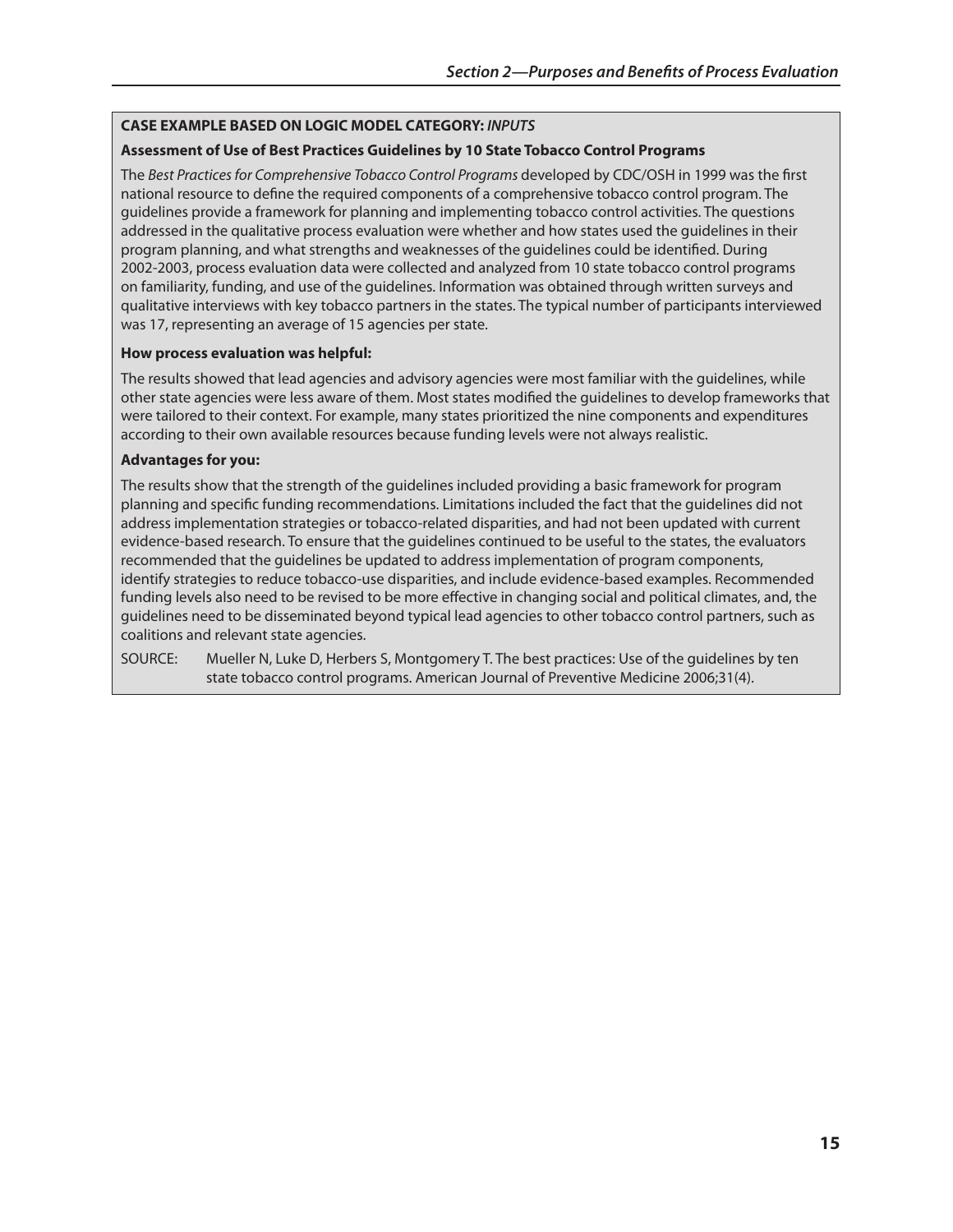**CASE EXAMPLE BASED ON LOGIC MODEL CATEGORY:** ***INPUTS***

**Assessment of Use of Best Practices Guidelines by 10 State Tobacco Control Programs**

The *Best Practices for Comprehensive Tobacco Control Programs* developed by CDC/OSH in 1999 was the first national resource to define the required components of a comprehensive tobacco control program. The guidelines provide a framework for planning and implementing tobacco control activities. The questions addressed in the qualitative process evaluation were whether and how states used the guidelines in their program planning, and what strengths and weaknesses of the guidelines could be identified. During 2002-2003, process evaluation data were collected and analyzed from 10 state tobacco control programs on familiarity, funding, and use of the guidelines. Information was obtained through written surveys and qualitative interviews with key tobacco partners in the states. The typical number of participants interviewed was 17, representing an average of 15 agencies per state.

**How process evaluation was helpful:**

The results showed that lead agencies and advisory agencies were most familiar with the guidelines, while other state agencies were less aware of them. Most states modified the guidelines to develop frameworks that were tailored to their context. For example, many states prioritized the nine components and expenditures according to their own available resources because funding levels were not always realistic.

**Advantages for you:**

The results show that the strength of the guidelines included providing a basic framework for program planning and specific funding recommendations. Limitations included the fact that the guidelines did not address implementation strategies or tobacco-related disparities, and had not been updated with current evidence-based research. To ensure that the guidelines continued to be useful to the states, the evaluators recommended that the guidelines be updated to address implementation of program components, identify strategies to reduce tobacco-use disparities, and include evidence-based examples. Recommended funding levels also need to be revised to be more effective in changing social and political climates, and, the guidelines need to be disseminated beyond typical lead agencies to other tobacco control partners, such as coalitions and relevant state agencies.

SOURCE: Mueller N, Luke D, Herbers S, Montgomery T. The best practices: Use of the guidelines by ten state tobacco control programs. American Journal of Preventive Medicine 2006;31(4).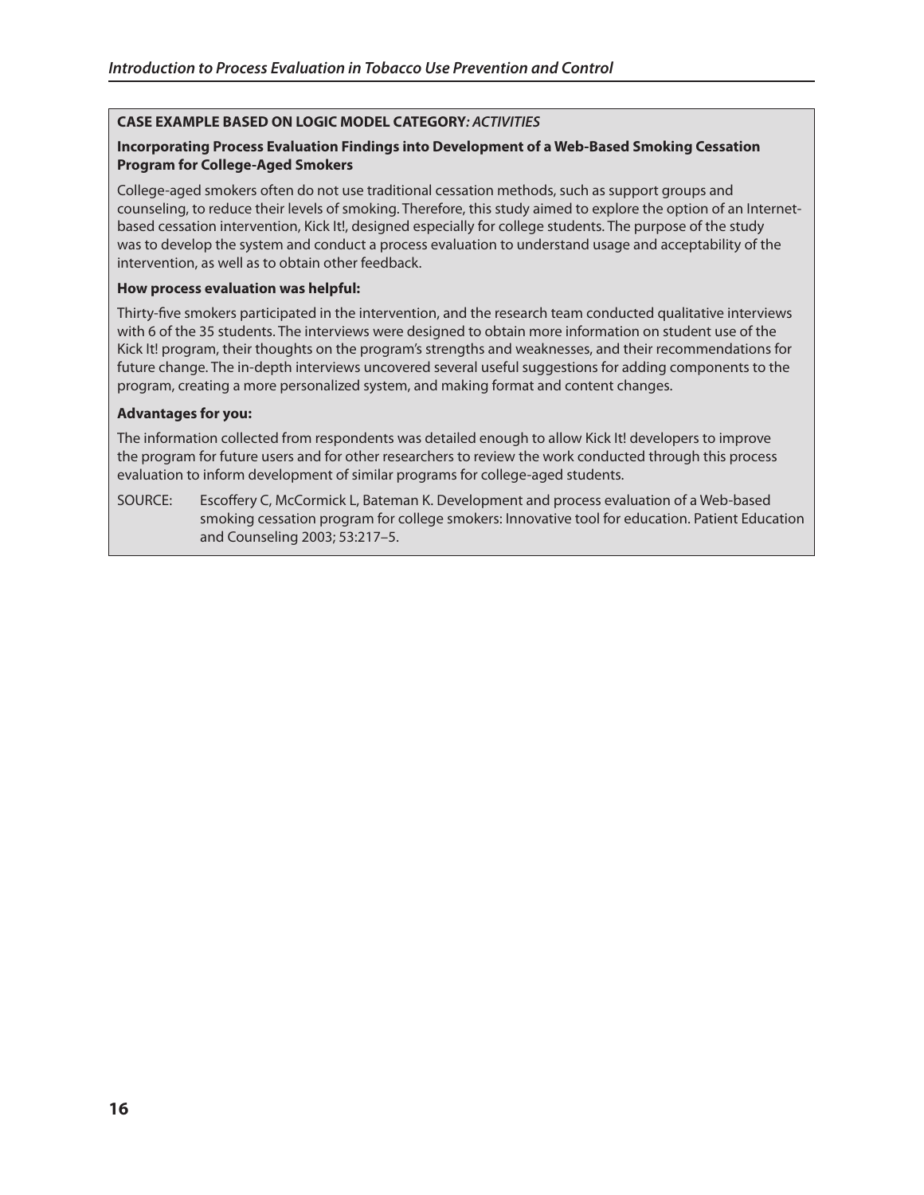**CASE EXAMPLE BASED ON LOGIC MODEL CATEGORY*: ACTIVITIES***

**Incorporating Process Evaluation Findings into Development of a Web-Based Smoking Cessation Program for College-Aged Smokers**

College-aged smokers often do not use traditional cessation methods, such as support groups and counseling, to reduce their levels of smoking. Therefore, this study aimed to explore the option of an Internet-based cessation intervention, Kick It!, designed especially for college students. The purpose of the study was to develop the system and conduct a process evaluation to understand usage and acceptability of the intervention, as well as to obtain other feedback.

**How process evaluation was helpful:**

Thirty-five smokers participated in the intervention, and the research team conducted qualitative interviews with 6 of the 35 students. The interviews were designed to obtain more information on student use of the Kick It! program, their thoughts on the program's strengths and weaknesses, and their recommendations for future change. The in-depth interviews uncovered several useful suggestions for adding components to the program, creating a more personalized system, and making format and content changes.

**Advantages for you:**

The information collected from respondents was detailed enough to allow Kick It! developers to improve the program for future users and for other researchers to review the work conducted through this process evaluation to inform development of similar programs for college-aged students.

SOURCE: Escoffery C, McCormick L, Bateman K. Development and process evaluation of a Web-based smoking cessation program for college smokers: Innovative tool for education. Patient Education and Counseling 2003; 53:217–5.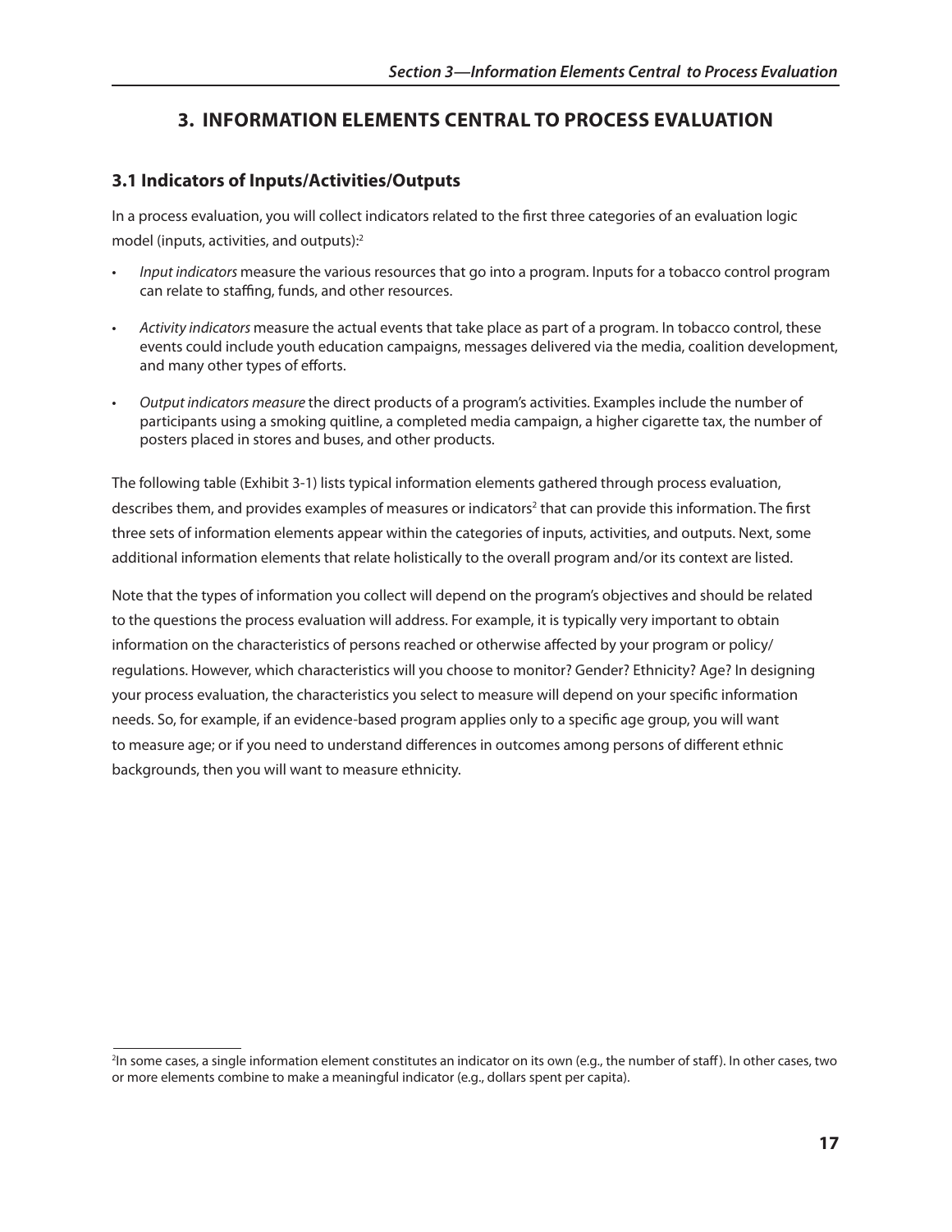# 3. INFORMATION ELEMENTS CENTRAL TO PROCESS EVALUATION

## 3.1 Indicators of Inputs/Activities/Outputs

In a process evaluation, you will collect indicators related to the first three categories of an evaluation logic model (inputs, activities, and outputs):[2]

- *Input indicators* measure the various resources that go into a program. Inputs for a tobacco control program can relate to staffing, funds, and other resources.
- *Activity indicators* measure the actual events that take place as part of a program. In tobacco control, these events could include youth education campaigns, messages delivered via the media, coalition development, and many other types of efforts.
- *Output indicators measure* the direct products of a program's activities. Examples include the number of participants using a smoking quitline, a completed media campaign, a higher cigarette tax, the number of posters placed in stores and buses, and other products.

The following table (Exhibit 3-1) lists typical information elements gathered through process evaluation, describes them, and provides examples of measures or indicators[2] that can provide this information. The first three sets of information elements appear within the categories of inputs, activities, and outputs. Next, some additional information elements that relate holistically to the overall program and/or its context are listed.

Note that the types of information you collect will depend on the program's objectives and should be related to the questions the process evaluation will address. For example, it is typically very important to obtain information on the characteristics of persons reached or otherwise affected by your program or policy/regulations. However, which characteristics will you choose to monitor? Gender? Ethnicity? Age? In designing your process evaluation, the characteristics you select to measure will depend on your specific information needs. So, for example, if an evidence-based program applies only to a specific age group, you will want to measure age; or if you need to understand differences in outcomes among persons of different ethnic backgrounds, then you will want to measure ethnicity.

---

[2]In some cases, a single information element constitutes an indicator on its own (e.g., the number of staff). In other cases, two or more elements combine to make a meaningful indicator (e.g., dollars spent per capita).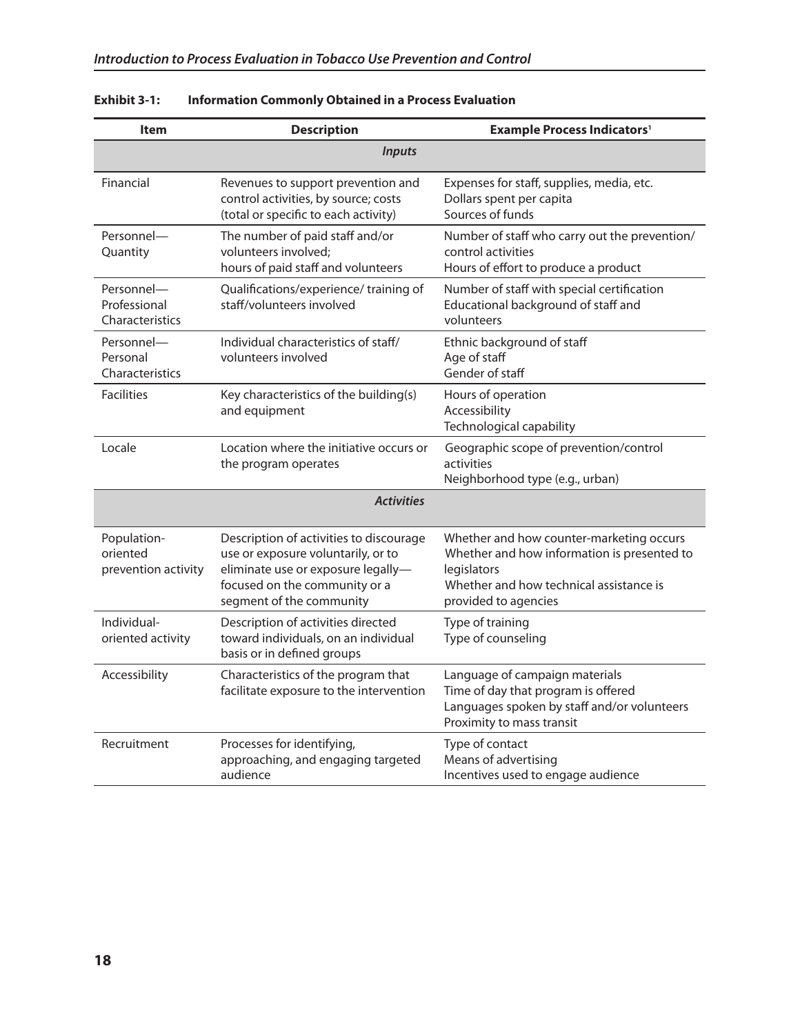**Exhibit 3-1: Information Commonly Obtained in a Process Evaluation**

| Item | Description | Example Process Indicators[1] |
|---|---|---|
| ***Inputs*** | | |
| Financial | Revenues to support prevention and control activities, by source; costs (total or specific to each activity) | Expenses for staff, supplies, media, etc.<br>Dollars spent per capita<br>Sources of funds |
| Personnel—Quantity | The number of paid staff and/or volunteers involved;<br>hours of paid staff and volunteers | Number of staff who carry out the prevention/control activities<br>Hours of effort to produce a product |
| Personnel—Professional Characteristics | Qualifications/experience/ training of staff/volunteers involved | Number of staff with special certification<br>Educational background of staff and volunteers |
| Personnel—Personal Characteristics | Individual characteristics of staff/volunteers involved | Ethnic background of staff<br>Age of staff<br>Gender of staff |
| Facilities | Key characteristics of the building(s) and equipment | Hours of operation<br>Accessibility<br>Technological capability |
| Locale | Location where the initiative occurs or the program operates | Geographic scope of prevention/control activities<br>Neighborhood type (e.g., urban) |
| ***Activities*** | | |
| Population-oriented prevention activity | Description of activities to discourage use or exposure voluntarily, or to eliminate use or exposure legally—focused on the community or a segment of the community | Whether and how counter-marketing occurs<br>Whether and how information is presented to legislators<br>Whether and how technical assistance is provided to agencies |
| Individual-oriented activity | Description of activities directed toward individuals, on an individual basis or in defined groups | Type of training<br>Type of counseling |
| Accessibility | Characteristics of the program that facilitate exposure to the intervention | Language of campaign materials<br>Time of day that program is offered<br>Languages spoken by staff and/or volunteers<br>Proximity to mass transit |
| Recruitment | Processes for identifying, approaching, and engaging targeted audience | Type of contact<br>Means of advertising<br>Incentives used to engage audience |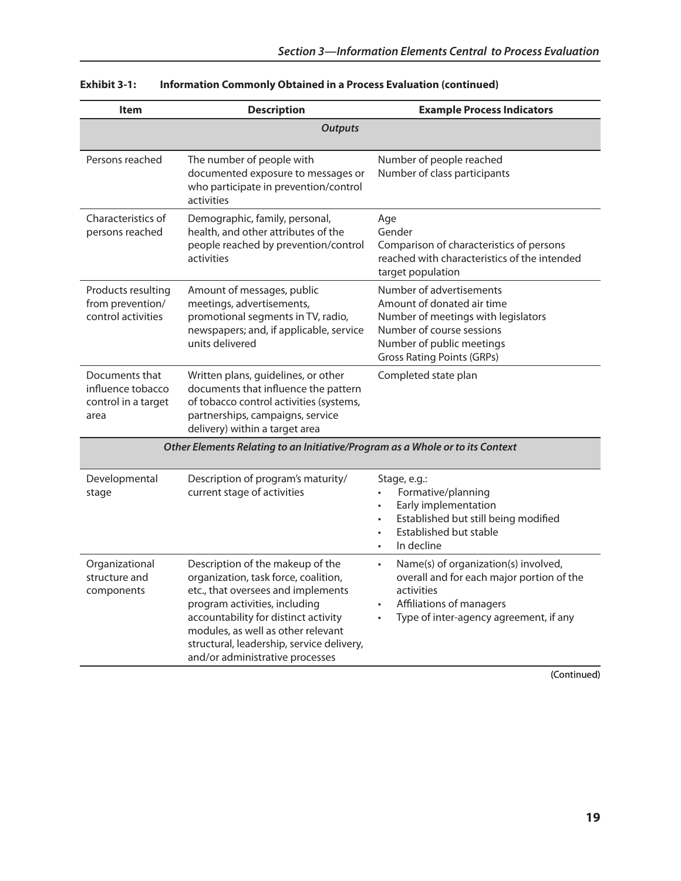**Exhibit 3-1: Information Commonly Obtained in a Process Evaluation (continued)**

| Item | Description | Example Process Indicators |
|---|---|---|
| ***Outputs*** | | |
| Persons reached | The number of people with documented exposure to messages or who participate in prevention/control activities | Number of people reached<br>Number of class participants |
| Characteristics of persons reached | Demographic, family, personal, health, and other attributes of the people reached by prevention/control activities | Age<br>Gender<br>Comparison of characteristics of persons reached with characteristics of the intended target population |
| Products resulting from prevention/ control activities | Amount of messages, public meetings, advertisements, promotional segments in TV, radio, newspapers; and, if applicable, service units delivered | Number of advertisements<br>Amount of donated air time<br>Number of meetings with legislators<br>Number of course sessions<br>Number of public meetings<br>Gross Rating Points (GRPs) |
| Documents that influence tobacco control in a target area | Written plans, guidelines, or other documents that influence the pattern of tobacco control activities (systems, partnerships, campaigns, service delivery) within a target area | Completed state plan |
| ***Other Elements Relating to an Initiative/Program as a Whole or to its Context*** | | |
| Developmental stage | Description of program's maturity/ current stage of activities | Stage, e.g.:<br>• Formative/planning<br>• Early implementation<br>• Established but still being modified<br>• Established but stable<br>• In decline |
| Organizational structure and components | Description of the makeup of the organization, task force, coalition, etc., that oversees and implements program activities, including accountability for distinct activity modules, as well as other relevant structural, leadership, service delivery, and/or administrative processes | • Name(s) of organization(s) involved, overall and for each major portion of the activities<br>• Affiliations of managers<br>• Type of inter-agency agreement, if any |

(Continued)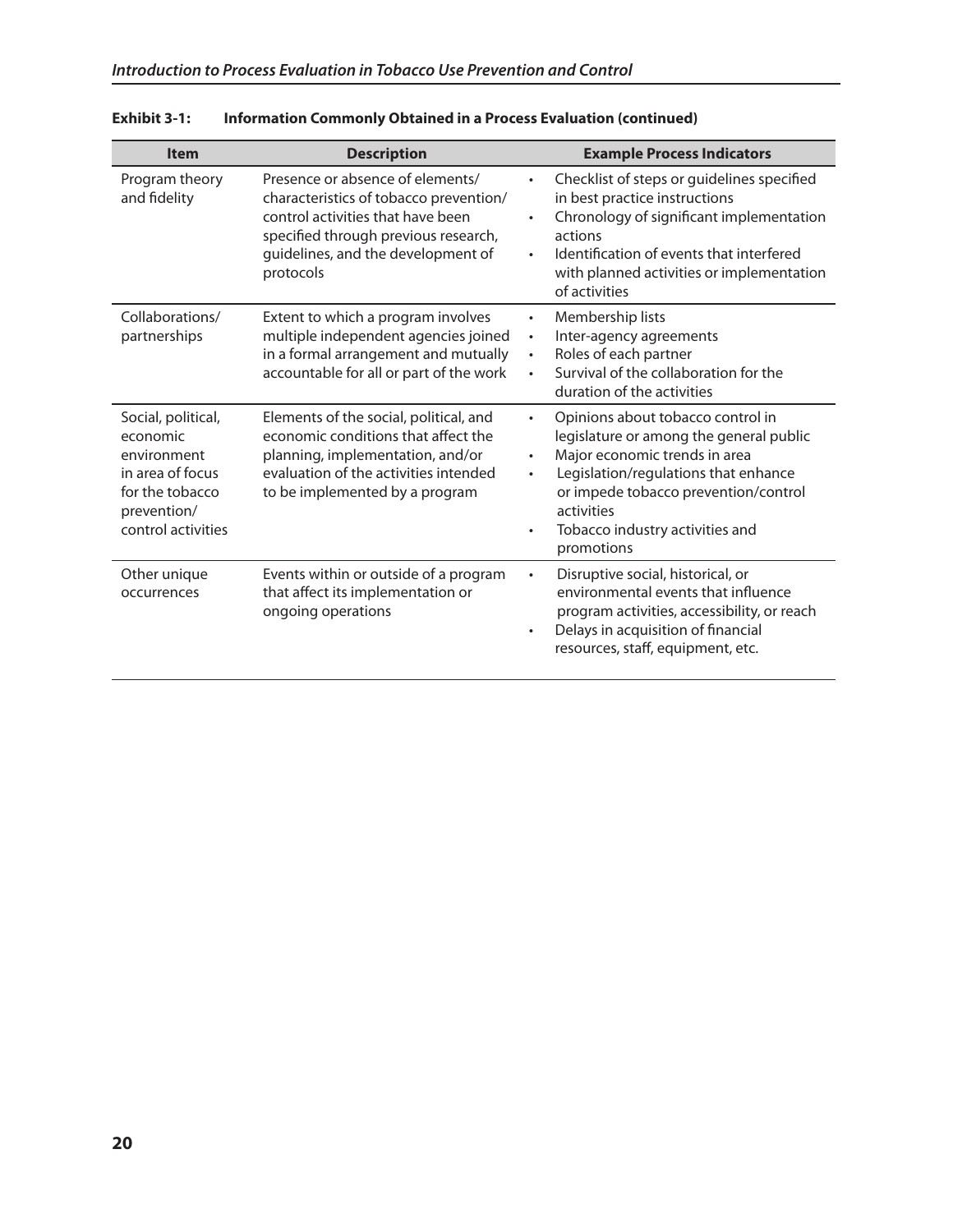**Exhibit 3-1: Information Commonly Obtained in a Process Evaluation (continued)**

| Item | Description | Example Process Indicators |
|---|---|---|
| Program theory and fidelity | Presence or absence of elements/ characteristics of tobacco prevention/ control activities that have been specified through previous research, guidelines, and the development of protocols | • Checklist of steps or guidelines specified in best practice instructions<br>• Chronology of significant implementation actions<br>• Identification of events that interfered with planned activities or implementation of activities |
| Collaborations/ partnerships | Extent to which a program involves multiple independent agencies joined in a formal arrangement and mutually accountable for all or part of the work | • Membership lists<br>• Inter-agency agreements<br>• Roles of each partner<br>• Survival of the collaboration for the duration of the activities |
| Social, political, economic environment in area of focus for the tobacco prevention/ control activities | Elements of the social, political, and economic conditions that affect the planning, implementation, and/or evaluation of the activities intended to be implemented by a program | • Opinions about tobacco control in legislature or among the general public<br>• Major economic trends in area<br>• Legislation/regulations that enhance or impede tobacco prevention/control activities<br>• Tobacco industry activities and promotions |
| Other unique occurrences | Events within or outside of a program that affect its implementation or ongoing operations | • Disruptive social, historical, or environmental events that influence program activities, accessibility, or reach<br>• Delays in acquisition of financial resources, staff, equipment, etc. |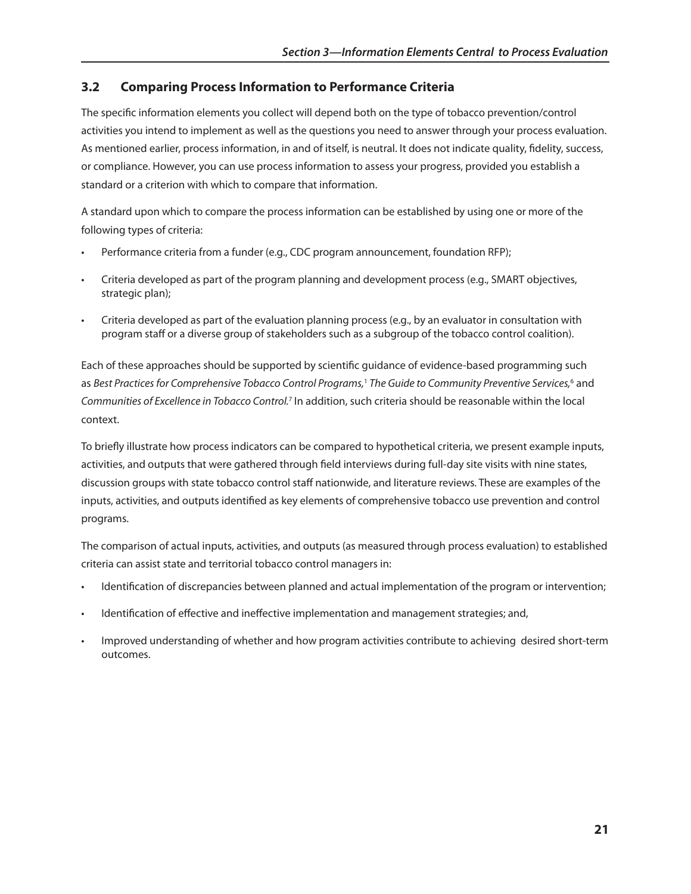## 3.2 Comparing Process Information to Performance Criteria

The specific information elements you collect will depend both on the type of tobacco prevention/control activities you intend to implement as well as the questions you need to answer through your process evaluation. As mentioned earlier, process information, in and of itself, is neutral. It does not indicate quality, fidelity, success, or compliance. However, you can use process information to assess your progress, provided you establish a standard or a criterion with which to compare that information.

A standard upon which to compare the process information can be established by using one or more of the following types of criteria:

- Performance criteria from a funder (e.g., CDC program announcement, foundation RFP);
- Criteria developed as part of the program planning and development process (e.g., SMART objectives, strategic plan);
- Criteria developed as part of the evaluation planning process (e.g., by an evaluator in consultation with program staff or a diverse group of stakeholders such as a subgroup of the tobacco control coalition).

Each of these approaches should be supported by scientific guidance of evidence-based programming such as *Best Practices for Comprehensive Tobacco Control Programs,*[1] *The Guide to Community Preventive Services,*[6] and *Communities of Excellence in Tobacco Control.*[7] In addition, such criteria should be reasonable within the local context.

To briefly illustrate how process indicators can be compared to hypothetical criteria, we present example inputs, activities, and outputs that were gathered through field interviews during full-day site visits with nine states, discussion groups with state tobacco control staff nationwide, and literature reviews. These are examples of the inputs, activities, and outputs identified as key elements of comprehensive tobacco use prevention and control programs.

The comparison of actual inputs, activities, and outputs (as measured through process evaluation) to established criteria can assist state and territorial tobacco control managers in:

- Identification of discrepancies between planned and actual implementation of the program or intervention;
- Identification of effective and ineffective implementation and management strategies; and,
- Improved understanding of whether and how program activities contribute to achieving desired short-term outcomes.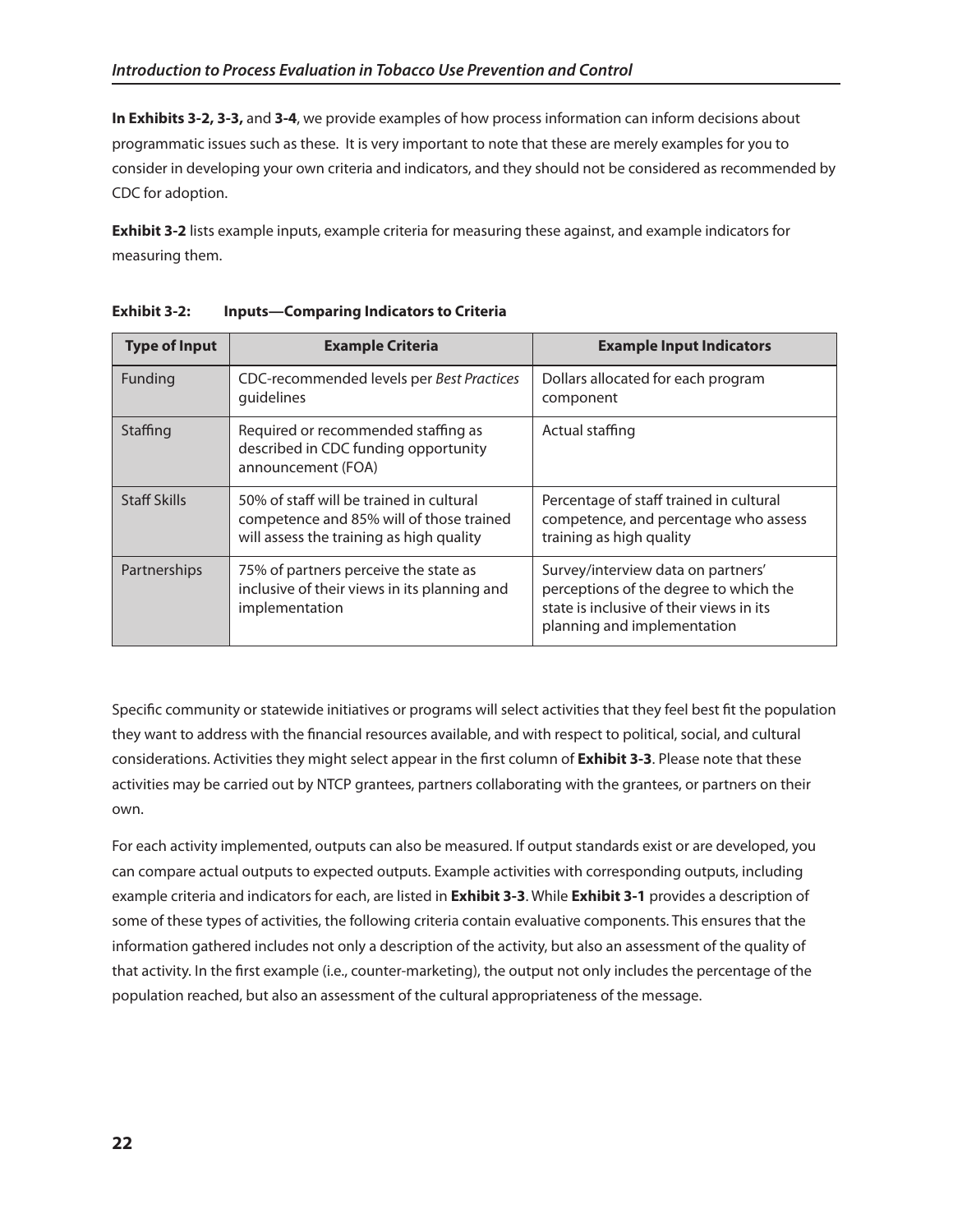**In Exhibits 3-2, 3-3,** and **3-4**, we provide examples of how process information can inform decisions about programmatic issues such as these. It is very important to note that these are merely examples for you to consider in developing your own criteria and indicators, and they should not be considered as recommended by CDC for adoption.

**Exhibit 3-2** lists example inputs, example criteria for measuring these against, and example indicators for measuring them.

**Exhibit 3-2: Inputs—Comparing Indicators to Criteria**

| Type of Input | Example Criteria | Example Input Indicators |
|---|---|---|
| Funding | CDC-recommended levels per *Best Practices* guidelines | Dollars allocated for each program component |
| Staffing | Required or recommended staffing as described in CDC funding opportunity announcement (FOA) | Actual staffing |
| Staff Skills | 50% of staff will be trained in cultural competence and 85% will of those trained will assess the training as high quality | Percentage of staff trained in cultural competence, and percentage who assess training as high quality |
| Partnerships | 75% of partners perceive the state as inclusive of their views in its planning and implementation | Survey/interview data on partners' perceptions of the degree to which the state is inclusive of their views in its planning and implementation |

Specific community or statewide initiatives or programs will select activities that they feel best fit the population they want to address with the financial resources available, and with respect to political, social, and cultural considerations. Activities they might select appear in the first column of **Exhibit 3-3**. Please note that these activities may be carried out by NTCP grantees, partners collaborating with the grantees, or partners on their own.

For each activity implemented, outputs can also be measured. If output standards exist or are developed, you can compare actual outputs to expected outputs. Example activities with corresponding outputs, including example criteria and indicators for each, are listed in **Exhibit 3-3**. While **Exhibit 3-1** provides a description of some of these types of activities, the following criteria contain evaluative components. This ensures that the information gathered includes not only a description of the activity, but also an assessment of the quality of that activity. In the first example (i.e., counter-marketing), the output not only includes the percentage of the population reached, but also an assessment of the cultural appropriateness of the message.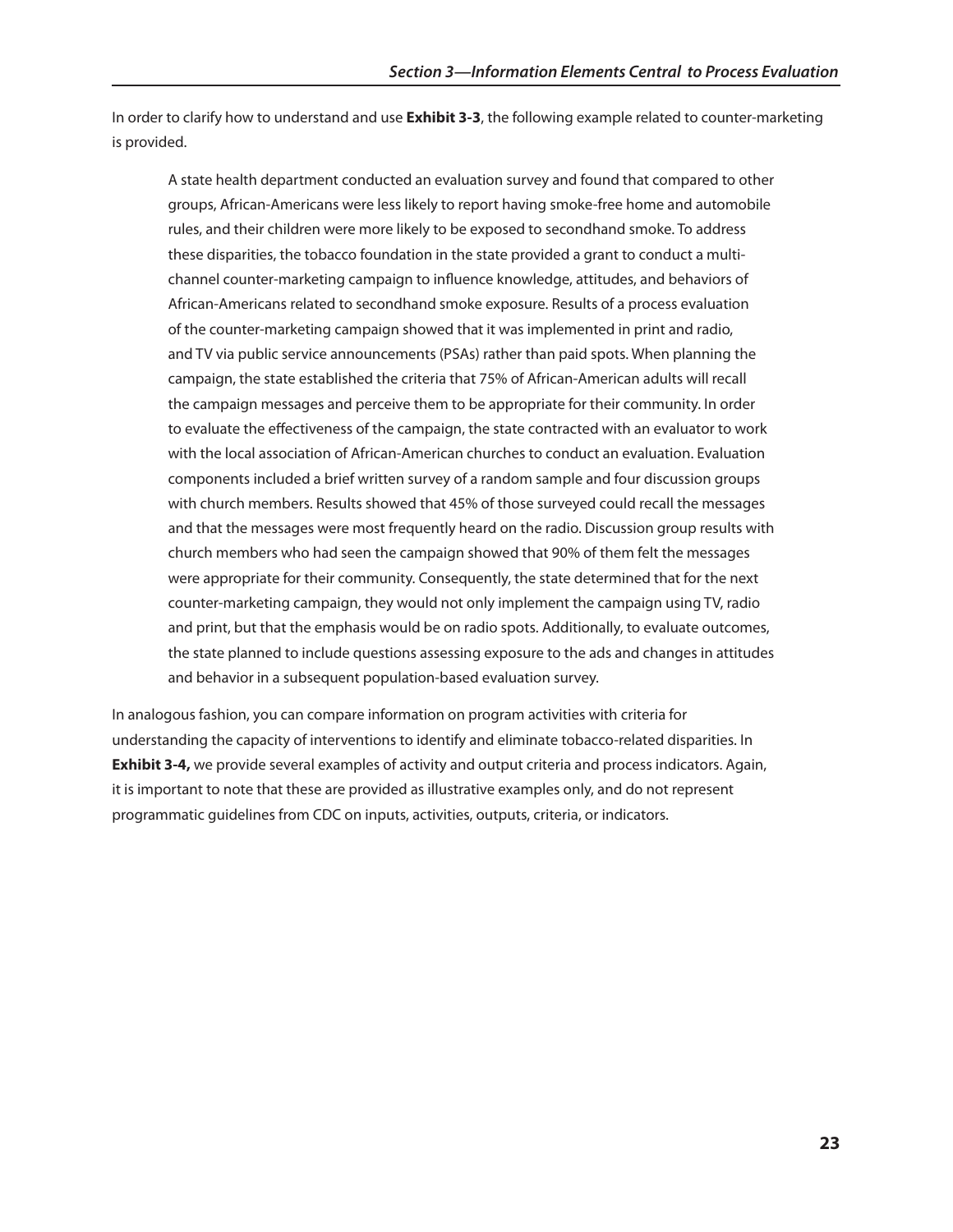In order to clarify how to understand and use **Exhibit 3-3**, the following example related to counter-marketing is provided.

> A state health department conducted an evaluation survey and found that compared to other groups, African-Americans were less likely to report having smoke-free home and automobile rules, and their children were more likely to be exposed to secondhand smoke. To address these disparities, the tobacco foundation in the state provided a grant to conduct a multi-channel counter-marketing campaign to influence knowledge, attitudes, and behaviors of African-Americans related to secondhand smoke exposure. Results of a process evaluation of the counter-marketing campaign showed that it was implemented in print and radio, and TV via public service announcements (PSAs) rather than paid spots. When planning the campaign, the state established the criteria that 75% of African-American adults will recall the campaign messages and perceive them to be appropriate for their community. In order to evaluate the effectiveness of the campaign, the state contracted with an evaluator to work with the local association of African-American churches to conduct an evaluation. Evaluation components included a brief written survey of a random sample and four discussion groups with church members. Results showed that 45% of those surveyed could recall the messages and that the messages were most frequently heard on the radio. Discussion group results with church members who had seen the campaign showed that 90% of them felt the messages were appropriate for their community. Consequently, the state determined that for the next counter-marketing campaign, they would not only implement the campaign using TV, radio and print, but that the emphasis would be on radio spots. Additionally, to evaluate outcomes, the state planned to include questions assessing exposure to the ads and changes in attitudes and behavior in a subsequent population-based evaluation survey.

In analogous fashion, you can compare information on program activities with criteria for understanding the capacity of interventions to identify and eliminate tobacco-related disparities. In **Exhibit 3-4,** we provide several examples of activity and output criteria and process indicators. Again, it is important to note that these are provided as illustrative examples only, and do not represent programmatic guidelines from CDC on inputs, activities, outputs, criteria, or indicators.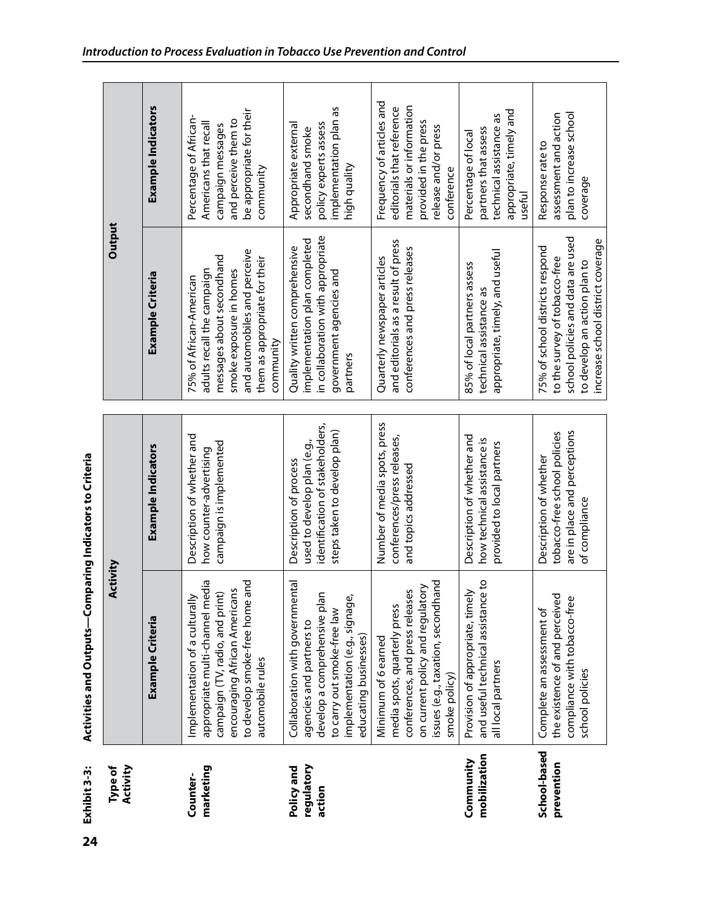**Exhibit 3-3: Activities and Outputs—Comparing Indicators to Criteria**

| Type of Activity | Activity | | Output | |
|---|---|---|---|---|
| | **Example Criteria** | **Example Indicators** | **Example Criteria** | **Example Indicators** |
| **Counter-marketing** | Implementation of a culturally appropriate multi-channel media campaign (TV, radio, and print) encouraging African Americans to develop smoke-free home and automobile rules | Description of whether and how counter-advertising campaign is implemented | 75% of African-American adults recall the campaign messages about secondhand smoke exposure in homes and automobiles and perceive them as appropriate for their community | Percentage of African-Americans that recall campaign messages and perceive them to be appropriate for their community |
| **Policy and regulatory action** | Collaboration with governmental agencies and partners to develop a comprehensive plan to carry out smoke-free law implementation (e.g., signage, educating businesses) | Description of process used to develop plan (e.g., identification of stakeholders, steps taken to develop plan) | Quality written comprehensive implementation plan completed in collaboration with appropriate government agencies and partners | Appropriate external secondhand smoke policy experts assess implementation plan as high quality |
| | Minimum of 6 earned media spots, quarterly press conferences, and press releases on current policy and regulatory issues (e.g., taxation, secondhand smoke policy) | Number of media spots, press conferences/press releases, and topics addressed | Quarterly newspaper articles and editorials as a result of press conferences and press releases | Frequency of articles and editorials that reference materials or information provided in the press release and/or press conference |
| **Community mobilization** | Provision of appropriate, timely and useful technical assistance to all local partners | Description of whether and how technical assistance is provided to local partners | 85% of local partners assess technical assistance as appropriate, timely, and useful | Percentage of local partners that assess technical assistance as appropriate, timely and useful |
| **School-based prevention** | Complete an assessment of the existence of and perceived compliance with tobacco-free school policies | Description of whether tobacco-free school policies are in place and perceptions of compliance | 75% of school districts respond to the survey of tobacco-free school policies and data are used to develop an action plan to increase school district coverage | Response rate to assessment and action plan to increase school coverage |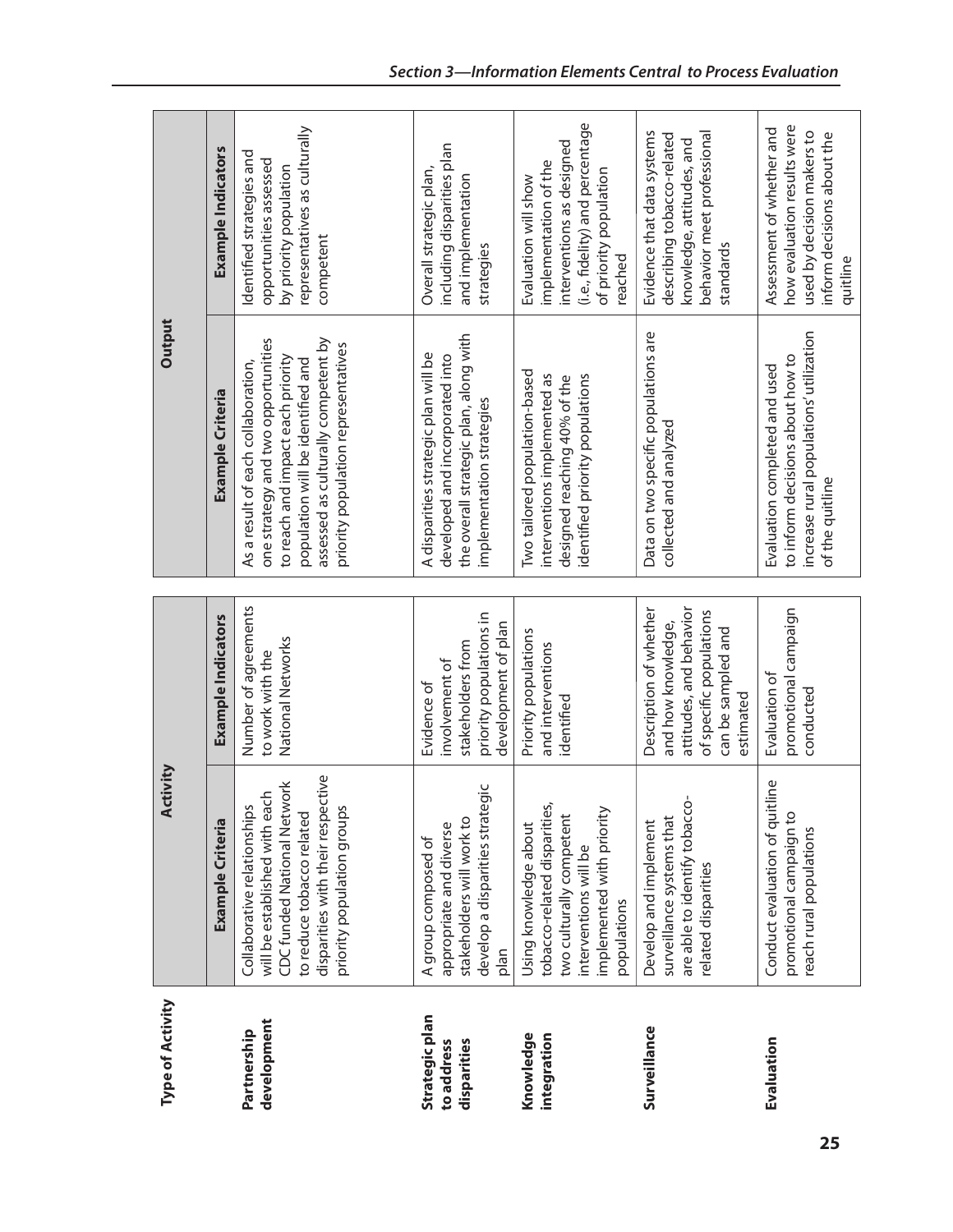| Type of Activity | Activity | | Output | |
|---|---|---|---|---|
| | **Example Criteria** | **Example Indicators** | **Example Criteria** | **Example Indicators** |
| **Partnership development** | Collaborative relationships will be established with each CDC funded National Network to reduce tobacco related disparities with their respective priority population groups | Number of agreements to work with the National Networks | As a result of each collaboration, one strategy and two opportunities to reach and impact each priority population will be identified and assessed as culturally competent by priority population representatives | Identified strategies and opportunities assessed by priority population representatives as culturally competent |
| **Strategic plan to address disparities** | A group composed of appropriate and diverse stakeholders will work to develop a disparities strategic plan | Evidence of involvement of stakeholders from priority populations in development of plan | A disparities strategic plan will be developed and incorporated into the overall strategic plan, along with implementation strategies | Overall strategic plan, including disparities plan and implementation strategies |
| **Knowledge integration** | Using knowledge about tobacco-related disparities, two culturally competent interventions will be implemented with priority populations | Priority populations and interventions identified | Two tailored population-based interventions implemented as designed reaching 40% of the identified priority populations | Evaluation will show implementation of the interventions as designed (i.e., fidelity) and percentage of priority population reached |
| **Surveillance** | Develop and implement surveillance systems that are able to identify tobacco-related disparities | Description of whether and how knowledge, attitudes, and behavior of specific populations can be sampled and estimated | Data on two specific populations are collected and analyzed | Evidence that data systems describing tobacco-related knowledge, attitudes, and behavior meet professional standards |
| **Evaluation** | Conduct evaluation of quitline promotional campaign to reach rural populations | Evaluation of promotional campaign conducted | Evaluation completed and used to inform decisions about how to increase rural populations' utilization of the quitline | Assessment of whether and how evaluation results were used by decision makers to inform decisions about the quitline |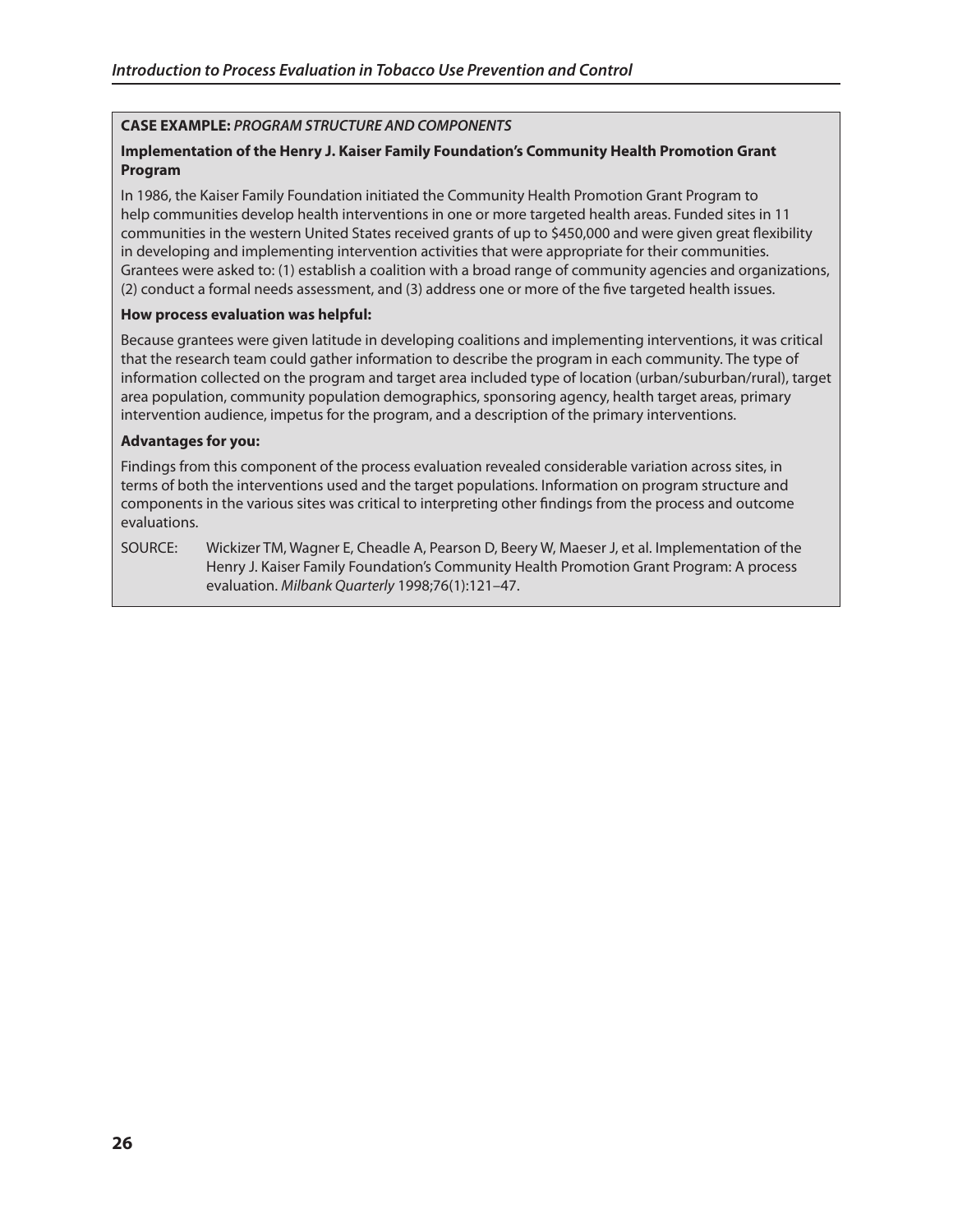**CASE EXAMPLE:** ***PROGRAM STRUCTURE AND COMPONENTS***

**Implementation of the Henry J. Kaiser Family Foundation's Community Health Promotion Grant Program**

In 1986, the Kaiser Family Foundation initiated the Community Health Promotion Grant Program to help communities develop health interventions in one or more targeted health areas. Funded sites in 11 communities in the western United States received grants of up to $450,000 and were given great flexibility in developing and implementing intervention activities that were appropriate for their communities. Grantees were asked to: (1) establish a coalition with a broad range of community agencies and organizations, (2) conduct a formal needs assessment, and (3) address one or more of the five targeted health issues.

**How process evaluation was helpful:**

Because grantees were given latitude in developing coalitions and implementing interventions, it was critical that the research team could gather information to describe the program in each community. The type of information collected on the program and target area included type of location (urban/suburban/rural), target area population, community population demographics, sponsoring agency, health target areas, primary intervention audience, impetus for the program, and a description of the primary interventions.

**Advantages for you:**

Findings from this component of the process evaluation revealed considerable variation across sites, in terms of both the interventions used and the target populations. Information on program structure and components in the various sites was critical to interpreting other findings from the process and outcome evaluations.

SOURCE: Wickizer TM, Wagner E, Cheadle A, Pearson D, Beery W, Maeser J, et al. Implementation of the Henry J. Kaiser Family Foundation's Community Health Promotion Grant Program: A process evaluation. *Milbank Quarterly* 1998;76(1):121–47.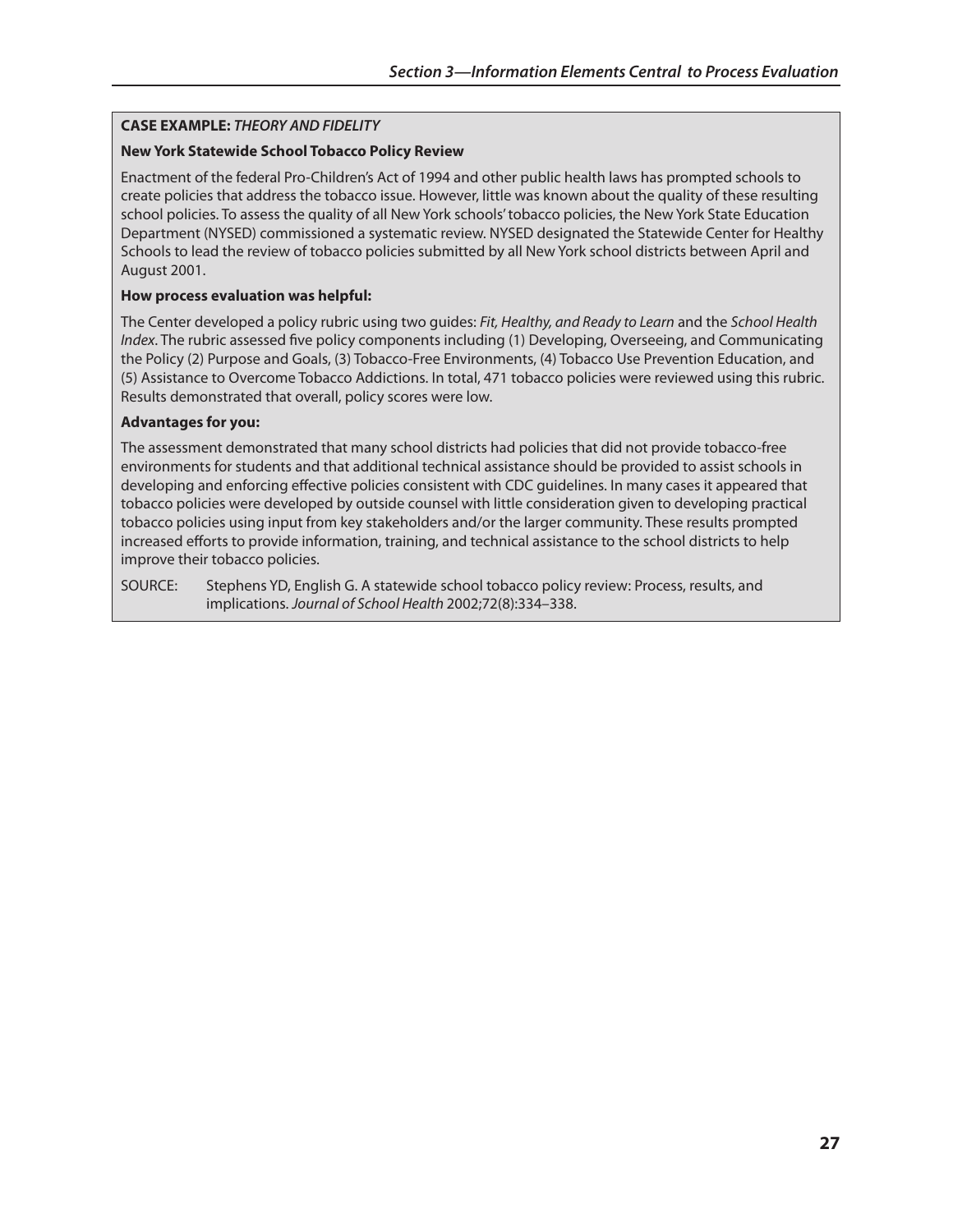**CASE EXAMPLE:** ***THEORY AND FIDELITY***

**New York Statewide School Tobacco Policy Review**

Enactment of the federal Pro-Children's Act of 1994 and other public health laws has prompted schools to create policies that address the tobacco issue. However, little was known about the quality of these resulting school policies. To assess the quality of all New York schools' tobacco policies, the New York State Education Department (NYSED) commissioned a systematic review. NYSED designated the Statewide Center for Healthy Schools to lead the review of tobacco policies submitted by all New York school districts between April and August 2001.

**How process evaluation was helpful:**

The Center developed a policy rubric using two guides: *Fit, Healthy, and Ready to Learn* and the *School Health Index*. The rubric assessed five policy components including (1) Developing, Overseeing, and Communicating the Policy (2) Purpose and Goals, (3) Tobacco-Free Environments, (4) Tobacco Use Prevention Education, and (5) Assistance to Overcome Tobacco Addictions. In total, 471 tobacco policies were reviewed using this rubric. Results demonstrated that overall, policy scores were low.

**Advantages for you:**

The assessment demonstrated that many school districts had policies that did not provide tobacco-free environments for students and that additional technical assistance should be provided to assist schools in developing and enforcing effective policies consistent with CDC guidelines. In many cases it appeared that tobacco policies were developed by outside counsel with little consideration given to developing practical tobacco policies using input from key stakeholders and/or the larger community. These results prompted increased efforts to provide information, training, and technical assistance to the school districts to help improve their tobacco policies.

SOURCE: Stephens YD, English G. A statewide school tobacco policy review: Process, results, and implications. *Journal of School Health* 2002;72(8):334–338.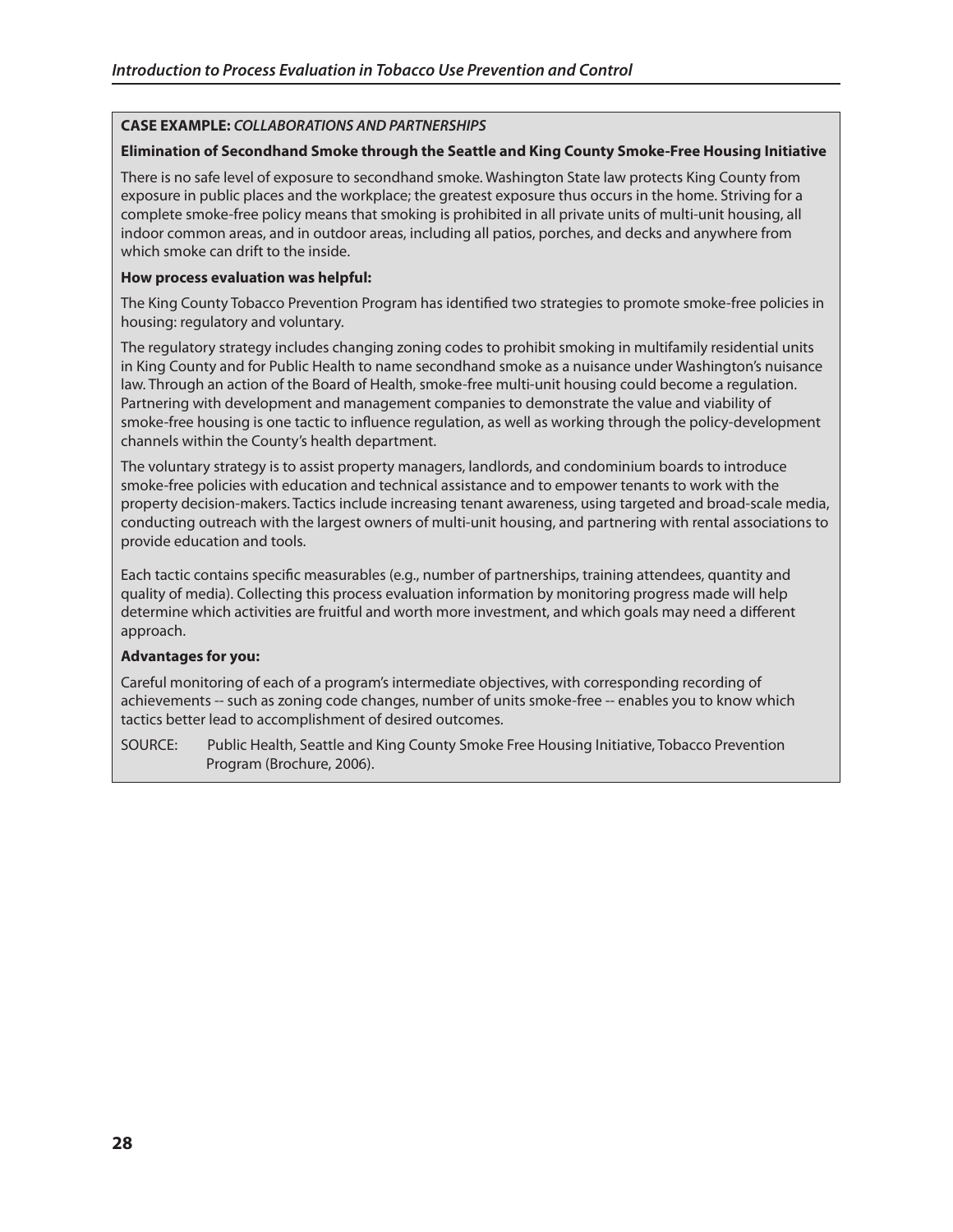**CASE EXAMPLE:** *COLLABORATIONS AND PARTNERSHIPS*

**Elimination of Secondhand Smoke through the Seattle and King County Smoke-Free Housing Initiative**

There is no safe level of exposure to secondhand smoke. Washington State law protects King County from exposure in public places and the workplace; the greatest exposure thus occurs in the home. Striving for a complete smoke-free policy means that smoking is prohibited in all private units of multi-unit housing, all indoor common areas, and in outdoor areas, including all patios, porches, and decks and anywhere from which smoke can drift to the inside.

**How process evaluation was helpful:**

The King County Tobacco Prevention Program has identified two strategies to promote smoke-free policies in housing: regulatory and voluntary.

The regulatory strategy includes changing zoning codes to prohibit smoking in multifamily residential units in King County and for Public Health to name secondhand smoke as a nuisance under Washington's nuisance law. Through an action of the Board of Health, smoke-free multi-unit housing could become a regulation. Partnering with development and management companies to demonstrate the value and viability of smoke-free housing is one tactic to influence regulation, as well as working through the policy-development channels within the County's health department.

The voluntary strategy is to assist property managers, landlords, and condominium boards to introduce smoke-free policies with education and technical assistance and to empower tenants to work with the property decision-makers. Tactics include increasing tenant awareness, using targeted and broad-scale media, conducting outreach with the largest owners of multi-unit housing, and partnering with rental associations to provide education and tools.

Each tactic contains specific measurables (e.g., number of partnerships, training attendees, quantity and quality of media). Collecting this process evaluation information by monitoring progress made will help determine which activities are fruitful and worth more investment, and which goals may need a different approach.

**Advantages for you:**

Careful monitoring of each of a program's intermediate objectives, with corresponding recording of achievements -- such as zoning code changes, number of units smoke-free -- enables you to know which tactics better lead to accomplishment of desired outcomes.

SOURCE: Public Health, Seattle and King County Smoke Free Housing Initiative, Tobacco Prevention Program (Brochure, 2006).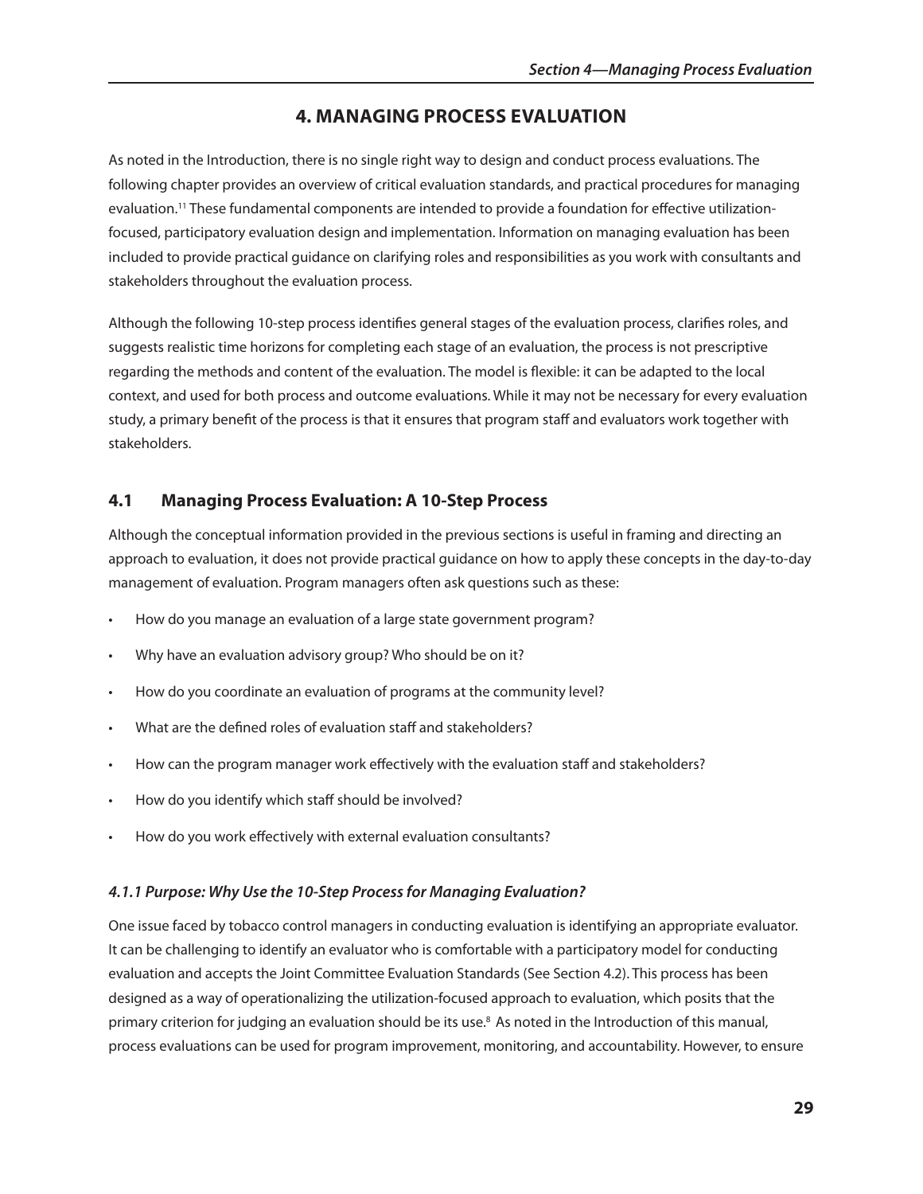# 4. MANAGING PROCESS EVALUATION

As noted in the Introduction, there is no single right way to design and conduct process evaluations. The following chapter provides an overview of critical evaluation standards, and practical procedures for managing evaluation.[11] These fundamental components are intended to provide a foundation for effective utilization-focused, participatory evaluation design and implementation. Information on managing evaluation has been included to provide practical guidance on clarifying roles and responsibilities as you work with consultants and stakeholders throughout the evaluation process.

Although the following 10-step process identifies general stages of the evaluation process, clarifies roles, and suggests realistic time horizons for completing each stage of an evaluation, the process is not prescriptive regarding the methods and content of the evaluation. The model is flexible: it can be adapted to the local context, and used for both process and outcome evaluations. While it may not be necessary for every evaluation study, a primary benefit of the process is that it ensures that program staff and evaluators work together with stakeholders.

## 4.1 Managing Process Evaluation: A 10-Step Process

Although the conceptual information provided in the previous sections is useful in framing and directing an approach to evaluation, it does not provide practical guidance on how to apply these concepts in the day-to-day management of evaluation. Program managers often ask questions such as these:

- How do you manage an evaluation of a large state government program?
- Why have an evaluation advisory group? Who should be on it?
- How do you coordinate an evaluation of programs at the community level?
- What are the defined roles of evaluation staff and stakeholders?
- How can the program manager work effectively with the evaluation staff and stakeholders?
- How do you identify which staff should be involved?
- How do you work effectively with external evaluation consultants?

### *4.1.1 Purpose: Why Use the 10-Step Process for Managing Evaluation?*

One issue faced by tobacco control managers in conducting evaluation is identifying an appropriate evaluator. It can be challenging to identify an evaluator who is comfortable with a participatory model for conducting evaluation and accepts the Joint Committee Evaluation Standards (See Section 4.2). This process has been designed as a way of operationalizing the utilization-focused approach to evaluation, which posits that the primary criterion for judging an evaluation should be its use.[8] As noted in the Introduction of this manual, process evaluations can be used for program improvement, monitoring, and accountability. However, to ensure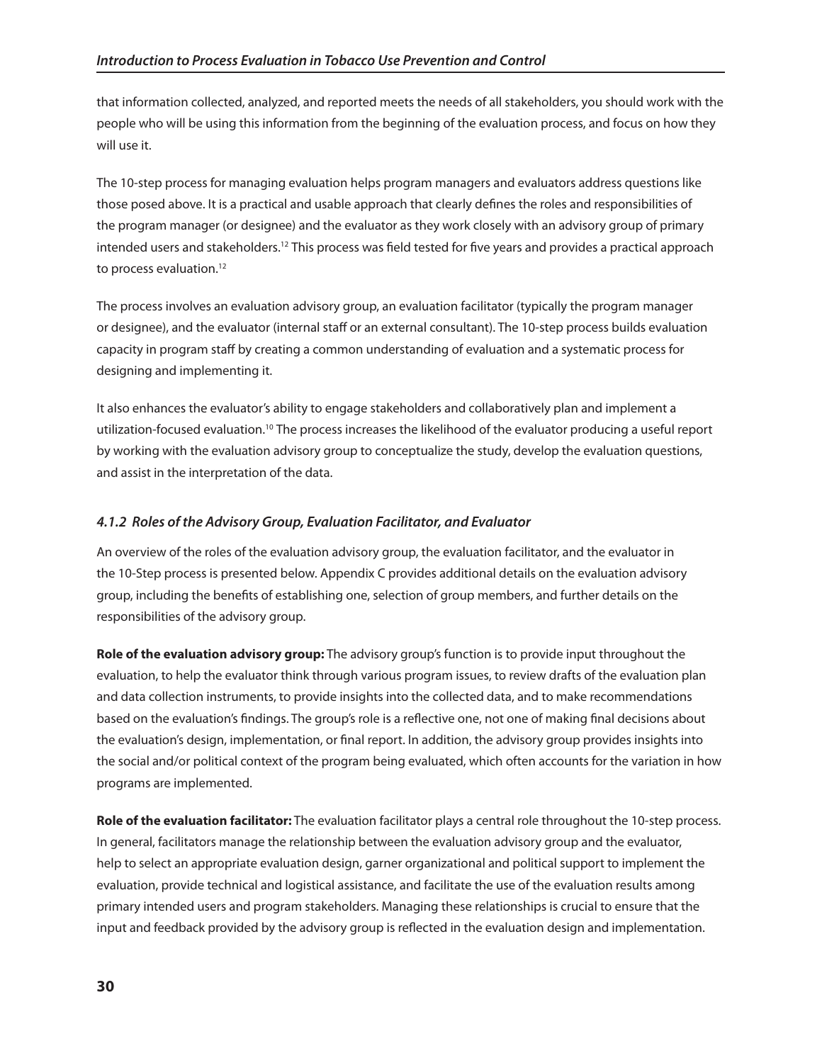that information collected, analyzed, and reported meets the needs of all stakeholders, you should work with the people who will be using this information from the beginning of the evaluation process, and focus on how they will use it.

The 10-step process for managing evaluation helps program managers and evaluators address questions like those posed above. It is a practical and usable approach that clearly defines the roles and responsibilities of the program manager (or designee) and the evaluator as they work closely with an advisory group of primary intended users and stakeholders.[12] This process was field tested for five years and provides a practical approach to process evaluation.[12]

The process involves an evaluation advisory group, an evaluation facilitator (typically the program manager or designee), and the evaluator (internal staff or an external consultant). The 10-step process builds evaluation capacity in program staff by creating a common understanding of evaluation and a systematic process for designing and implementing it.

It also enhances the evaluator's ability to engage stakeholders and collaboratively plan and implement a utilization-focused evaluation.[10] The process increases the likelihood of the evaluator producing a useful report by working with the evaluation advisory group to conceptualize the study, develop the evaluation questions, and assist in the interpretation of the data.

### *4.1.2 Roles of the Advisory Group, Evaluation Facilitator, and Evaluator*

An overview of the roles of the evaluation advisory group, the evaluation facilitator, and the evaluator in the 10-Step process is presented below. Appendix C provides additional details on the evaluation advisory group, including the benefits of establishing one, selection of group members, and further details on the responsibilities of the advisory group.

**Role of the evaluation advisory group:** The advisory group's function is to provide input throughout the evaluation, to help the evaluator think through various program issues, to review drafts of the evaluation plan and data collection instruments, to provide insights into the collected data, and to make recommendations based on the evaluation's findings. The group's role is a reflective one, not one of making final decisions about the evaluation's design, implementation, or final report. In addition, the advisory group provides insights into the social and/or political context of the program being evaluated, which often accounts for the variation in how programs are implemented.

**Role of the evaluation facilitator:** The evaluation facilitator plays a central role throughout the 10-step process. In general, facilitators manage the relationship between the evaluation advisory group and the evaluator, help to select an appropriate evaluation design, garner organizational and political support to implement the evaluation, provide technical and logistical assistance, and facilitate the use of the evaluation results among primary intended users and program stakeholders. Managing these relationships is crucial to ensure that the input and feedback provided by the advisory group is reflected in the evaluation design and implementation.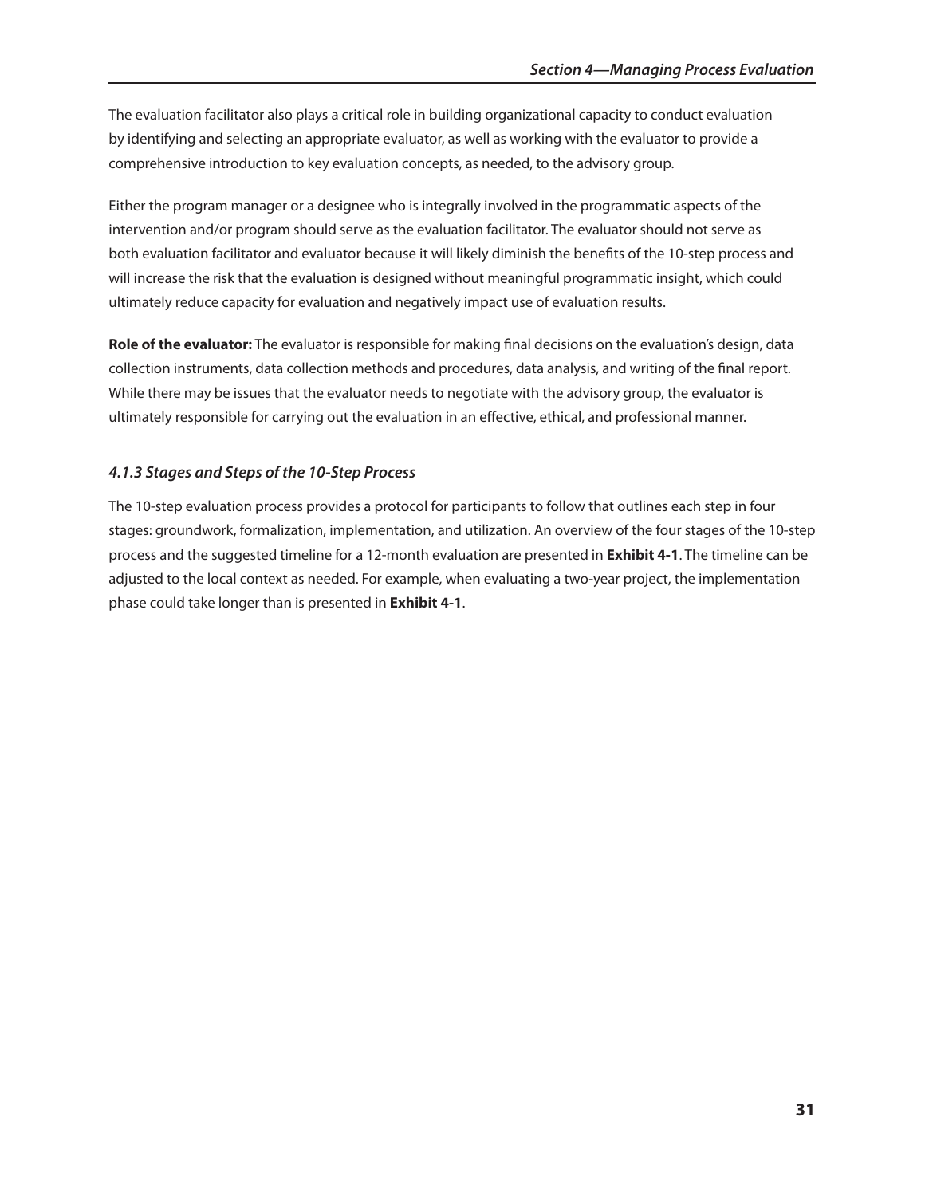The evaluation facilitator also plays a critical role in building organizational capacity to conduct evaluation by identifying and selecting an appropriate evaluator, as well as working with the evaluator to provide a comprehensive introduction to key evaluation concepts, as needed, to the advisory group.

Either the program manager or a designee who is integrally involved in the programmatic aspects of the intervention and/or program should serve as the evaluation facilitator. The evaluator should not serve as both evaluation facilitator and evaluator because it will likely diminish the benefits of the 10-step process and will increase the risk that the evaluation is designed without meaningful programmatic insight, which could ultimately reduce capacity for evaluation and negatively impact use of evaluation results.

**Role of the evaluator:** The evaluator is responsible for making final decisions on the evaluation's design, data collection instruments, data collection methods and procedures, data analysis, and writing of the final report. While there may be issues that the evaluator needs to negotiate with the advisory group, the evaluator is ultimately responsible for carrying out the evaluation in an effective, ethical, and professional manner.

### *4.1.3 Stages and Steps of the 10-Step Process*

The 10-step evaluation process provides a protocol for participants to follow that outlines each step in four stages: groundwork, formalization, implementation, and utilization. An overview of the four stages of the 10-step process and the suggested timeline for a 12-month evaluation are presented in **Exhibit 4-1**. The timeline can be adjusted to the local context as needed. For example, when evaluating a two-year project, the implementation phase could take longer than is presented in **Exhibit 4-1**.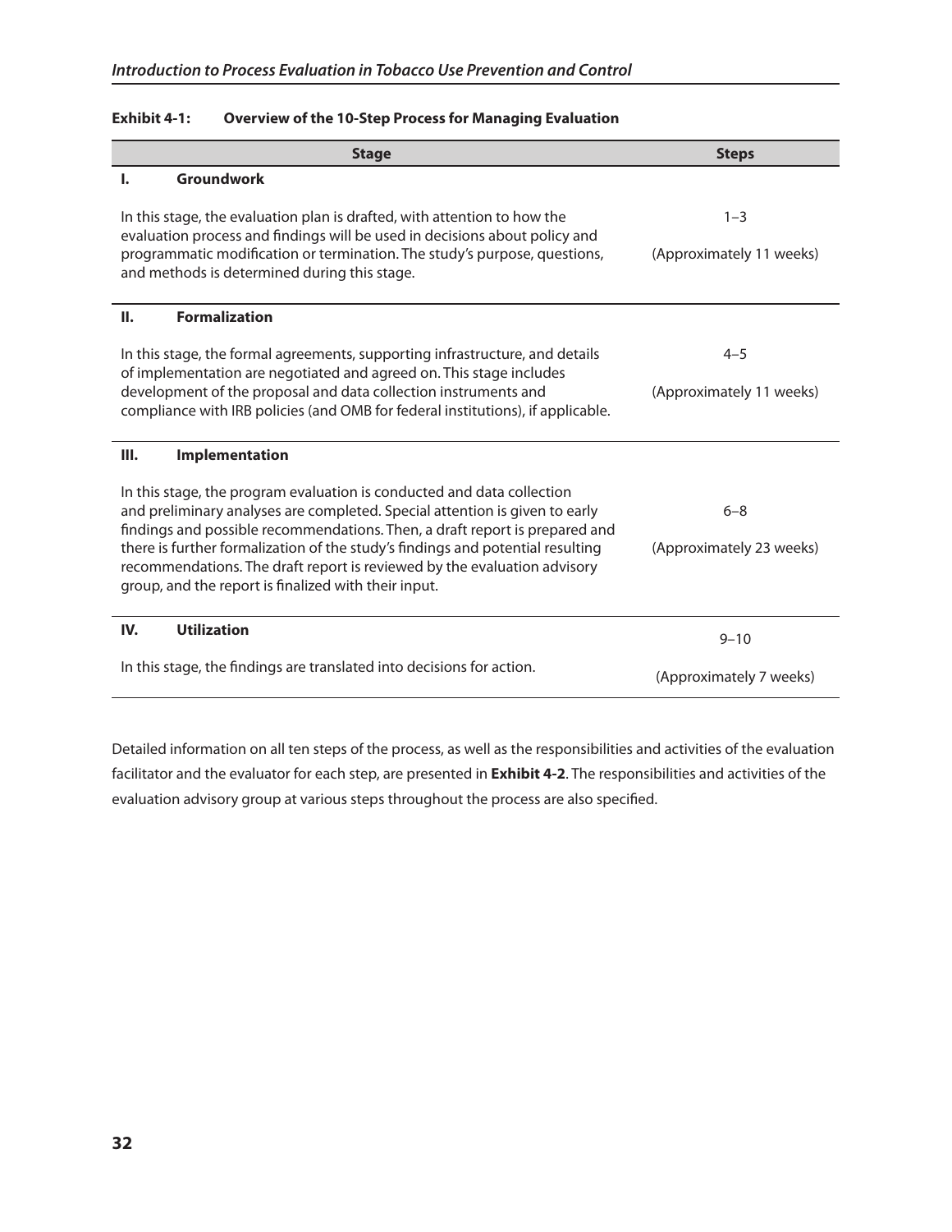**Exhibit 4-1: Overview of the 10-Step Process for Managing Evaluation**

| Stage | Steps |
|---|---|
| **I. Groundwork**<br><br>In this stage, the evaluation plan is drafted, with attention to how the evaluation process and findings will be used in decisions about policy and programmatic modification or termination. The study's purpose, questions, and methods is determined during this stage. | 1–3<br><br>(Approximately 11 weeks) |
| **II. Formalization**<br><br>In this stage, the formal agreements, supporting infrastructure, and details of implementation are negotiated and agreed on. This stage includes development of the proposal and data collection instruments and compliance with IRB policies (and OMB for federal institutions), if applicable. | 4–5<br><br>(Approximately 11 weeks) |
| **III. Implementation**<br><br>In this stage, the program evaluation is conducted and data collection and preliminary analyses are completed. Special attention is given to early findings and possible recommendations. Then, a draft report is prepared and there is further formalization of the study's findings and potential resulting recommendations. The draft report is reviewed by the evaluation advisory group, and the report is finalized with their input. | 6–8<br><br>(Approximately 23 weeks) |
| **IV. Utilization**<br><br>In this stage, the findings are translated into decisions for action. | 9–10<br><br>(Approximately 7 weeks) |

Detailed information on all ten steps of the process, as well as the responsibilities and activities of the evaluation facilitator and the evaluator for each step, are presented in **Exhibit 4-2**. The responsibilities and activities of the evaluation advisory group at various steps throughout the process are also specified.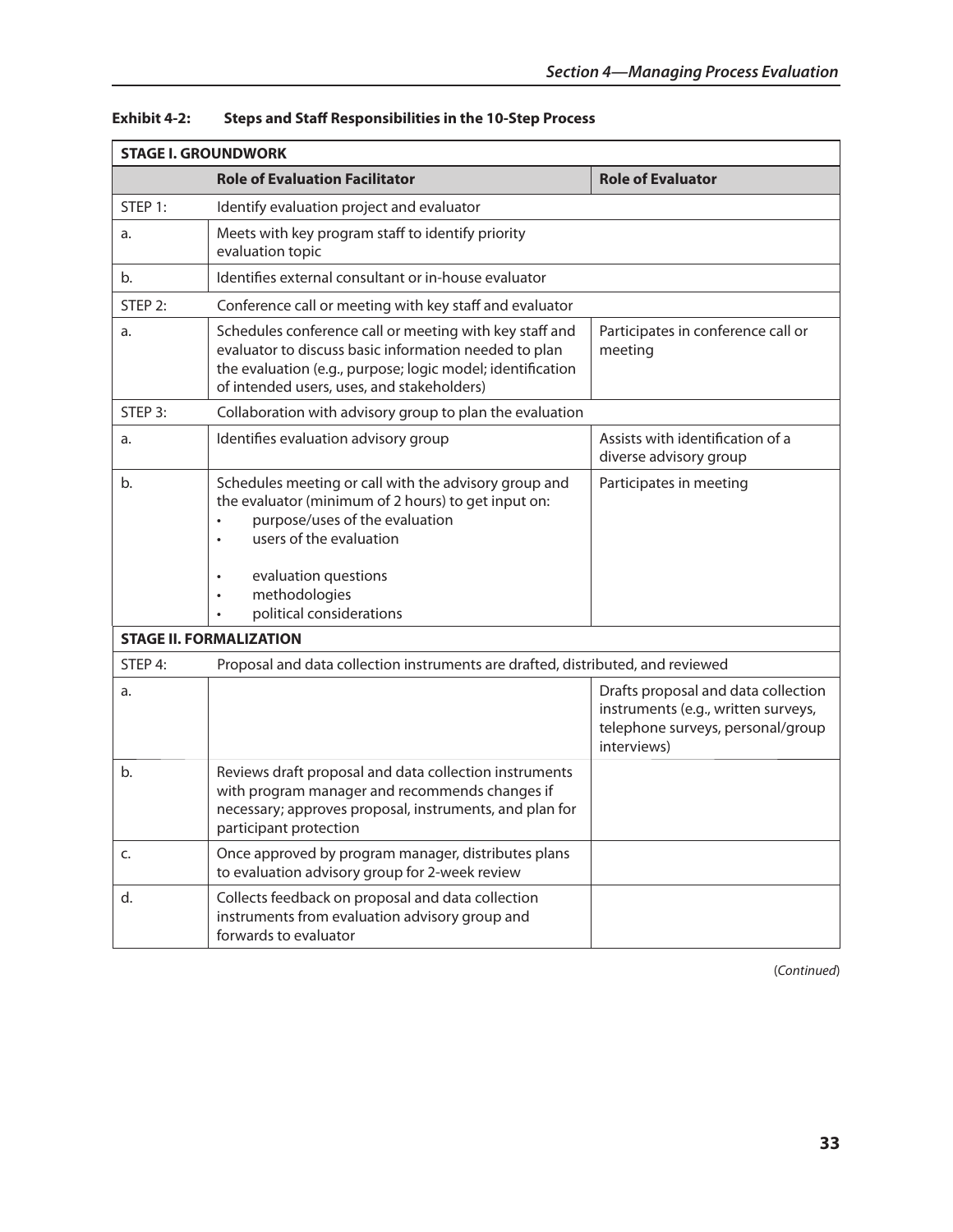**Exhibit 4-2: Steps and Staff Responsibilities in the 10-Step Process**

| STAGE I. GROUNDWORK | | |
|---|---|---|
| | **Role of Evaluation Facilitator** | **Role of Evaluator** |
| STEP 1: | Identify evaluation project and evaluator | |
| a. | Meets with key program staff to identify priority evaluation topic | |
| b. | Identifies external consultant or in-house evaluator | |
| STEP 2: | Conference call or meeting with key staff and evaluator | |
| a. | Schedules conference call or meeting with key staff and evaluator to discuss basic information needed to plan the evaluation (e.g., purpose; logic model; identification of intended users, uses, and stakeholders) | Participates in conference call or meeting |
| STEP 3: | Collaboration with advisory group to plan the evaluation | |
| a. | Identifies evaluation advisory group | Assists with identification of a diverse advisory group |
| b. | Schedules meeting or call with the advisory group and the evaluator (minimum of 2 hours) to get input on: <br>• purpose/uses of the evaluation <br>• users of the evaluation <br>• evaluation questions <br>• methodologies <br>• political considerations | Participates in meeting |
| **STAGE II. FORMALIZATION** | | |
| STEP 4: | Proposal and data collection instruments are drafted, distributed, and reviewed | |
| a. | | Drafts proposal and data collection instruments (e.g., written surveys, telephone surveys, personal/group interviews) |
| b. | Reviews draft proposal and data collection instruments with program manager and recommends changes if necessary; approves proposal, instruments, and plan for participant protection | |
| c. | Once approved by program manager, distributes plans to evaluation advisory group for 2-week review | |
| d. | Collects feedback on proposal and data collection instruments from evaluation advisory group and forwards to evaluator | |

(*Continued*)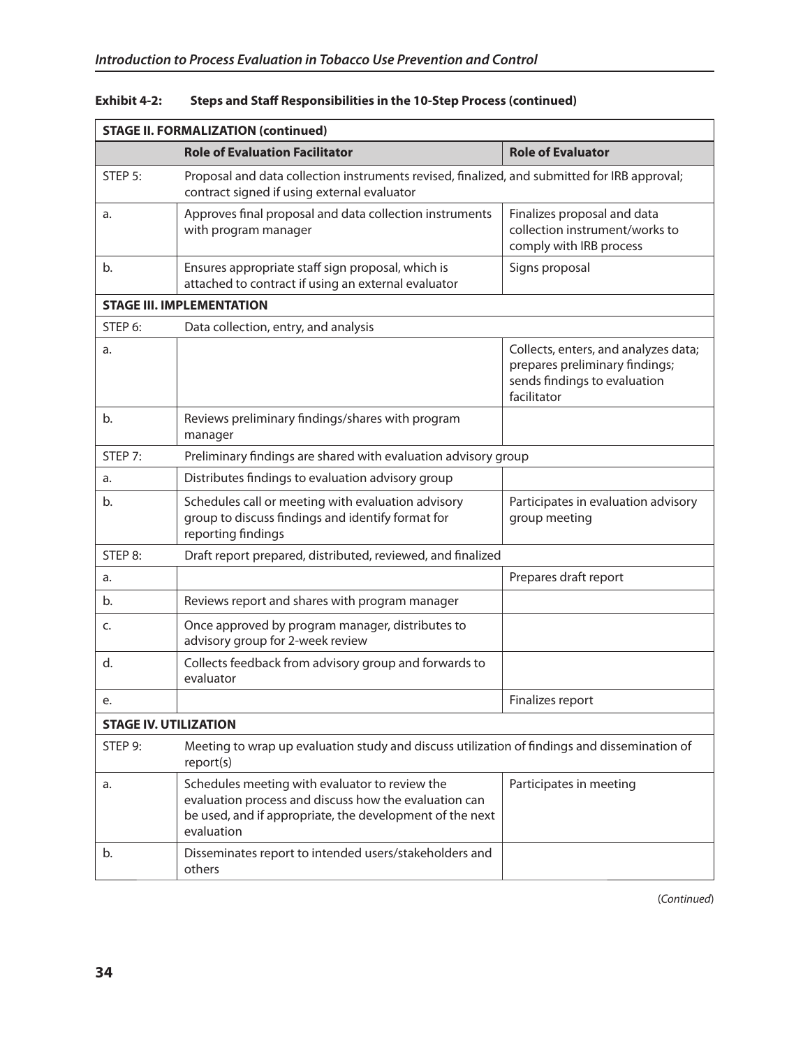**Exhibit 4-2: Steps and Staff Responsibilities in the 10-Step Process (continued)**

| **STAGE II. FORMALIZATION (continued)** | | |
|---|---|---|
| | **Role of Evaluation Facilitator** | **Role of Evaluator** |
| STEP 5: | Proposal and data collection instruments revised, finalized, and submitted for IRB approval; contract signed if using external evaluator | |
| a. | Approves final proposal and data collection instruments with program manager | Finalizes proposal and data collection instrument/works to comply with IRB process |
| b. | Ensures appropriate staff sign proposal, which is attached to contract if using an external evaluator | Signs proposal |
| **STAGE III. IMPLEMENTATION** | | |
| STEP 6: | Data collection, entry, and analysis | |
| a. | | Collects, enters, and analyzes data; prepares preliminary findings; sends findings to evaluation facilitator |
| b. | Reviews preliminary findings/shares with program manager | |
| STEP 7: | Preliminary findings are shared with evaluation advisory group | |
| a. | Distributes findings to evaluation advisory group | |
| b. | Schedules call or meeting with evaluation advisory group to discuss findings and identify format for reporting findings | Participates in evaluation advisory group meeting |
| STEP 8: | Draft report prepared, distributed, reviewed, and finalized | |
| a. | | Prepares draft report |
| b. | Reviews report and shares with program manager | |
| c. | Once approved by program manager, distributes to advisory group for 2-week review | |
| d. | Collects feedback from advisory group and forwards to evaluator | |
| e. | | Finalizes report |
| **STAGE IV. UTILIZATION** | | |
| STEP 9: | Meeting to wrap up evaluation study and discuss utilization of findings and dissemination of report(s) | |
| a. | Schedules meeting with evaluator to review the evaluation process and discuss how the evaluation can be used, and if appropriate, the development of the next evaluation | Participates in meeting |
| b. | Disseminates report to intended users/stakeholders and others | |

(*Continued*)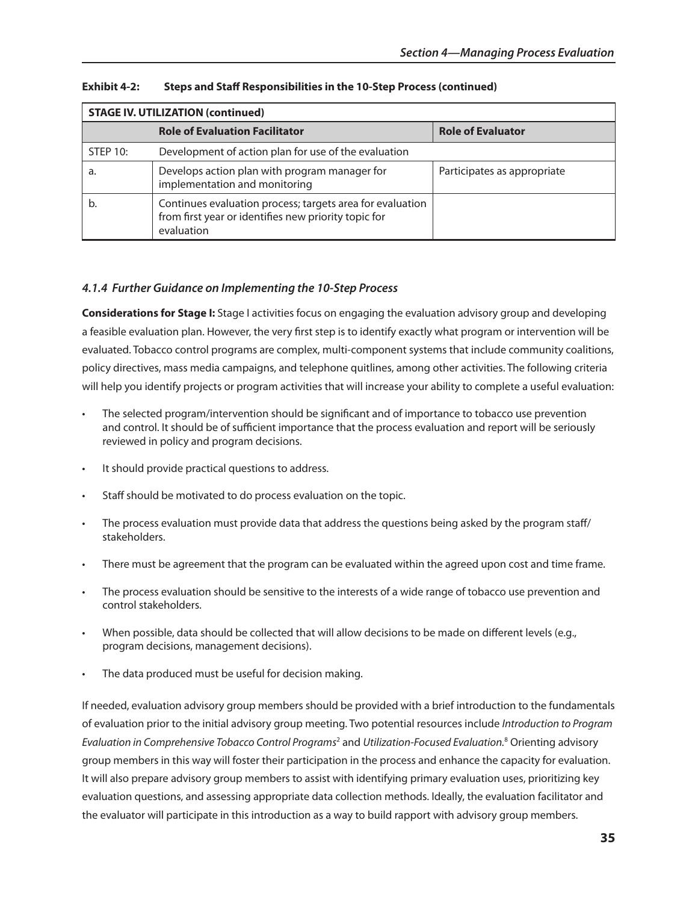**Exhibit 4-2: Steps and Staff Responsibilities in the 10-Step Process (continued)**

| STAGE IV. UTILIZATION (continued) | | |
|---|---|---|
| | **Role of Evaluation Facilitator** | **Role of Evaluator** |
| STEP 10: | Development of action plan for use of the evaluation | |
| a. | Develops action plan with program manager for implementation and monitoring | Participates as appropriate |
| b. | Continues evaluation process; targets area for evaluation from first year or identifies new priority topic for evaluation | |

### *4.1.4 Further Guidance on Implementing the 10-Step Process*

**Considerations for Stage I:** Stage I activities focus on engaging the evaluation advisory group and developing a feasible evaluation plan. However, the very first step is to identify exactly what program or intervention will be evaluated. Tobacco control programs are complex, multi-component systems that include community coalitions, policy directives, mass media campaigns, and telephone quitlines, among other activities. The following criteria will help you identify projects or program activities that will increase your ability to complete a useful evaluation:

- The selected program/intervention should be significant and of importance to tobacco use prevention and control. It should be of sufficient importance that the process evaluation and report will be seriously reviewed in policy and program decisions.
- It should provide practical questions to address.
- Staff should be motivated to do process evaluation on the topic.
- The process evaluation must provide data that address the questions being asked by the program staff/stakeholders.
- There must be agreement that the program can be evaluated within the agreed upon cost and time frame.
- The process evaluation should be sensitive to the interests of a wide range of tobacco use prevention and control stakeholders.
- When possible, data should be collected that will allow decisions to be made on different levels (e.g., program decisions, management decisions).
- The data produced must be useful for decision making.

If needed, evaluation advisory group members should be provided with a brief introduction to the fundamentals of evaluation prior to the initial advisory group meeting. Two potential resources include *Introduction to Program Evaluation in Comprehensive Tobacco Control Programs*[2] and *Utilization-Focused Evaluation*.[8] Orienting advisory group members in this way will foster their participation in the process and enhance the capacity for evaluation. It will also prepare advisory group members to assist with identifying primary evaluation uses, prioritizing key evaluation questions, and assessing appropriate data collection methods. Ideally, the evaluation facilitator and the evaluator will participate in this introduction as a way to build rapport with advisory group members.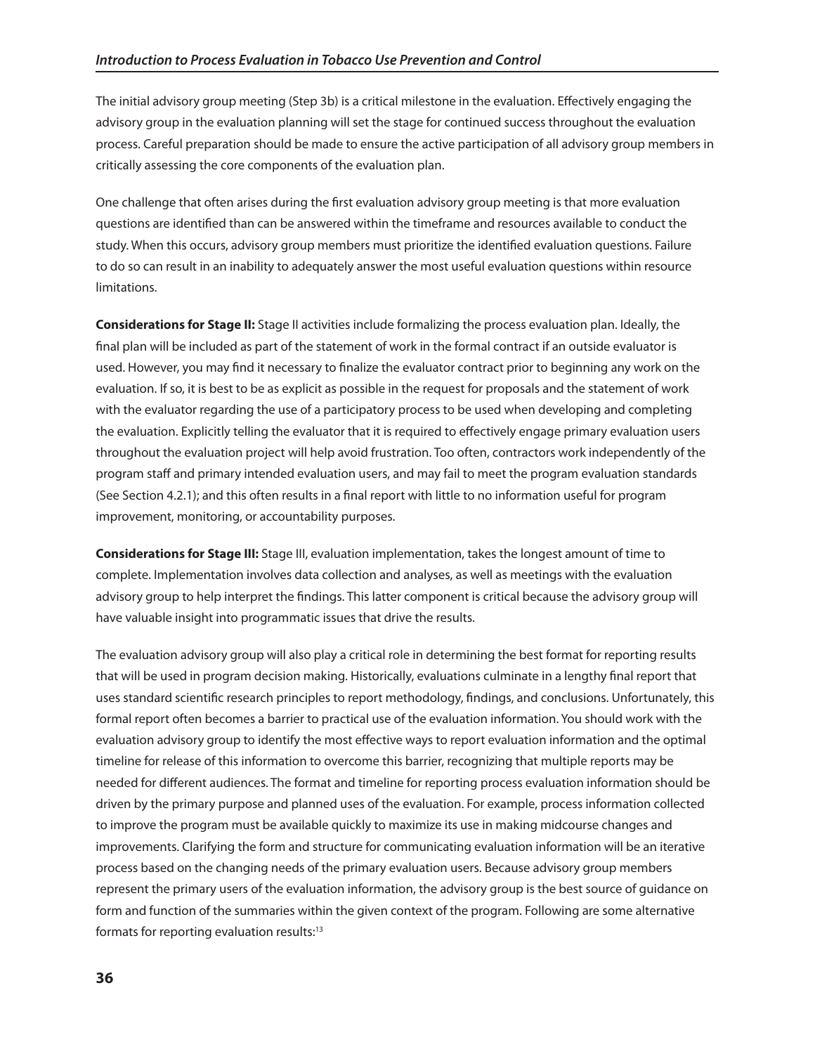The initial advisory group meeting (Step 3b) is a critical milestone in the evaluation. Effectively engaging the advisory group in the evaluation planning will set the stage for continued success throughout the evaluation process. Careful preparation should be made to ensure the active participation of all advisory group members in critically assessing the core components of the evaluation plan.

One challenge that often arises during the first evaluation advisory group meeting is that more evaluation questions are identified than can be answered within the timeframe and resources available to conduct the study. When this occurs, advisory group members must prioritize the identified evaluation questions. Failure to do so can result in an inability to adequately answer the most useful evaluation questions within resource limitations.

**Considerations for Stage II:** Stage II activities include formalizing the process evaluation plan. Ideally, the final plan will be included as part of the statement of work in the formal contract if an outside evaluator is used. However, you may find it necessary to finalize the evaluator contract prior to beginning any work on the evaluation. If so, it is best to be as explicit as possible in the request for proposals and the statement of work with the evaluator regarding the use of a participatory process to be used when developing and completing the evaluation. Explicitly telling the evaluator that it is required to effectively engage primary evaluation users throughout the evaluation project will help avoid frustration. Too often, contractors work independently of the program staff and primary intended evaluation users, and may fail to meet the program evaluation standards (See Section 4.2.1); and this often results in a final report with little to no information useful for program improvement, monitoring, or accountability purposes.

**Considerations for Stage III:** Stage III, evaluation implementation, takes the longest amount of time to complete. Implementation involves data collection and analyses, as well as meetings with the evaluation advisory group to help interpret the findings. This latter component is critical because the advisory group will have valuable insight into programmatic issues that drive the results.

The evaluation advisory group will also play a critical role in determining the best format for reporting results that will be used in program decision making. Historically, evaluations culminate in a lengthy final report that uses standard scientific research principles to report methodology, findings, and conclusions. Unfortunately, this formal report often becomes a barrier to practical use of the evaluation information. You should work with the evaluation advisory group to identify the most effective ways to report evaluation information and the optimal timeline for release of this information to overcome this barrier, recognizing that multiple reports may be needed for different audiences. The format and timeline for reporting process evaluation information should be driven by the primary purpose and planned uses of the evaluation. For example, process information collected to improve the program must be available quickly to maximize its use in making midcourse changes and improvements. Clarifying the form and structure for communicating evaluation information will be an iterative process based on the changing needs of the primary evaluation users. Because advisory group members represent the primary users of the evaluation information, the advisory group is the best source of guidance on form and function of the summaries within the given context of the program. Following are some alternative formats for reporting evaluation results:[13]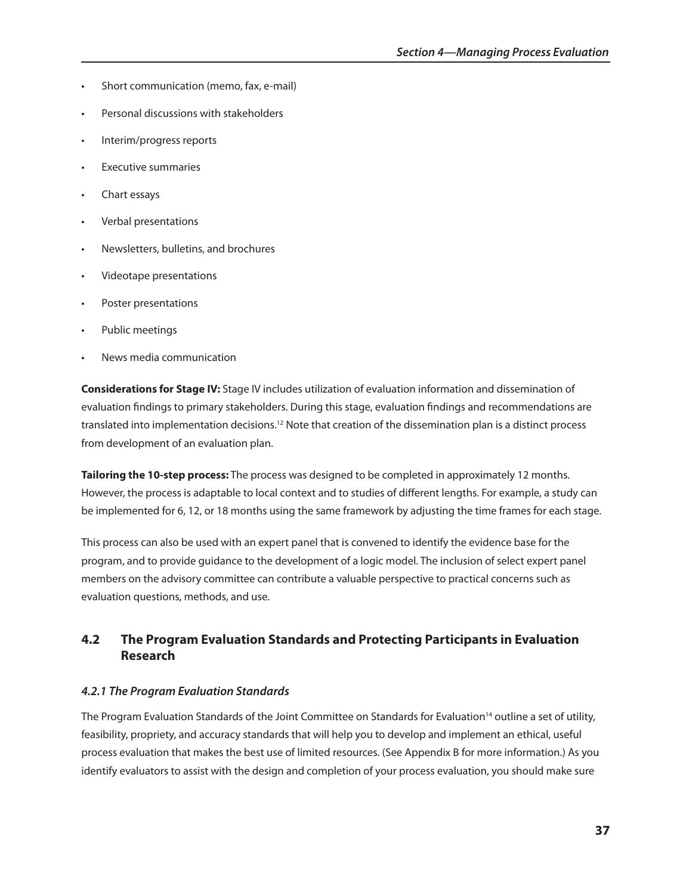- Short communication (memo, fax, e-mail)
- Personal discussions with stakeholders
- Interim/progress reports
- Executive summaries
- Chart essays
- Verbal presentations
- Newsletters, bulletins, and brochures
- Videotape presentations
- Poster presentations
- Public meetings
- News media communication

**Considerations for Stage IV:** Stage IV includes utilization of evaluation information and dissemination of evaluation findings to primary stakeholders. During this stage, evaluation findings and recommendations are translated into implementation decisions.[12] Note that creation of the dissemination plan is a distinct process from development of an evaluation plan.

**Tailoring the 10-step process:** The process was designed to be completed in approximately 12 months. However, the process is adaptable to local context and to studies of different lengths. For example, a study can be implemented for 6, 12, or 18 months using the same framework by adjusting the time frames for each stage.

This process can also be used with an expert panel that is convened to identify the evidence base for the program, and to provide guidance to the development of a logic model. The inclusion of select expert panel members on the advisory committee can contribute a valuable perspective to practical concerns such as evaluation questions, methods, and use.

## 4.2 The Program Evaluation Standards and Protecting Participants in Evaluation Research

### *4.2.1 The Program Evaluation Standards*

The Program Evaluation Standards of the Joint Committee on Standards for Evaluation[14] outline a set of utility, feasibility, propriety, and accuracy standards that will help you to develop and implement an ethical, useful process evaluation that makes the best use of limited resources. (See Appendix B for more information.) As you identify evaluators to assist with the design and completion of your process evaluation, you should make sure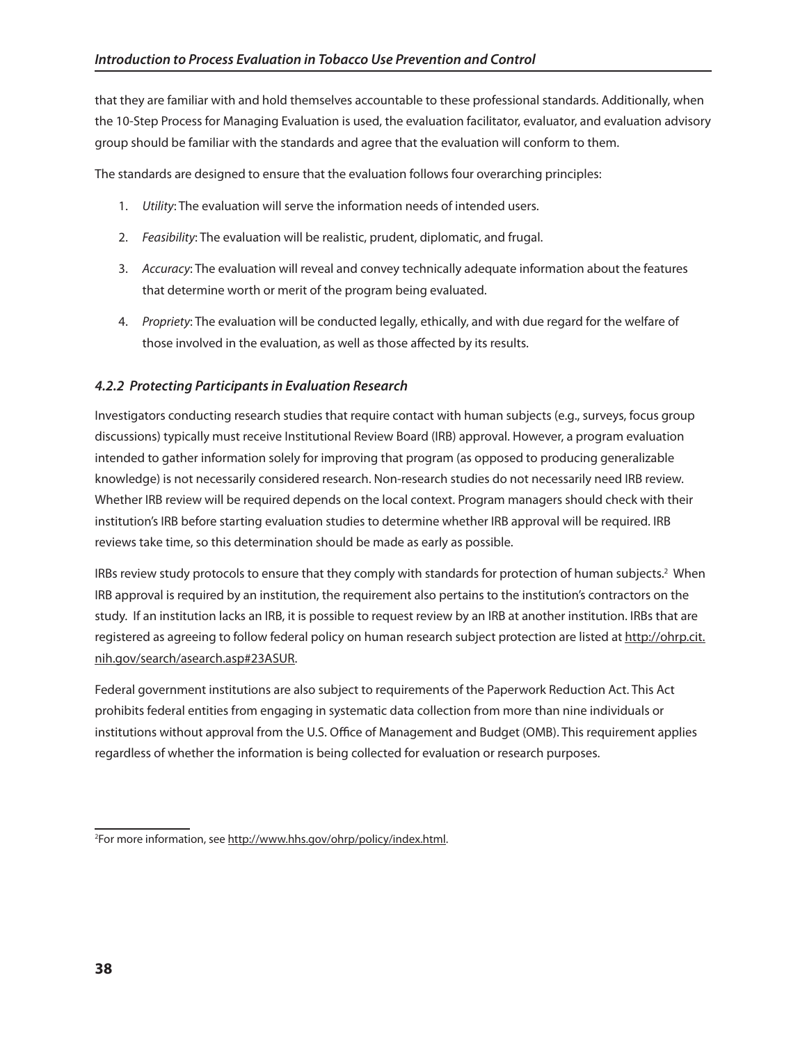that they are familiar with and hold themselves accountable to these professional standards. Additionally, when the 10-Step Process for Managing Evaluation is used, the evaluation facilitator, evaluator, and evaluation advisory group should be familiar with the standards and agree that the evaluation will conform to them.

The standards are designed to ensure that the evaluation follows four overarching principles:

1. *Utility*: The evaluation will serve the information needs of intended users.
2. *Feasibility*: The evaluation will be realistic, prudent, diplomatic, and frugal.
3. *Accuracy*: The evaluation will reveal and convey technically adequate information about the features that determine worth or merit of the program being evaluated.
4. *Propriety*: The evaluation will be conducted legally, ethically, and with due regard for the welfare of those involved in the evaluation, as well as those affected by its results.

### *4.2.2 Protecting Participants in Evaluation Research*

Investigators conducting research studies that require contact with human subjects (e.g., surveys, focus group discussions) typically must receive Institutional Review Board (IRB) approval. However, a program evaluation intended to gather information solely for improving that program (as opposed to producing generalizable knowledge) is not necessarily considered research. Non-research studies do not necessarily need IRB review. Whether IRB review will be required depends on the local context. Program managers should check with their institution's IRB before starting evaluation studies to determine whether IRB approval will be required. IRB reviews take time, so this determination should be made as early as possible.

IRBs review study protocols to ensure that they comply with standards for protection of human subjects.[2] When IRB approval is required by an institution, the requirement also pertains to the institution's contractors on the study. If an institution lacks an IRB, it is possible to request review by an IRB at another institution. IRBs that are registered as agreeing to follow federal policy on human research subject protection are listed at http://ohrp.cit.nih.gov/search/asearch.asp#23ASUR.

Federal government institutions are also subject to requirements of the Paperwork Reduction Act. This Act prohibits federal entities from engaging in systematic data collection from more than nine individuals or institutions without approval from the U.S. Office of Management and Budget (OMB). This requirement applies regardless of whether the information is being collected for evaluation or research purposes.

[2] For more information, see http://www.hhs.gov/ohrp/policy/index.html.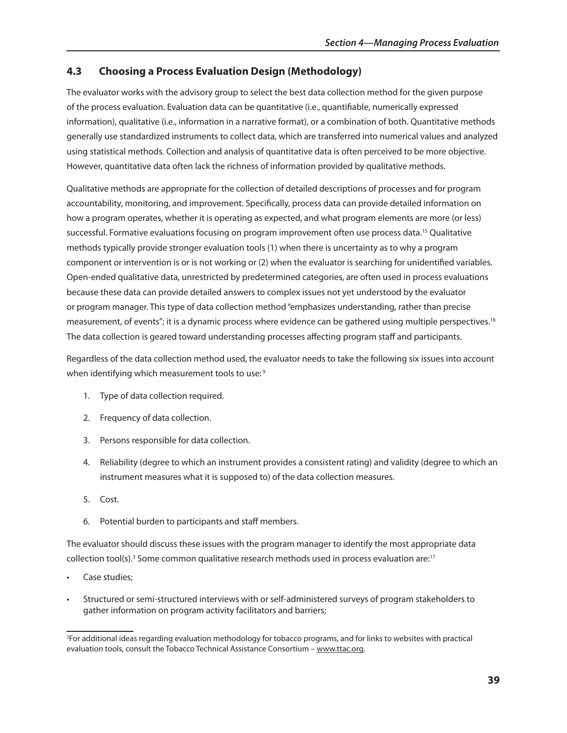## 4.3 Choosing a Process Evaluation Design (Methodology)

The evaluator works with the advisory group to select the best data collection method for the given purpose of the process evaluation. Evaluation data can be quantitative (i.e., quantifiable, numerically expressed information), qualitative (i.e., information in a narrative format), or a combination of both. Quantitative methods generally use standardized instruments to collect data, which are transferred into numerical values and analyzed using statistical methods. Collection and analysis of quantitative data is often perceived to be more objective. However, quantitative data often lack the richness of information provided by qualitative methods.

Qualitative methods are appropriate for the collection of detailed descriptions of processes and for program accountability, monitoring, and improvement. Specifically, process data can provide detailed information on how a program operates, whether it is operating as expected, and what program elements are more (or less) successful. Formative evaluations focusing on program improvement often use process data.[15] Qualitative methods typically provide stronger evaluation tools (1) when there is uncertainty as to why a program component or intervention is or is not working or (2) when the evaluator is searching for unidentified variables. Open-ended qualitative data, unrestricted by predetermined categories, are often used in process evaluations because these data can provide detailed answers to complex issues not yet understood by the evaluator or program manager. This type of data collection method "emphasizes understanding, rather than precise measurement, of events"; it is a dynamic process where evidence can be gathered using multiple perspectives.[16] The data collection is geared toward understanding processes affecting program staff and participants.

Regardless of the data collection method used, the evaluator needs to take the following six issues into account when identifying which measurement tools to use:[9]

1. Type of data collection required.
2. Frequency of data collection.
3. Persons responsible for data collection.
4. Reliability (degree to which an instrument provides a consistent rating) and validity (degree to which an instrument measures what it is supposed to) of the data collection measures.
5. Cost.
6. Potential burden to participants and staff members.

The evaluator should discuss these issues with the program manager to identify the most appropriate data collection tool(s).[3] Some common qualitative research methods used in process evaluation are:[17]

- Case studies;
- Structured or semi-structured interviews with or self-administered surveys of program stakeholders to gather information on program activity facilitators and barriers;

[3] For additional ideas regarding evaluation methodology for tobacco programs, and for links to websites with practical evaluation tools, consult the Tobacco Technical Assistance Consortium – www.ttac.org.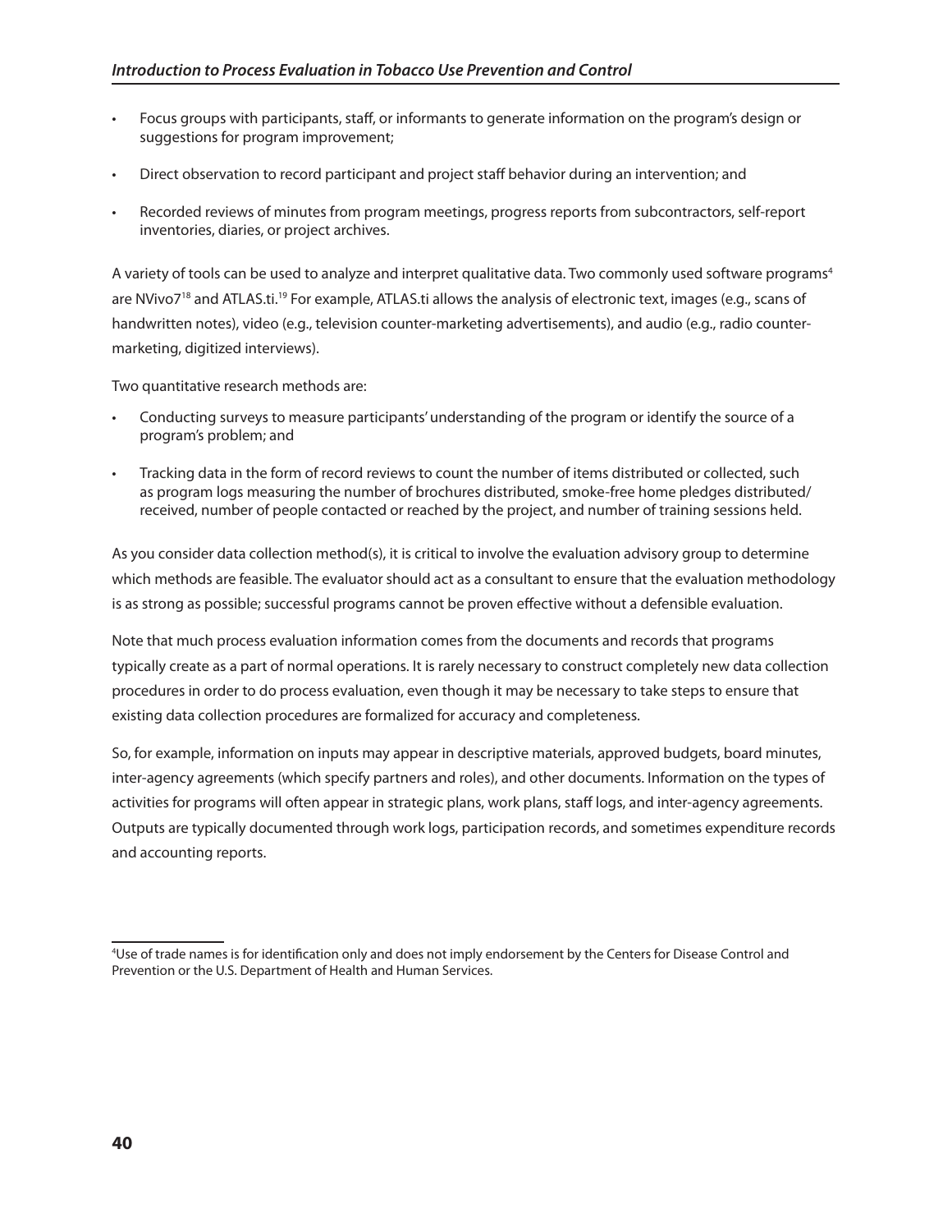- Focus groups with participants, staff, or informants to generate information on the program's design or suggestions for program improvement;
- Direct observation to record participant and project staff behavior during an intervention; and
- Recorded reviews of minutes from program meetings, progress reports from subcontractors, self-report inventories, diaries, or project archives.

A variety of tools can be used to analyze and interpret qualitative data. Two commonly used software programs[4] are NVivo7[18] and ATLAS.ti.[19] For example, ATLAS.ti allows the analysis of electronic text, images (e.g., scans of handwritten notes), video (e.g., television counter-marketing advertisements), and audio (e.g., radio counter-marketing, digitized interviews).

Two quantitative research methods are:

- Conducting surveys to measure participants' understanding of the program or identify the source of a program's problem; and
- Tracking data in the form of record reviews to count the number of items distributed or collected, such as program logs measuring the number of brochures distributed, smoke-free home pledges distributed/received, number of people contacted or reached by the project, and number of training sessions held.

As you consider data collection method(s), it is critical to involve the evaluation advisory group to determine which methods are feasible. The evaluator should act as a consultant to ensure that the evaluation methodology is as strong as possible; successful programs cannot be proven effective without a defensible evaluation.

Note that much process evaluation information comes from the documents and records that programs typically create as a part of normal operations. It is rarely necessary to construct completely new data collection procedures in order to do process evaluation, even though it may be necessary to take steps to ensure that existing data collection procedures are formalized for accuracy and completeness.

So, for example, information on inputs may appear in descriptive materials, approved budgets, board minutes, inter-agency agreements (which specify partners and roles), and other documents. Information on the types of activities for programs will often appear in strategic plans, work plans, staff logs, and inter-agency agreements. Outputs are typically documented through work logs, participation records, and sometimes expenditure records and accounting reports.

---

[4]Use of trade names is for identification only and does not imply endorsement by the Centers for Disease Control and Prevention or the U.S. Department of Health and Human Services.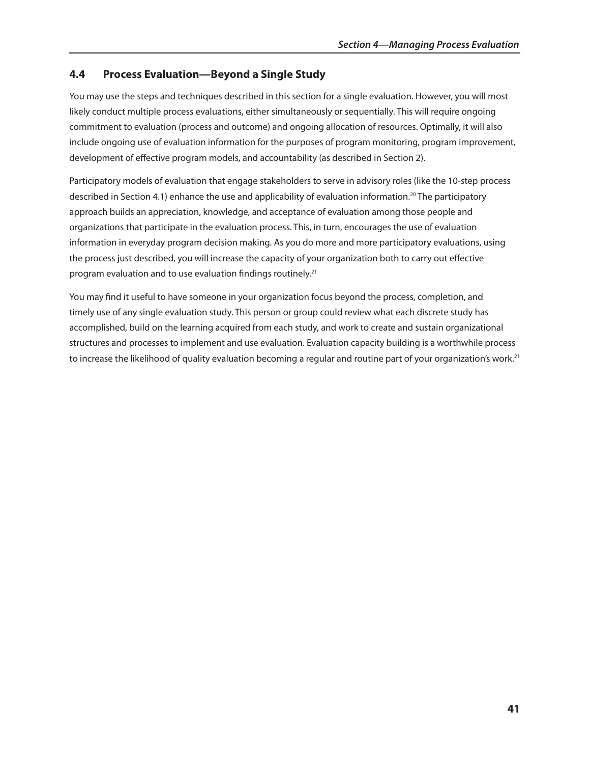## 4.4 Process Evaluation—Beyond a Single Study

You may use the steps and techniques described in this section for a single evaluation. However, you will most likely conduct multiple process evaluations, either simultaneously or sequentially. This will require ongoing commitment to evaluation (process and outcome) and ongoing allocation of resources. Optimally, it will also include ongoing use of evaluation information for the purposes of program monitoring, program improvement, development of effective program models, and accountability (as described in Section 2).

Participatory models of evaluation that engage stakeholders to serve in advisory roles (like the 10-step process described in Section 4.1) enhance the use and applicability of evaluation information.[20] The participatory approach builds an appreciation, knowledge, and acceptance of evaluation among those people and organizations that participate in the evaluation process. This, in turn, encourages the use of evaluation information in everyday program decision making. As you do more and more participatory evaluations, using the process just described, you will increase the capacity of your organization both to carry out effective program evaluation and to use evaluation findings routinely.[21]

You may find it useful to have someone in your organization focus beyond the process, completion, and timely use of any single evaluation study. This person or group could review what each discrete study has accomplished, build on the learning acquired from each study, and work to create and sustain organizational structures and processes to implement and use evaluation. Evaluation capacity building is a worthwhile process to increase the likelihood of quality evaluation becoming a regular and routine part of your organization's work.[21]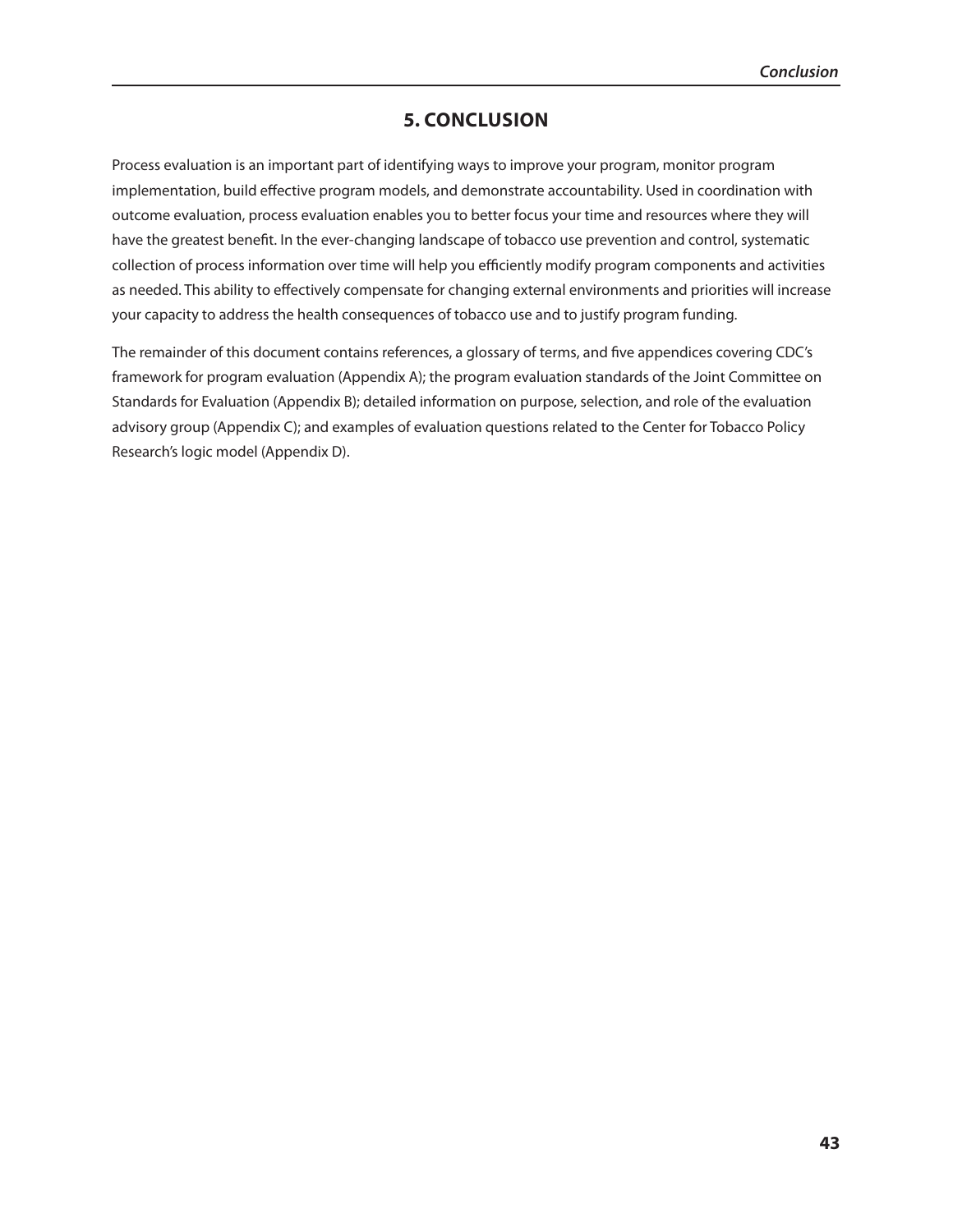# 5. CONCLUSION

Process evaluation is an important part of identifying ways to improve your program, monitor program implementation, build effective program models, and demonstrate accountability. Used in coordination with outcome evaluation, process evaluation enables you to better focus your time and resources where they will have the greatest benefit. In the ever-changing landscape of tobacco use prevention and control, systematic collection of process information over time will help you efficiently modify program components and activities as needed. This ability to effectively compensate for changing external environments and priorities will increase your capacity to address the health consequences of tobacco use and to justify program funding.

The remainder of this document contains references, a glossary of terms, and five appendices covering CDC's framework for program evaluation (Appendix A); the program evaluation standards of the Joint Committee on Standards for Evaluation (Appendix B); detailed information on purpose, selection, and role of the evaluation advisory group (Appendix C); and examples of evaluation questions related to the Center for Tobacco Policy Research's logic model (Appendix D).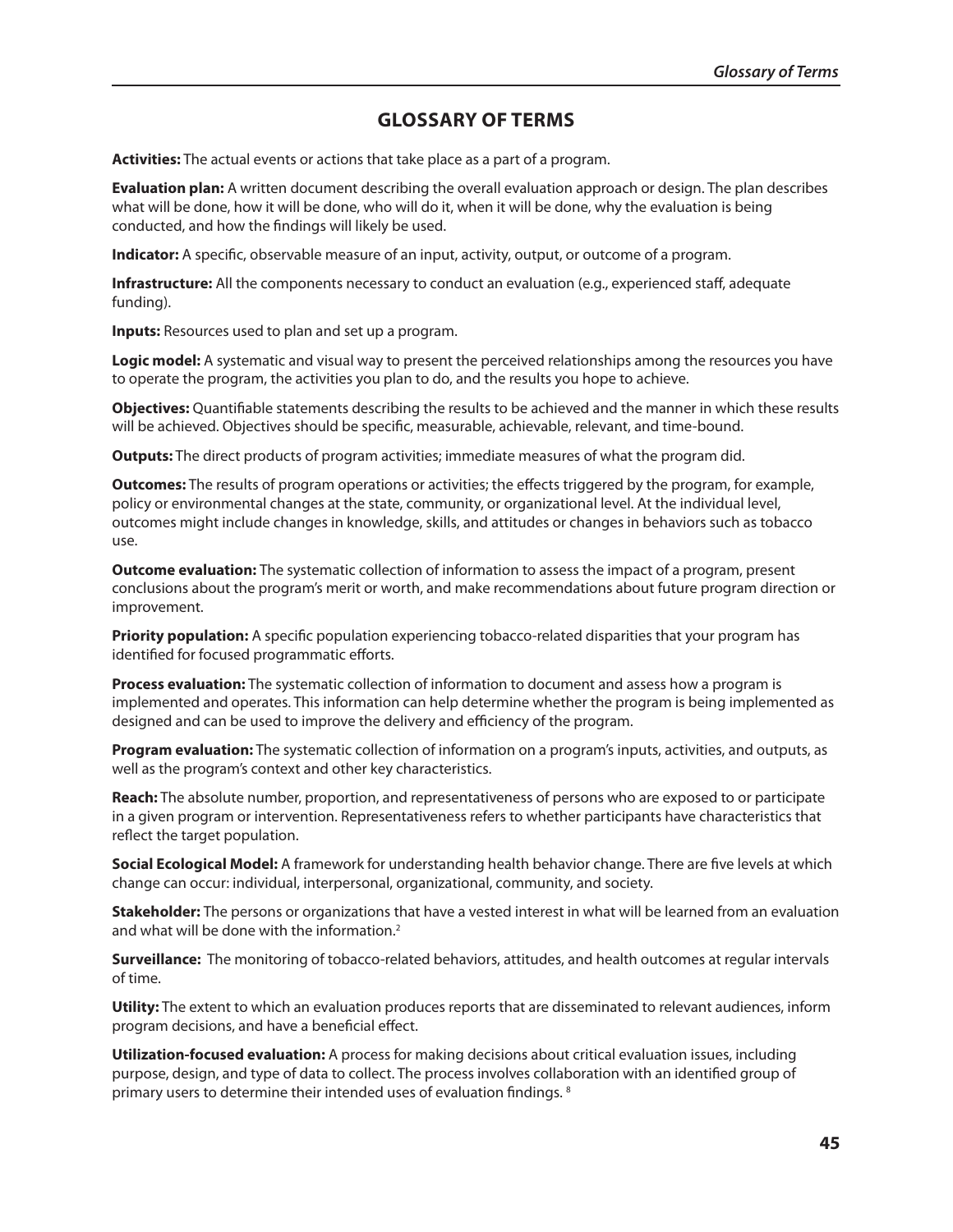# GLOSSARY OF TERMS

**Activities:** The actual events or actions that take place as a part of a program.

**Evaluation plan:** A written document describing the overall evaluation approach or design. The plan describes what will be done, how it will be done, who will do it, when it will be done, why the evaluation is being conducted, and how the findings will likely be used.

**Indicator:** A specific, observable measure of an input, activity, output, or outcome of a program.

**Infrastructure:** All the components necessary to conduct an evaluation (e.g., experienced staff, adequate funding).

**Inputs:** Resources used to plan and set up a program.

**Logic model:** A systematic and visual way to present the perceived relationships among the resources you have to operate the program, the activities you plan to do, and the results you hope to achieve.

**Objectives:** Quantifiable statements describing the results to be achieved and the manner in which these results will be achieved. Objectives should be specific, measurable, achievable, relevant, and time-bound.

**Outputs:** The direct products of program activities; immediate measures of what the program did.

**Outcomes:** The results of program operations or activities; the effects triggered by the program, for example, policy or environmental changes at the state, community, or organizational level. At the individual level, outcomes might include changes in knowledge, skills, and attitudes or changes in behaviors such as tobacco use.

**Outcome evaluation:** The systematic collection of information to assess the impact of a program, present conclusions about the program's merit or worth, and make recommendations about future program direction or improvement.

**Priority population:** A specific population experiencing tobacco-related disparities that your program has identified for focused programmatic efforts.

**Process evaluation:** The systematic collection of information to document and assess how a program is implemented and operates. This information can help determine whether the program is being implemented as designed and can be used to improve the delivery and efficiency of the program.

**Program evaluation:** The systematic collection of information on a program's inputs, activities, and outputs, as well as the program's context and other key characteristics.

**Reach:** The absolute number, proportion, and representativeness of persons who are exposed to or participate in a given program or intervention. Representativeness refers to whether participants have characteristics that reflect the target population.

**Social Ecological Model:** A framework for understanding health behavior change. There are five levels at which change can occur: individual, interpersonal, organizational, community, and society.

**Stakeholder:** The persons or organizations that have a vested interest in what will be learned from an evaluation and what will be done with the information.[2]

**Surveillance:** The monitoring of tobacco-related behaviors, attitudes, and health outcomes at regular intervals of time.

**Utility:** The extent to which an evaluation produces reports that are disseminated to relevant audiences, inform program decisions, and have a beneficial effect.

**Utilization-focused evaluation:** A process for making decisions about critical evaluation issues, including purpose, design, and type of data to collect. The process involves collaboration with an identified group of primary users to determine their intended uses of evaluation findings.[8]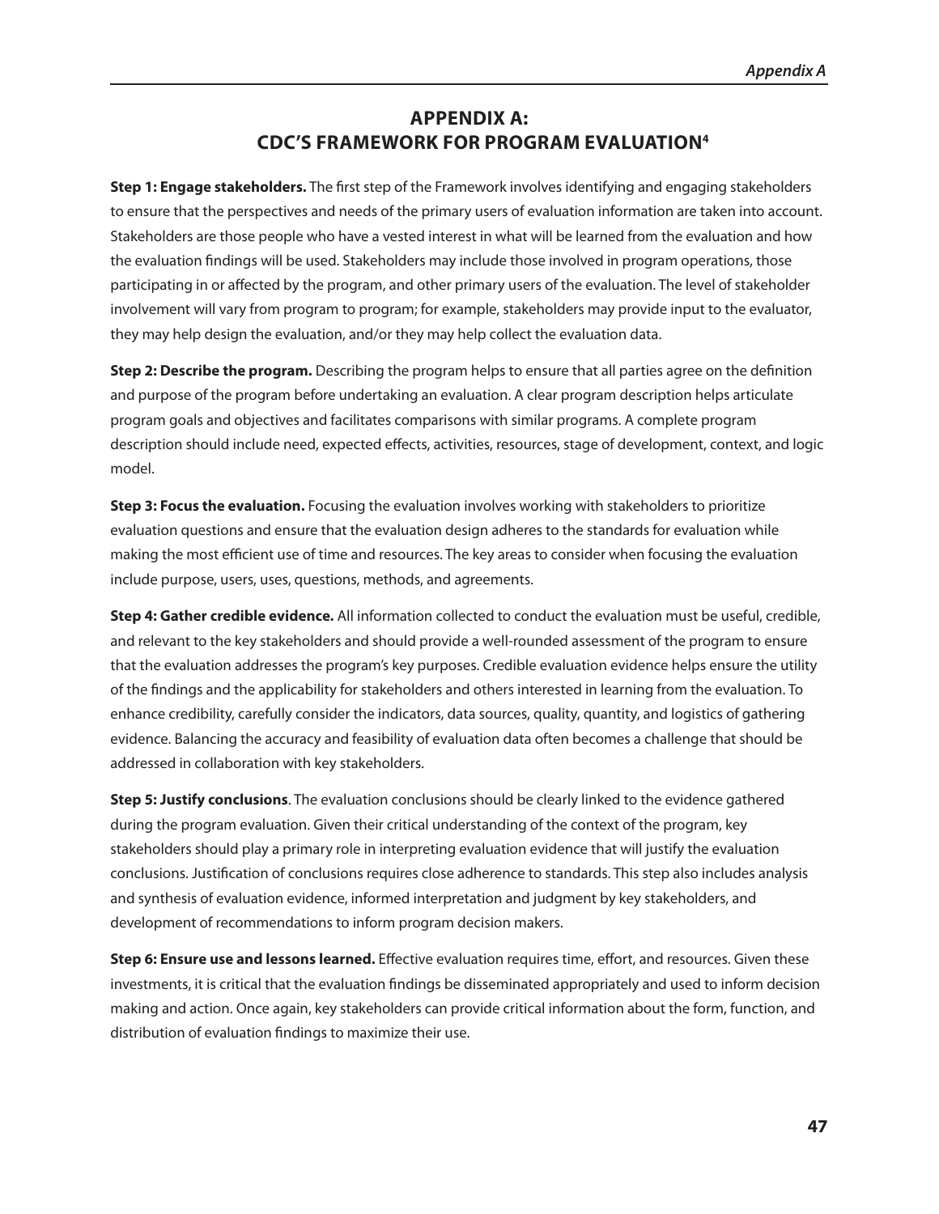# APPENDIX A: CDC'S FRAMEWORK FOR PROGRAM EVALUATION[4]

**Step 1: Engage stakeholders.** The first step of the Framework involves identifying and engaging stakeholders to ensure that the perspectives and needs of the primary users of evaluation information are taken into account. Stakeholders are those people who have a vested interest in what will be learned from the evaluation and how the evaluation findings will be used. Stakeholders may include those involved in program operations, those participating in or affected by the program, and other primary users of the evaluation. The level of stakeholder involvement will vary from program to program; for example, stakeholders may provide input to the evaluator, they may help design the evaluation, and/or they may help collect the evaluation data.

**Step 2: Describe the program.** Describing the program helps to ensure that all parties agree on the definition and purpose of the program before undertaking an evaluation. A clear program description helps articulate program goals and objectives and facilitates comparisons with similar programs. A complete program description should include need, expected effects, activities, resources, stage of development, context, and logic model.

**Step 3: Focus the evaluation.** Focusing the evaluation involves working with stakeholders to prioritize evaluation questions and ensure that the evaluation design adheres to the standards for evaluation while making the most efficient use of time and resources. The key areas to consider when focusing the evaluation include purpose, users, uses, questions, methods, and agreements.

**Step 4: Gather credible evidence.** All information collected to conduct the evaluation must be useful, credible, and relevant to the key stakeholders and should provide a well-rounded assessment of the program to ensure that the evaluation addresses the program's key purposes. Credible evaluation evidence helps ensure the utility of the findings and the applicability for stakeholders and others interested in learning from the evaluation. To enhance credibility, carefully consider the indicators, data sources, quality, quantity, and logistics of gathering evidence. Balancing the accuracy and feasibility of evaluation data often becomes a challenge that should be addressed in collaboration with key stakeholders.

**Step 5: Justify conclusions**. The evaluation conclusions should be clearly linked to the evidence gathered during the program evaluation. Given their critical understanding of the context of the program, key stakeholders should play a primary role in interpreting evaluation evidence that will justify the evaluation conclusions. Justification of conclusions requires close adherence to standards. This step also includes analysis and synthesis of evaluation evidence, informed interpretation and judgment by key stakeholders, and development of recommendations to inform program decision makers.

**Step 6: Ensure use and lessons learned.** Effective evaluation requires time, effort, and resources. Given these investments, it is critical that the evaluation findings be disseminated appropriately and used to inform decision making and action. Once again, key stakeholders can provide critical information about the form, function, and distribution of evaluation findings to maximize their use.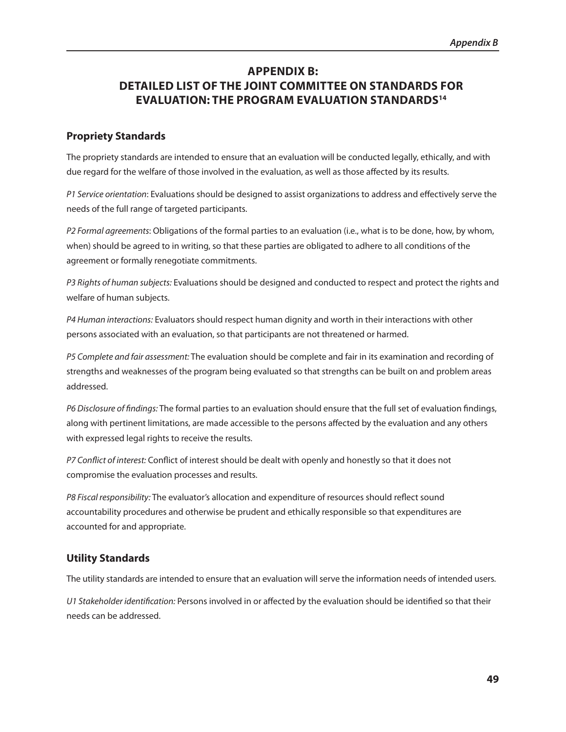# APPENDIX B: DETAILED LIST OF THE JOINT COMMITTEE ON STANDARDS FOR EVALUATION: THE PROGRAM EVALUATION STANDARDS[14]

## Propriety Standards

The propriety standards are intended to ensure that an evaluation will be conducted legally, ethically, and with due regard for the welfare of those involved in the evaluation, as well as those affected by its results.

*P1 Service orientation*: Evaluations should be designed to assist organizations to address and effectively serve the needs of the full range of targeted participants.

*P2 Formal agreements*: Obligations of the formal parties to an evaluation (i.e., what is to be done, how, by whom, when) should be agreed to in writing, so that these parties are obligated to adhere to all conditions of the agreement or formally renegotiate commitments.

*P3 Rights of human subjects:* Evaluations should be designed and conducted to respect and protect the rights and welfare of human subjects.

*P4 Human interactions:* Evaluators should respect human dignity and worth in their interactions with other persons associated with an evaluation, so that participants are not threatened or harmed.

*P5 Complete and fair assessment:* The evaluation should be complete and fair in its examination and recording of strengths and weaknesses of the program being evaluated so that strengths can be built on and problem areas addressed.

*P6 Disclosure of findings:* The formal parties to an evaluation should ensure that the full set of evaluation findings, along with pertinent limitations, are made accessible to the persons affected by the evaluation and any others with expressed legal rights to receive the results.

*P7 Conflict of interest:* Conflict of interest should be dealt with openly and honestly so that it does not compromise the evaluation processes and results.

*P8 Fiscal responsibility:* The evaluator's allocation and expenditure of resources should reflect sound accountability procedures and otherwise be prudent and ethically responsible so that expenditures are accounted for and appropriate.

## Utility Standards

The utility standards are intended to ensure that an evaluation will serve the information needs of intended users.

*U1 Stakeholder identification:* Persons involved in or affected by the evaluation should be identified so that their needs can be addressed.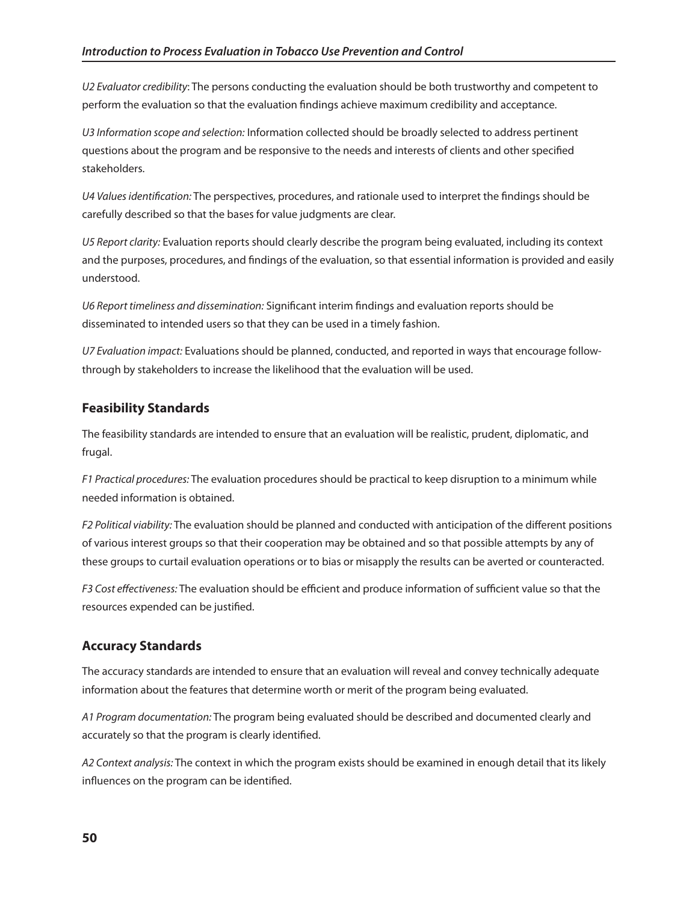*U2 Evaluator credibility*: The persons conducting the evaluation should be both trustworthy and competent to perform the evaluation so that the evaluation findings achieve maximum credibility and acceptance.

*U3 Information scope and selection:* Information collected should be broadly selected to address pertinent questions about the program and be responsive to the needs and interests of clients and other specified stakeholders.

*U4 Values identification:* The perspectives, procedures, and rationale used to interpret the findings should be carefully described so that the bases for value judgments are clear.

*U5 Report clarity:* Evaluation reports should clearly describe the program being evaluated, including its context and the purposes, procedures, and findings of the evaluation, so that essential information is provided and easily understood.

*U6 Report timeliness and dissemination:* Significant interim findings and evaluation reports should be disseminated to intended users so that they can be used in a timely fashion.

*U7 Evaluation impact:* Evaluations should be planned, conducted, and reported in ways that encourage follow-through by stakeholders to increase the likelihood that the evaluation will be used.

### Feasibility Standards

The feasibility standards are intended to ensure that an evaluation will be realistic, prudent, diplomatic, and frugal.

*F1 Practical procedures:* The evaluation procedures should be practical to keep disruption to a minimum while needed information is obtained.

*F2 Political viability:* The evaluation should be planned and conducted with anticipation of the different positions of various interest groups so that their cooperation may be obtained and so that possible attempts by any of these groups to curtail evaluation operations or to bias or misapply the results can be averted or counteracted.

*F3 Cost effectiveness:* The evaluation should be efficient and produce information of sufficient value so that the resources expended can be justified.

### Accuracy Standards

The accuracy standards are intended to ensure that an evaluation will reveal and convey technically adequate information about the features that determine worth or merit of the program being evaluated.

*A1 Program documentation:* The program being evaluated should be described and documented clearly and accurately so that the program is clearly identified.

*A2 Context analysis:* The context in which the program exists should be examined in enough detail that its likely influences on the program can be identified.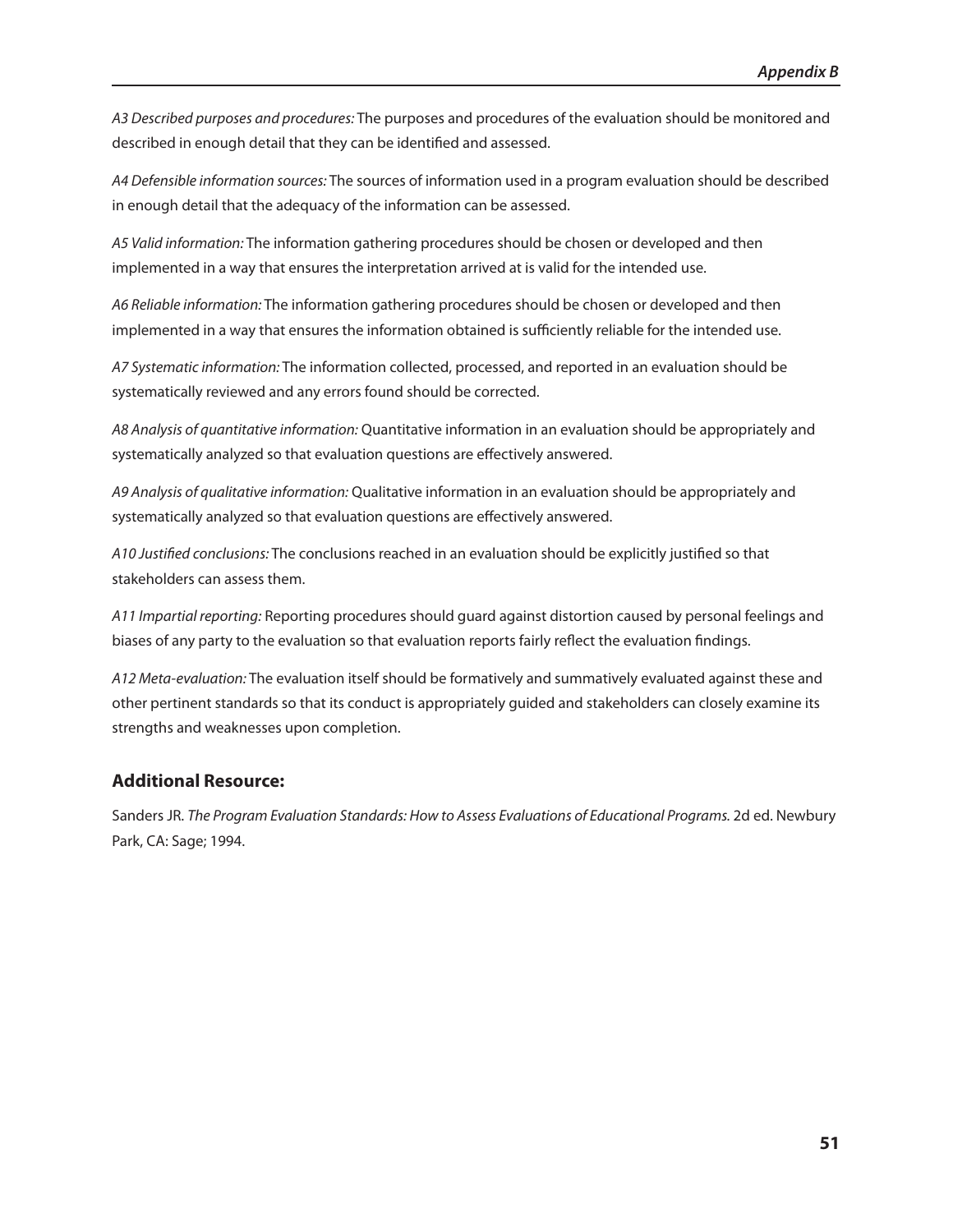*A3 Described purposes and procedures:* The purposes and procedures of the evaluation should be monitored and described in enough detail that they can be identified and assessed.

*A4 Defensible information sources:* The sources of information used in a program evaluation should be described in enough detail that the adequacy of the information can be assessed.

*A5 Valid information:* The information gathering procedures should be chosen or developed and then implemented in a way that ensures the interpretation arrived at is valid for the intended use.

*A6 Reliable information:* The information gathering procedures should be chosen or developed and then implemented in a way that ensures the information obtained is sufficiently reliable for the intended use.

*A7 Systematic information:* The information collected, processed, and reported in an evaluation should be systematically reviewed and any errors found should be corrected.

*A8 Analysis of quantitative information:* Quantitative information in an evaluation should be appropriately and systematically analyzed so that evaluation questions are effectively answered.

*A9 Analysis of qualitative information:* Qualitative information in an evaluation should be appropriately and systematically analyzed so that evaluation questions are effectively answered.

*A10 Justified conclusions:* The conclusions reached in an evaluation should be explicitly justified so that stakeholders can assess them.

*A11 Impartial reporting:* Reporting procedures should guard against distortion caused by personal feelings and biases of any party to the evaluation so that evaluation reports fairly reflect the evaluation findings.

*A12 Meta-evaluation:* The evaluation itself should be formatively and summatively evaluated against these and other pertinent standards so that its conduct is appropriately guided and stakeholders can closely examine its strengths and weaknesses upon completion.

### Additional Resource:

Sanders JR. *The Program Evaluation Standards: How to Assess Evaluations of Educational Programs.* 2d ed. Newbury Park, CA: Sage; 1994.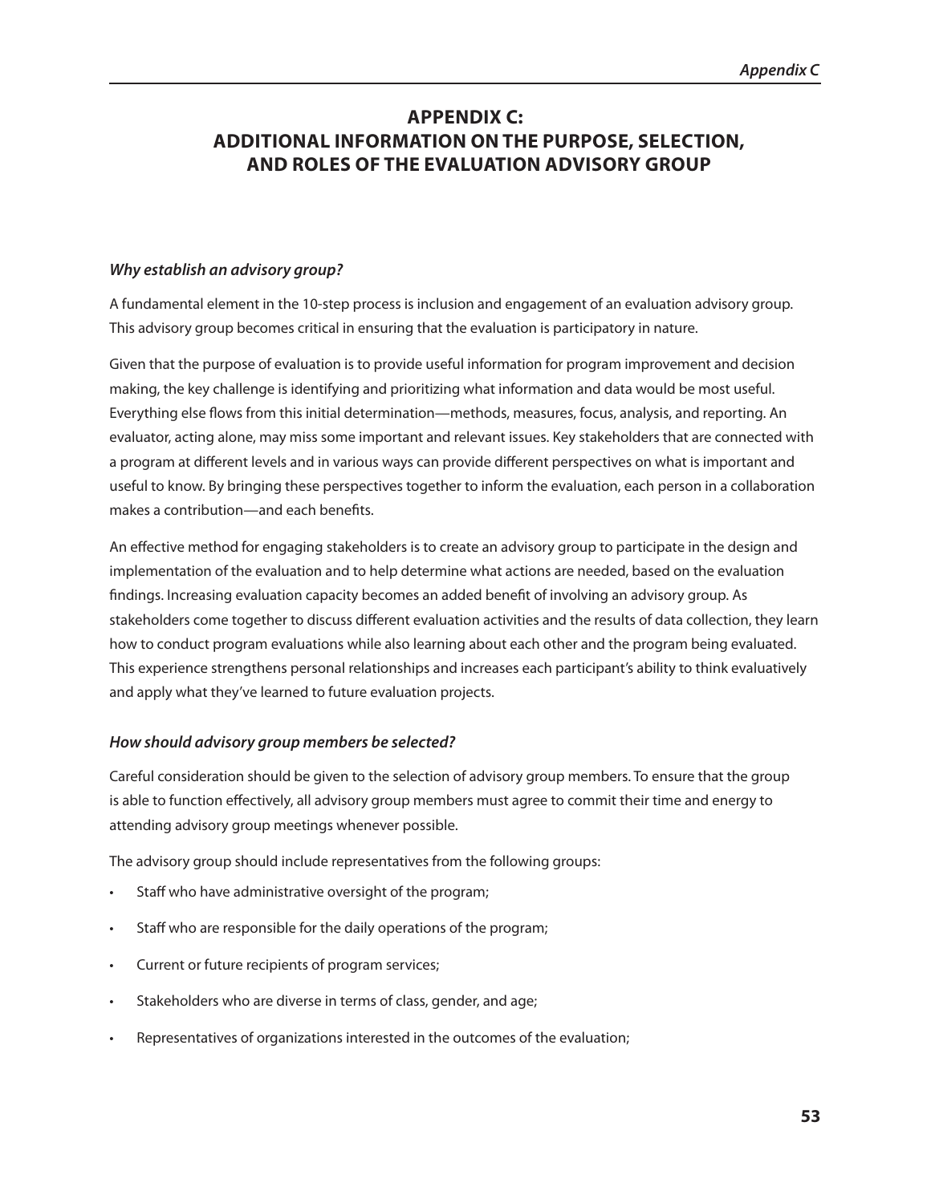# APPENDIX C: ADDITIONAL INFORMATION ON THE PURPOSE, SELECTION, AND ROLES OF THE EVALUATION ADVISORY GROUP

### *Why establish an advisory group?*

A fundamental element in the 10-step process is inclusion and engagement of an evaluation advisory group. This advisory group becomes critical in ensuring that the evaluation is participatory in nature.

Given that the purpose of evaluation is to provide useful information for program improvement and decision making, the key challenge is identifying and prioritizing what information and data would be most useful. Everything else flows from this initial determination—methods, measures, focus, analysis, and reporting. An evaluator, acting alone, may miss some important and relevant issues. Key stakeholders that are connected with a program at different levels and in various ways can provide different perspectives on what is important and useful to know. By bringing these perspectives together to inform the evaluation, each person in a collaboration makes a contribution—and each benefits.

An effective method for engaging stakeholders is to create an advisory group to participate in the design and implementation of the evaluation and to help determine what actions are needed, based on the evaluation findings. Increasing evaluation capacity becomes an added benefit of involving an advisory group. As stakeholders come together to discuss different evaluation activities and the results of data collection, they learn how to conduct program evaluations while also learning about each other and the program being evaluated. This experience strengthens personal relationships and increases each participant's ability to think evaluatively and apply what they've learned to future evaluation projects.

### *How should advisory group members be selected?*

Careful consideration should be given to the selection of advisory group members. To ensure that the group is able to function effectively, all advisory group members must agree to commit their time and energy to attending advisory group meetings whenever possible.

The advisory group should include representatives from the following groups:

- Staff who have administrative oversight of the program;
- Staff who are responsible for the daily operations of the program;
- Current or future recipients of program services;
- Stakeholders who are diverse in terms of class, gender, and age;
- Representatives of organizations interested in the outcomes of the evaluation;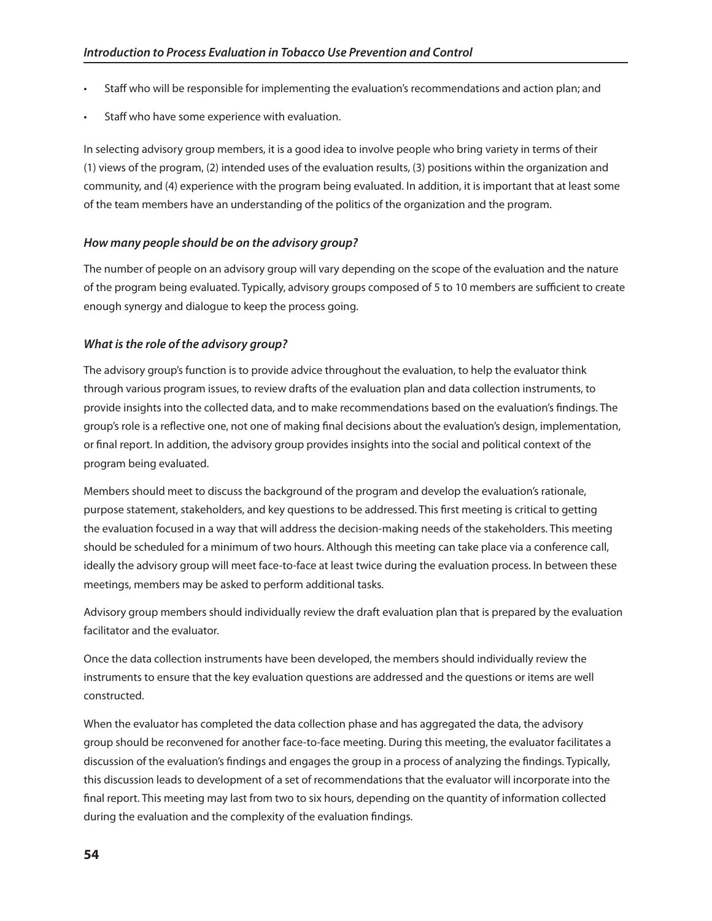- Staff who will be responsible for implementing the evaluation's recommendations and action plan; and
- Staff who have some experience with evaluation.

In selecting advisory group members, it is a good idea to involve people who bring variety in terms of their (1) views of the program, (2) intended uses of the evaluation results, (3) positions within the organization and community, and (4) experience with the program being evaluated. In addition, it is important that at least some of the team members have an understanding of the politics of the organization and the program.

### *How many people should be on the advisory group?*

The number of people on an advisory group will vary depending on the scope of the evaluation and the nature of the program being evaluated. Typically, advisory groups composed of 5 to 10 members are sufficient to create enough synergy and dialogue to keep the process going.

### *What is the role of the advisory group?*

The advisory group's function is to provide advice throughout the evaluation, to help the evaluator think through various program issues, to review drafts of the evaluation plan and data collection instruments, to provide insights into the collected data, and to make recommendations based on the evaluation's findings. The group's role is a reflective one, not one of making final decisions about the evaluation's design, implementation, or final report. In addition, the advisory group provides insights into the social and political context of the program being evaluated.

Members should meet to discuss the background of the program and develop the evaluation's rationale, purpose statement, stakeholders, and key questions to be addressed. This first meeting is critical to getting the evaluation focused in a way that will address the decision-making needs of the stakeholders. This meeting should be scheduled for a minimum of two hours. Although this meeting can take place via a conference call, ideally the advisory group will meet face-to-face at least twice during the evaluation process. In between these meetings, members may be asked to perform additional tasks.

Advisory group members should individually review the draft evaluation plan that is prepared by the evaluation facilitator and the evaluator.

Once the data collection instruments have been developed, the members should individually review the instruments to ensure that the key evaluation questions are addressed and the questions or items are well constructed.

When the evaluator has completed the data collection phase and has aggregated the data, the advisory group should be reconvened for another face-to-face meeting. During this meeting, the evaluator facilitates a discussion of the evaluation's findings and engages the group in a process of analyzing the findings. Typically, this discussion leads to development of a set of recommendations that the evaluator will incorporate into the final report. This meeting may last from two to six hours, depending on the quantity of information collected during the evaluation and the complexity of the evaluation findings.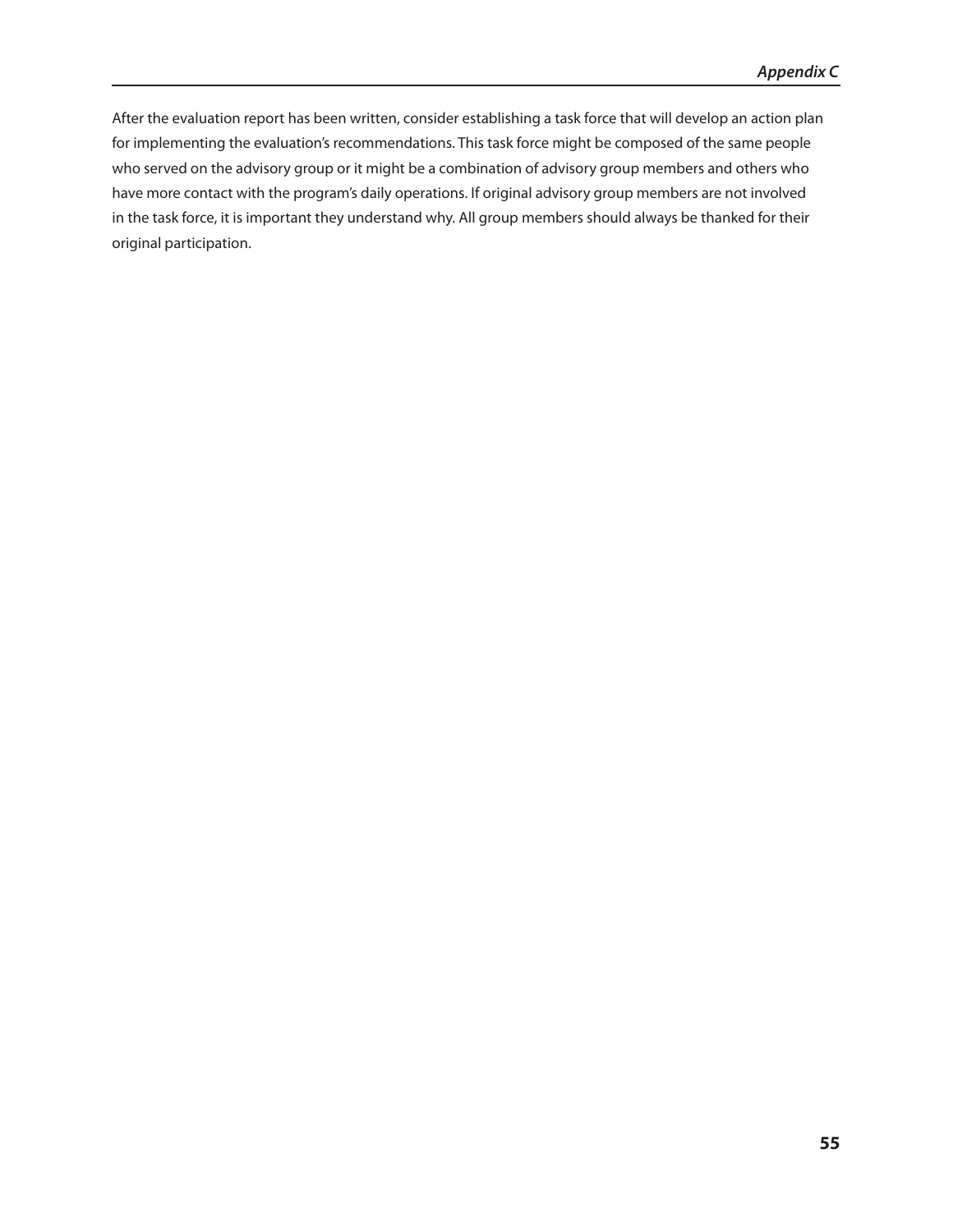After the evaluation report has been written, consider establishing a task force that will develop an action plan for implementing the evaluation's recommendations. This task force might be composed of the same people who served on the advisory group or it might be a combination of advisory group members and others who have more contact with the program's daily operations. If original advisory group members are not involved in the task force, it is important they understand why. All group members should always be thanked for their original participation.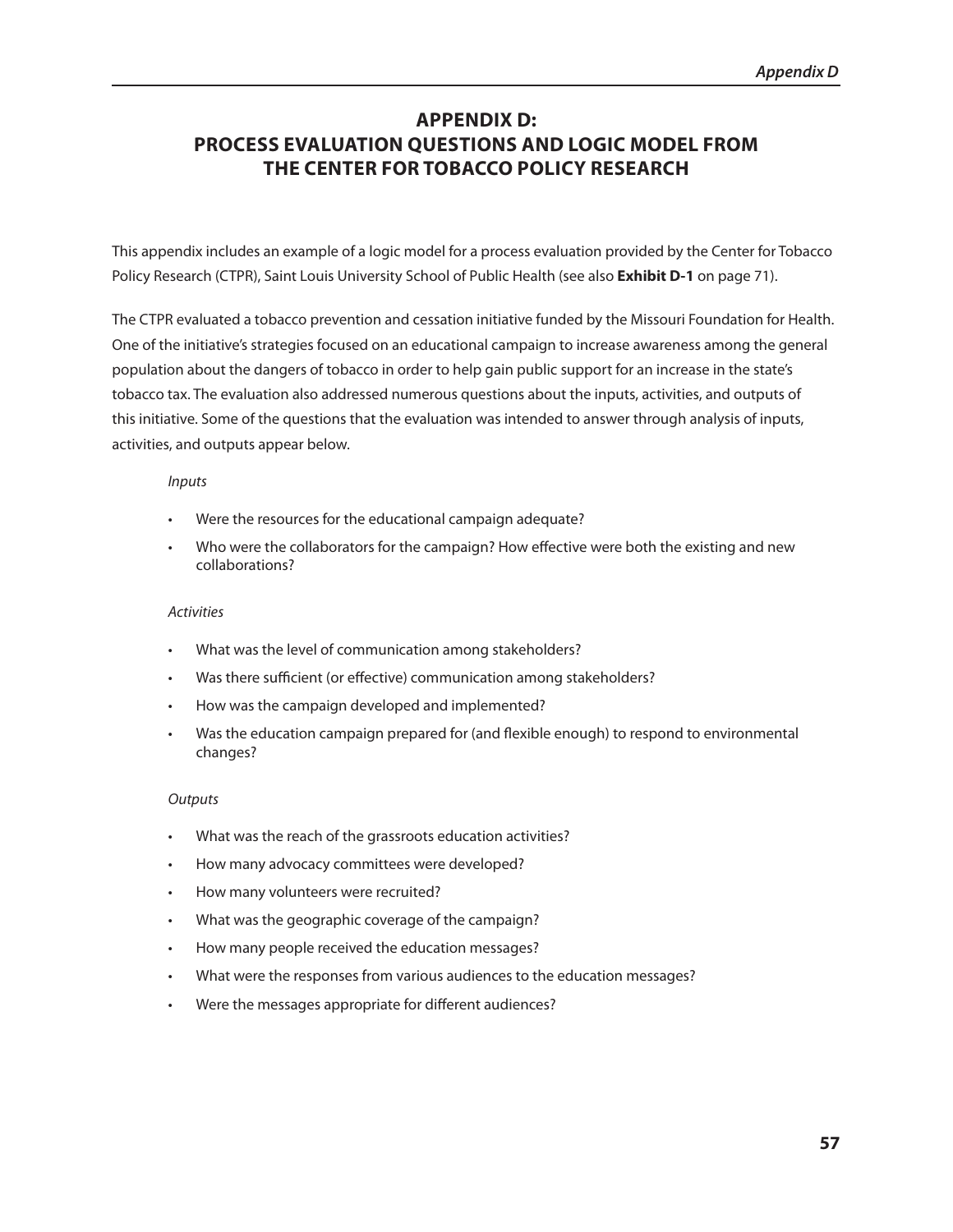# APPENDIX D: PROCESS EVALUATION QUESTIONS AND LOGIC MODEL FROM THE CENTER FOR TOBACCO POLICY RESEARCH

This appendix includes an example of a logic model for a process evaluation provided by the Center for Tobacco Policy Research (CTPR), Saint Louis University School of Public Health (see also **Exhibit D-1** on page 71).

The CTPR evaluated a tobacco prevention and cessation initiative funded by the Missouri Foundation for Health. One of the initiative's strategies focused on an educational campaign to increase awareness among the general population about the dangers of tobacco in order to help gain public support for an increase in the state's tobacco tax. The evaluation also addressed numerous questions about the inputs, activities, and outputs of this initiative. Some of the questions that the evaluation was intended to answer through analysis of inputs, activities, and outputs appear below.

*Inputs*

- Were the resources for the educational campaign adequate?
- Who were the collaborators for the campaign? How effective were both the existing and new collaborations?

*Activities*

- What was the level of communication among stakeholders?
- Was there sufficient (or effective) communication among stakeholders?
- How was the campaign developed and implemented?
- Was the education campaign prepared for (and flexible enough) to respond to environmental changes?

*Outputs*

- What was the reach of the grassroots education activities?
- How many advocacy committees were developed?
- How many volunteers were recruited?
- What was the geographic coverage of the campaign?
- How many people received the education messages?
- What were the responses from various audiences to the education messages?
- Were the messages appropriate for different audiences?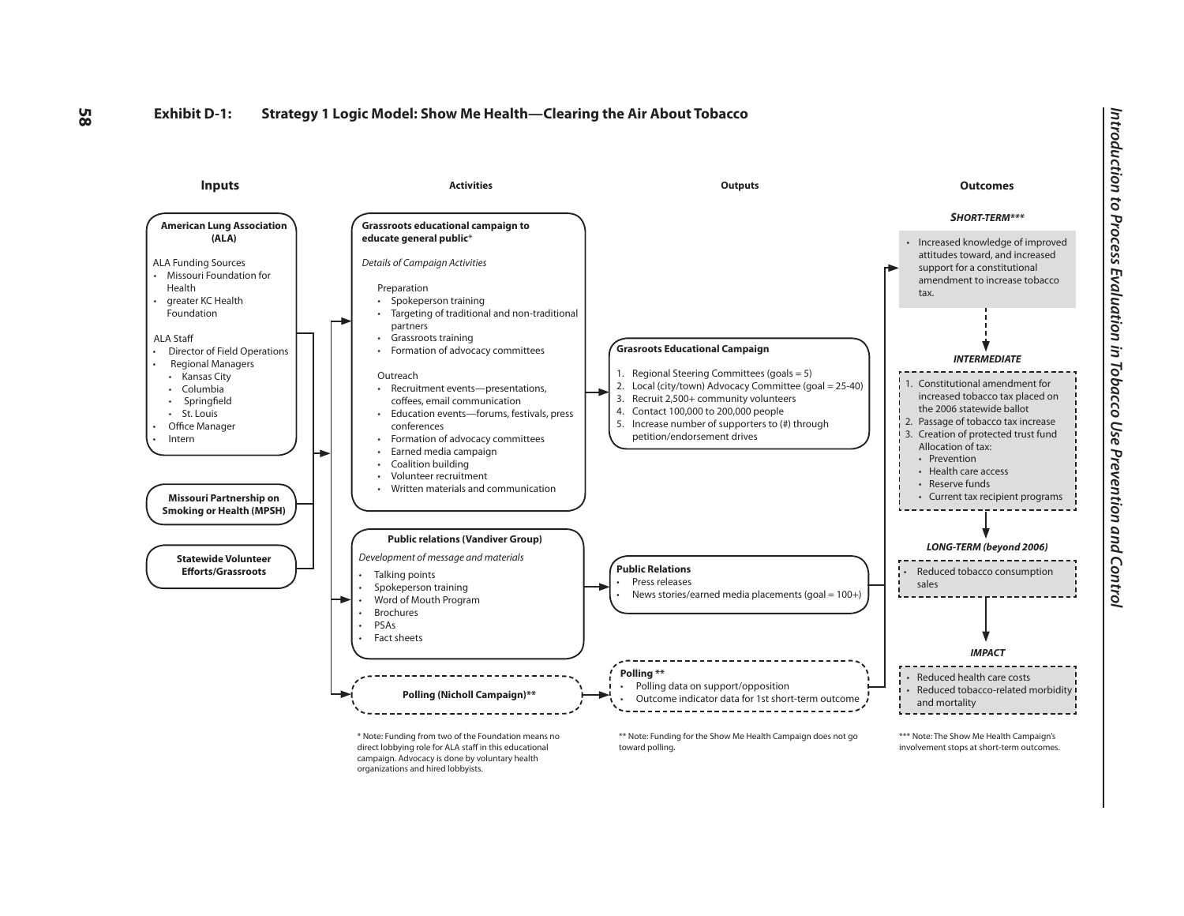## Exhibit D-1: Strategy 1 Logic Model: Show Me Health—Clearing the Air About Tobacco

### Inputs

**American Lung Association (ALA)**

ALA Funding Sources
- Missouri Foundation for Health
- greater KC Health Foundation

ALA Staff
- Director of Field Operations
- Regional Managers
  - Kansas City
  - Columbia
  - Springfield
  - St. Louis
- Office Manager
- Intern

**Missouri Partnership on Smoking or Health (MPSH)**

**Statewide Volunteer Efforts/Grassroots**

### Activities

**Grassroots educational campaign to educate general public***

*Details of Campaign Activities*

Preparation
- Spokeperson training
- Targeting of traditional and non-traditional partners
- Grassroots training
- Formation of advocacy committees

Outreach
- Recruitment events—presentations, coffees, email communication
- Education events—forums, festivals, press conferences
- Formation of advocacy committees
- Earned media campaign
- Coalition building
- Volunteer recruitment
- Written materials and communication

**Public relations (Vandiver Group)**

*Development of message and materials*
- Talking points
- Spokeperson training
- Word of Mouth Program
- Brochures
- PSAs
- Fact sheets

**Polling (Nicholl Campaign)****

### Outputs

**Grasroots Educational Campaign**

1. Regional Steering Committees (goals = 5)
2. Local (city/town) Advocacy Committee (goal = 25-40)
3. Recruit 2,500+ community volunteers
4. Contact 100,000 to 200,000 people
5. Increase number of supporters to (#) through petition/endorsement drives

**Public Relations**
- Press releases
- News stories/earned media placements (goal = 100+)

**Polling ****
- Polling data on support/opposition
- Outcome indicator data for 1st short-term outcome

### Outcomes

***SHORT-TERM****

- Increased knowledge of improved attitudes toward, and increased support for a constitutional amendment to increase tobacco tax.

***INTERMEDIATE***

1. Constitutional amendment for increased tobacco tax placed on the 2006 statewide ballot
2. Passage of tobacco tax increase
3. Creation of protected trust fund Allocation of tax:
   - Prevention
   - Health care access
   - Reserve funds
   - Current tax recipient programs

***LONG-TERM (beyond 2006)***

- Reduced tobacco consumption sales

***IMPACT***

- Reduced health care costs
- Reduced tobacco-related morbidity and mortality

\* Note: Funding from two of the Foundation means no direct lobbying role for ALA staff in this educational campaign. Advocacy is done by voluntary health organizations and hired lobbyists.

** Note: Funding for the Show Me Health Campaign does not go toward polling.

*** Note: The Show Me Health Campaign's involvement stops at short-term outcomes.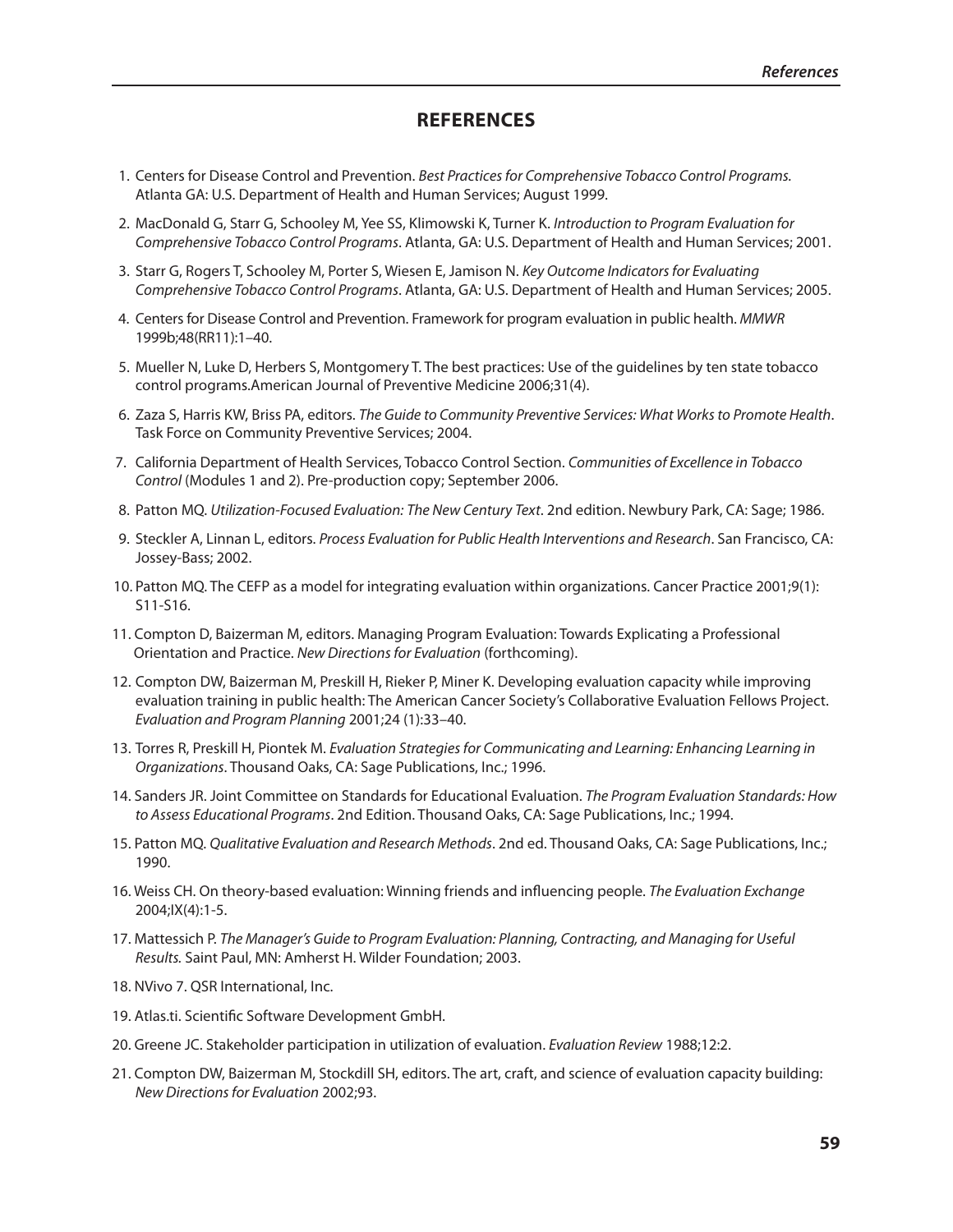# REFERENCES

1. Centers for Disease Control and Prevention. *Best Practices for Comprehensive Tobacco Control Programs.* Atlanta GA: U.S. Department of Health and Human Services; August 1999.
2. MacDonald G, Starr G, Schooley M, Yee SS, Klimowski K, Turner K. *Introduction to Program Evaluation for Comprehensive Tobacco Control Programs*. Atlanta, GA: U.S. Department of Health and Human Services; 2001.
3. Starr G, Rogers T, Schooley M, Porter S, Wiesen E, Jamison N. *Key Outcome Indicators for Evaluating Comprehensive Tobacco Control Programs*. Atlanta, GA: U.S. Department of Health and Human Services; 2005.
4. Centers for Disease Control and Prevention. Framework for program evaluation in public health. *MMWR* 1999b;48(RR11):1–40.
5. Mueller N, Luke D, Herbers S, Montgomery T. The best practices: Use of the guidelines by ten state tobacco control programs.American Journal of Preventive Medicine 2006;31(4).
6. Zaza S, Harris KW, Briss PA, editors. *The Guide to Community Preventive Services: What Works to Promote Health*. Task Force on Community Preventive Services; 2004.
7. California Department of Health Services, Tobacco Control Section. *Communities of Excellence in Tobacco Control* (Modules 1 and 2). Pre-production copy; September 2006.
8. Patton MQ. *Utilization-Focused Evaluation: The New Century Text*. 2nd edition. Newbury Park, CA: Sage; 1986.
9. Steckler A, Linnan L, editors. *Process Evaluation for Public Health Interventions and Research*. San Francisco, CA: Jossey-Bass; 2002.
10. Patton MQ. The CEFP as a model for integrating evaluation within organizations. Cancer Practice 2001;9(1): S11-S16.
11. Compton D, Baizerman M, editors. Managing Program Evaluation: Towards Explicating a Professional Orientation and Practice. *New Directions for Evaluation* (forthcoming).
12. Compton DW, Baizerman M, Preskill H, Rieker P, Miner K. Developing evaluation capacity while improving evaluation training in public health: The American Cancer Society's Collaborative Evaluation Fellows Project. *Evaluation and Program Planning* 2001;24 (1):33–40.
13. Torres R, Preskill H, Piontek M. *Evaluation Strategies for Communicating and Learning: Enhancing Learning in Organizations*. Thousand Oaks, CA: Sage Publications, Inc.; 1996.
14. Sanders JR. Joint Committee on Standards for Educational Evaluation. *The Program Evaluation Standards: How to Assess Educational Programs*. 2nd Edition. Thousand Oaks, CA: Sage Publications, Inc.; 1994.
15. Patton MQ. *Qualitative Evaluation and Research Methods*. 2nd ed. Thousand Oaks, CA: Sage Publications, Inc.; 1990.
16. Weiss CH. On theory-based evaluation: Winning friends and influencing people. *The Evaluation Exchange* 2004;IX(4):1-5.
17. Mattessich P. *The Manager's Guide to Program Evaluation: Planning, Contracting, and Managing for Useful Results.* Saint Paul, MN: Amherst H. Wilder Foundation; 2003.
18. NVivo 7. QSR International, Inc.
19. Atlas.ti. Scientific Software Development GmbH.
20. Greene JC. Stakeholder participation in utilization of evaluation. *Evaluation Review* 1988;12:2.
21. Compton DW, Baizerman M, Stockdill SH, editors. The art, craft, and science of evaluation capacity building: *New Directions for Evaluation* 2002;93.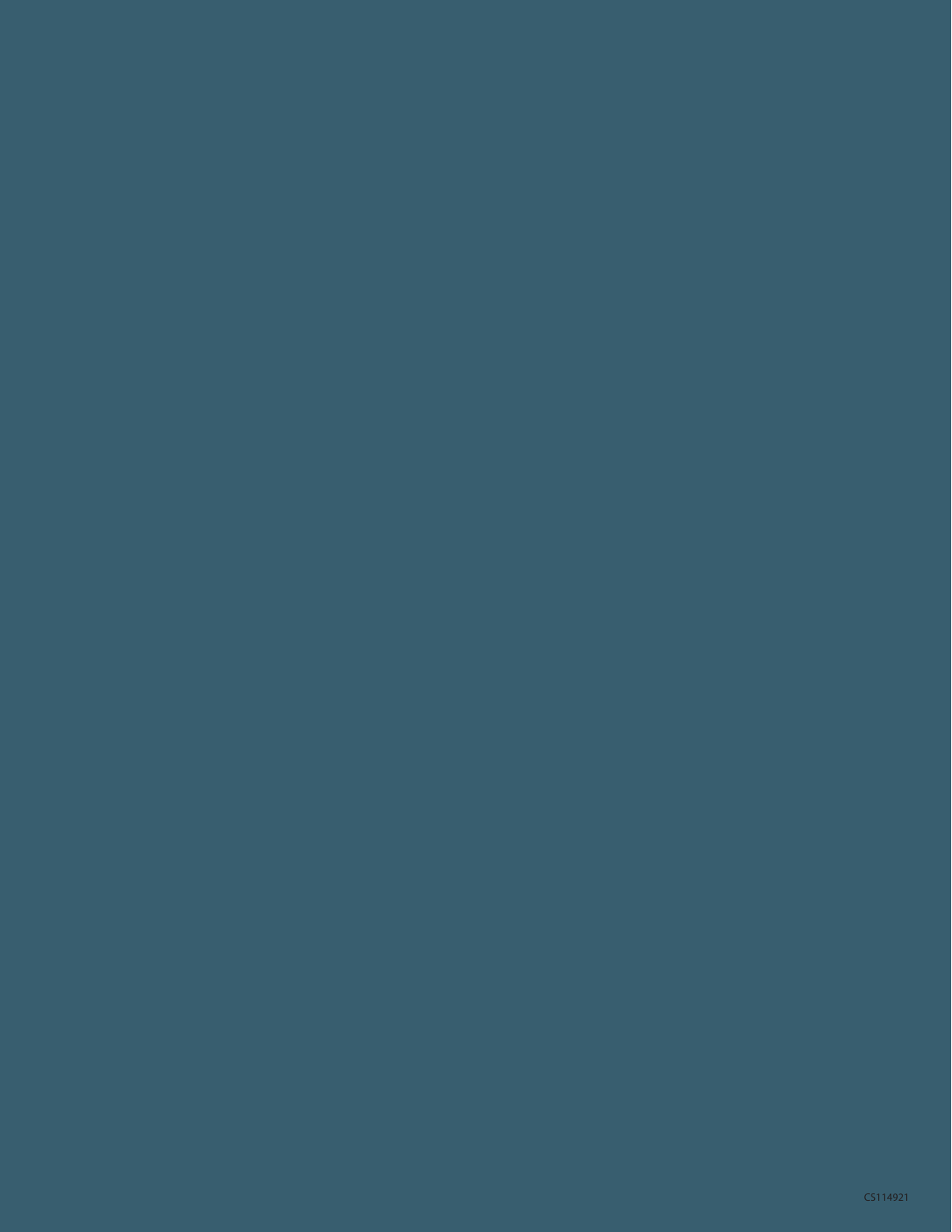CS114921